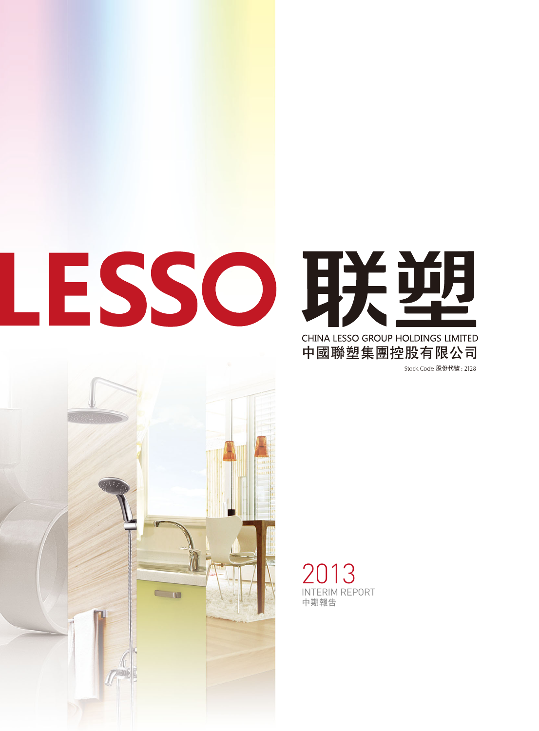# LESSO 联塑

CHINA LESSO GROUP HOLDINGS LIMITED

中國聯塑集團控股有限公司

Stock Code 股份代號 : 2128

2013

INTERIM REPORT

中期報告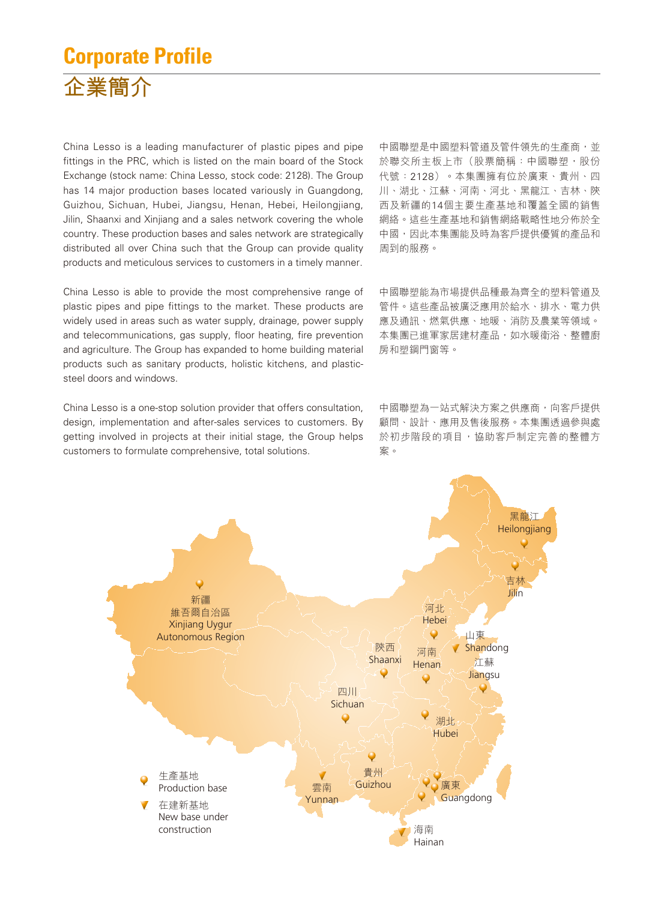# Corporate Profile

# 企業簡介

China Lesso is a leading manufacturer of plastic pipes and pipe fittings in the PRC, which is listed on the main board of the Stock Exchange (stock name: China Lesso, stock code: 2128). The Group has 14 major production bases located variously in Guangdong, Guizhou, Sichuan, Hubei, Jiangsu, Henan, Hebei, Heilongjiang, Jilin, Shaanxi and Xinjiang and a sales network covering the whole country. These production bases and sales network are strategically distributed all over China such that the Group can provide quality products and meticulous services to customers in a timely manner.

中國聯塑是中國塑料管道及管件領先的生產商，並於聯交所主板上市（股票簡稱：中國聯塑，股份代號：2128）。本集團擁有位於廣東、貴州、四川、湖北、江蘇、河南、河北、黑龍江、吉林、陝西及新疆的14個主要生產基地和覆蓋全國的銷售網絡。這些生產基地和銷售網絡戰略性地分佈於全中國，因此本集團能及時為客戶提供優質的產品和周到的服務。

China Lesso is able to provide the most comprehensive range of plastic pipes and pipe fittings to the market. These products are widely used in areas such as water supply, drainage, power supply and telecommunications, gas supply, floor heating, fire prevention and agriculture. The Group has expanded to home building material products such as sanitary products, holistic kitchens, and plastic-steel doors and windows.

中國聯塑能為市場提供品種最為齊全的塑料管道及管件。這些產品被廣泛應用於給水、排水、電力供應及通訊、燃氣供應、地暖、消防及農業等領域。本集團已進軍家居建材產品，如水暖衛浴、整體廚房和塑鋼門窗等。

China Lesso is a one-stop solution provider that offers consultation, design, implementation and after-sales services to customers. By getting involved in projects at their initial stage, the Group helps customers to formulate comprehensive, total solutions.

中國聯塑為一站式解決方案之供應商，向客戶提供顧問、設計、應用及售後服務。本集團透過參與處於初步階段的項目，協助客戶制定完善的整體方案。

黑龍江 Heilongjiang
吉林 Jilin
新疆 維吾爾自治區 Xinjiang Uygur Autonomous Region
河北 Hebei
山東 Shandong
陝西 Shaanxi
河南 Henan
江蘇 Jiangsu
四川 Sichuan
湖北 Hubei
貴州 Guizhou
雲南 Yunnan
廣東 Guangdong
海南 Hainan

生產基地 Production base
在建新基地 New base under construction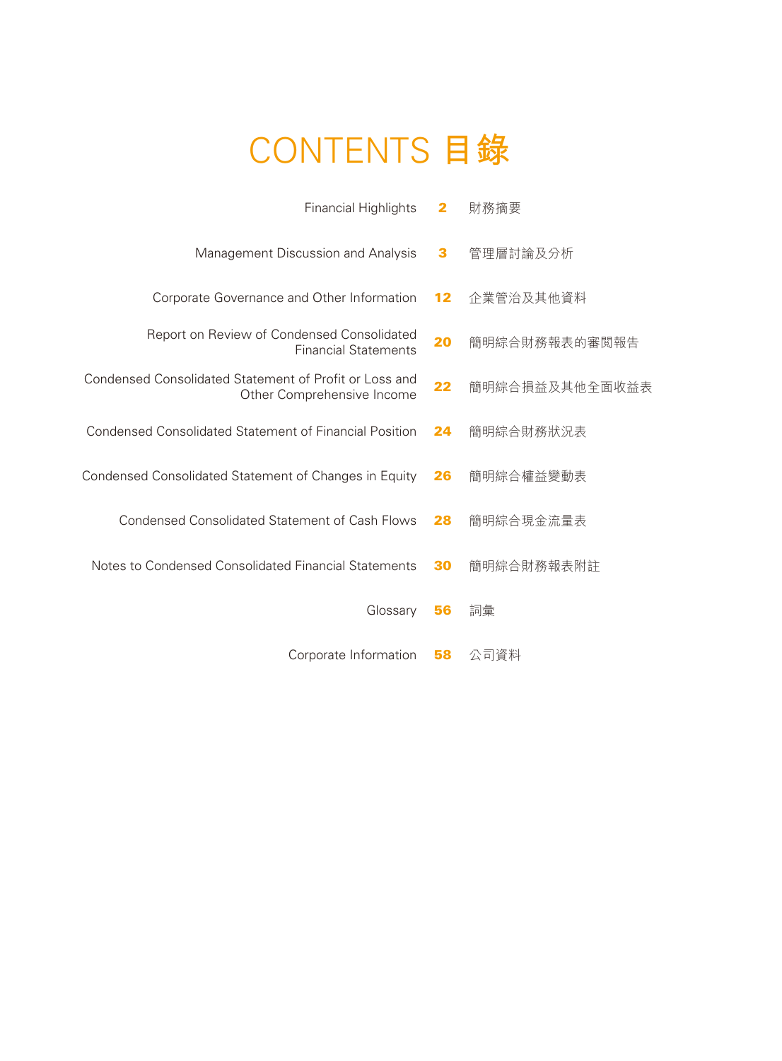# CONTENTS 目錄

| | | |
|---|---|---|
| Financial Highlights | 2 | 財務摘要 |
| Management Discussion and Analysis | 3 | 管理層討論及分析 |
| Corporate Governance and Other Information | 12 | 企業管治及其他資料 |
| Report on Review of Condensed Consolidated Financial Statements | 20 | 簡明綜合財務報表的審閱報告 |
| Condensed Consolidated Statement of Profit or Loss and Other Comprehensive Income | 22 | 簡明綜合損益及其他全面收益表 |
| Condensed Consolidated Statement of Financial Position | 24 | 簡明綜合財務狀況表 |
| Condensed Consolidated Statement of Changes in Equity | 26 | 簡明綜合權益變動表 |
| Condensed Consolidated Statement of Cash Flows | 28 | 簡明綜合現金流量表 |
| Notes to Condensed Consolidated Financial Statements | 30 | 簡明綜合財務報表附註 |
| Glossary | 56 | 詞彙 |
| Corporate Information | 58 | 公司資料 |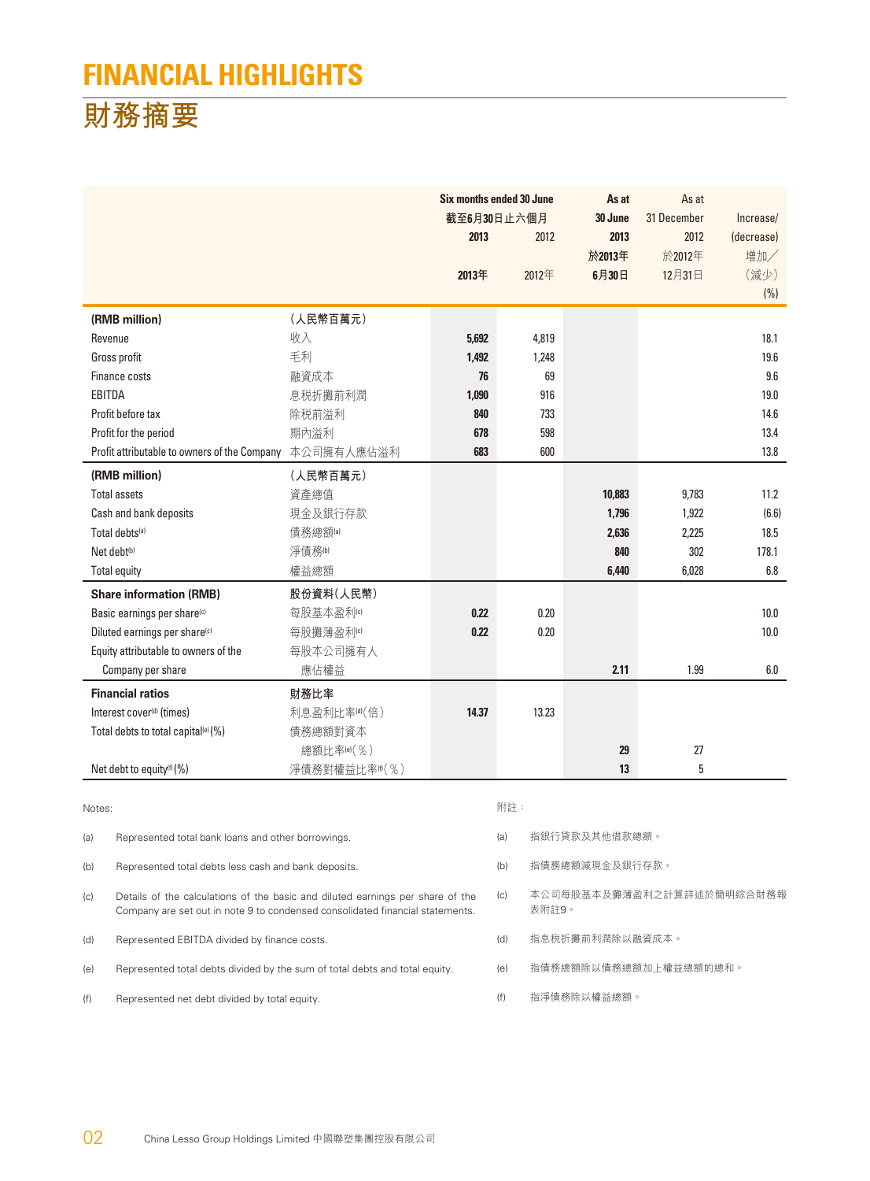# FINANCIAL HIGHLIGHTS
# 財務摘要

| | | Six months ended 30 June 截至6月30日止六個月 2013 2013年 | 2012 2012年 | As at 30 June 2013 於2013年6月30日 | As at 31 December 2012 於2012年12月31日 | Increase/ (decrease) 增加／(減少) (%) |
|---|---|---|---|---|---|---|
| **(RMB million)** | **（人民幣百萬元）** | | | | | |
| Revenue | 收入 | **5,692** | 4,819 | | | 18.1 |
| Gross profit | 毛利 | **1,492** | 1,248 | | | 19.6 |
| Finance costs | 融資成本 | **76** | 69 | | | 9.6 |
| EBITDA | 息稅折攤前利潤 | **1,090** | 916 | | | 19.0 |
| Profit before tax | 除稅前溢利 | **840** | 733 | | | 14.6 |
| Profit for the period | 期內溢利 | **678** | 598 | | | 13.4 |
| Profit attributable to owners of the Company | 本公司擁有人應佔溢利 | **683** | 600 | | | 13.8 |
| **(RMB million)** | **（人民幣百萬元）** | | | | | |
| Total assets | 資產總值 | | | **10,883** | 9,783 | 11.2 |
| Cash and bank deposits | 現金及銀行存款 | | | **1,796** | 1,922 | (6.6) |
| Total debts[a] | 債務總額[a] | | | **2,636** | 2,225 | 18.5 |
| Net debt[b] | 淨債務[b] | | | **840** | 302 | 178.1 |
| Total equity | 權益總額 | | | **6,440** | 6,028 | 6.8 |
| **Share information (RMB)** | **股份資料（人民幣）** | | | | | |
| Basic earnings per share[c] | 每股基本盈利[c] | **0.22** | 0.20 | | | 10.0 |
| Diluted earnings per share[c] | 每股攤薄盈利[c] | **0.22** | 0.20 | | | 10.0 |
| Equity attributable to owners of the Company per share | 每股本公司擁有人應佔權益 | | | **2.11** | 1.99 | 6.0 |
| **Financial ratios** | **財務比率** | | | | | |
| Interest cover[d] (times) | 利息盈利比率[d]（倍） | **14.37** | 13.23 | | | |
| Total debts to total capital[e] (%) | 債務總額對資本總額比率[e]（％） | | | **29** | 27 | |
| Net debt to equity[f] (%) | 淨債務對權益比率[f]（％） | | | **13** | 5 | |

Notes:

(a) Represented total bank loans and other borrowings.

(b) Represented total debts less cash and bank deposits.

(c) Details of the calculations of the basic and diluted earnings per share of the Company are set out in note 9 to condensed consolidated financial statements.

(d) Represented EBITDA divided by finance costs.

(e) Represented total debts divided by the sum of total debts and total equity.

(f) Represented net debt divided by total equity.

附註：

(a) 指銀行貸款及其他借款總額。

(b) 指債務總額減現金及銀行存款。

(c) 本公司每股基本及攤薄盈利之計算詳述於簡明綜合財務報表附註9。

(d) 指息稅折攤前利潤除以融資成本。

(e) 指債務總額除以債務總額加上權益總額的總和。

(f) 指淨債務除以權益總額。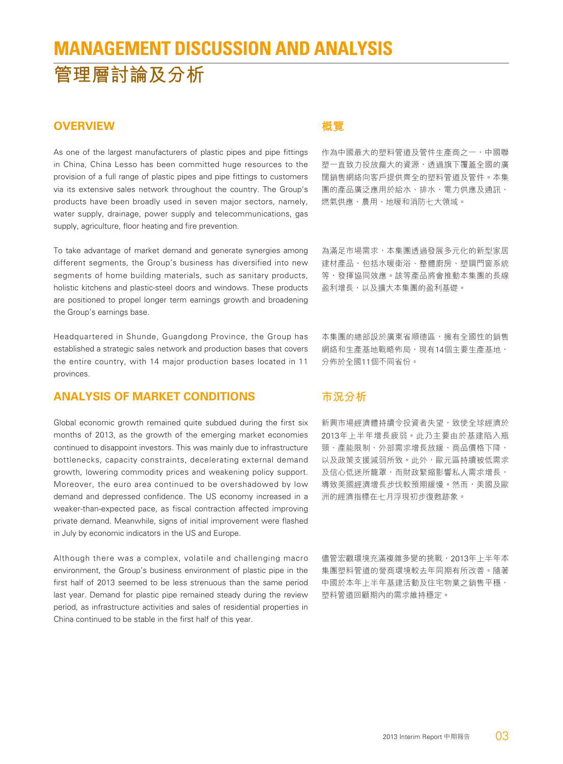# MANAGEMENT DISCUSSION AND ANALYSIS

# 管理層討論及分析

## OVERVIEW

As one of the largest manufacturers of plastic pipes and pipe fittings in China, China Lesso has been committed huge resources to the provision of a full range of plastic pipes and pipe fittings to customers via its extensive sales network throughout the country. The Group's products have been broadly used in seven major sectors, namely, water supply, drainage, power supply and telecommunications, gas supply, agriculture, floor heating and fire prevention.

To take advantage of market demand and generate synergies among different segments, the Group's business has diversified into new segments of home building materials, such as sanitary products, holistic kitchens and plastic-steel doors and windows. These products are positioned to propel longer term earnings growth and broadening the Group's earnings base.

Headquartered in Shunde, Guangdong Province, the Group has established a strategic sales network and production bases that covers the entire country, with 14 major production bases located in 11 provinces.

## 概覽

作為中國最大的塑料管道及管件生產商之一，中國聯塑一直致力投放龐大的資源，透過旗下覆蓋全國的廣闊銷售網絡向客戶提供齊全的塑料管道及管件。本集團的產品廣泛應用於給水、排水、電力供應及通訊、燃氣供應、農用、地暖和消防七大領域。

為滿足市場需求，本集團透過發展多元化的新型家居建材產品，包括水暖衛浴、整體廚房、塑鋼門窗系統等，發揮協同效應。該等產品將會推動本集團的長線盈利增長，以及擴大本集團的盈利基礎。

本集團的總部設於廣東省順德區，擁有全國性的銷售網絡和生產基地戰略佈局，現有14個主要生產基地，分佈於全國11個不同省份。

## ANALYSIS OF MARKET CONDITIONS

Global economic growth remained quite subdued during the first six months of 2013, as the growth of the emerging market economies continued to disappoint investors. This was mainly due to infrastructure bottlenecks, capacity constraints, decelerating external demand growth, lowering commodity prices and weakening policy support. Moreover, the euro area continued to be overshadowed by low demand and depressed confidence. The US economy increased in a weaker-than-expected pace, as fiscal contraction affected improving private demand. Meanwhile, signs of initial improvement were flashed in July by economic indicators in the US and Europe.

Although there was a complex, volatile and challenging macro environment, the Group's business environment of plastic pipe in the first half of 2013 seemed to be less strenuous than the same period last year. Demand for plastic pipe remained steady during the review period, as infrastructure activities and sales of residential properties in China continued to be stable in the first half of this year.

## 市況分析

新興市場經濟體持續令投資者失望，致使全球經濟於2013年上半年增長疲弱。此乃主要由於基建陷入瓶頸、產能限制、外部需求增長放緩、商品價格下降，以及政策支援減弱所致。此外，歐元區持續被低需求及信心低迷所籠罩，而財政緊縮影響私人需求增長，導致美國經濟增長步伐較預期緩慢。然而，美國及歐洲的經濟指標在七月浮現初步復甦跡象。

儘管宏觀環境充滿複雜多變的挑戰，2013年上半年本集團塑料管道的營商環境較去年同期有所改善。隨著中國於本年上半年基建活動及住宅物業之銷售平穩，塑料管道回顧期內的需求維持穩定。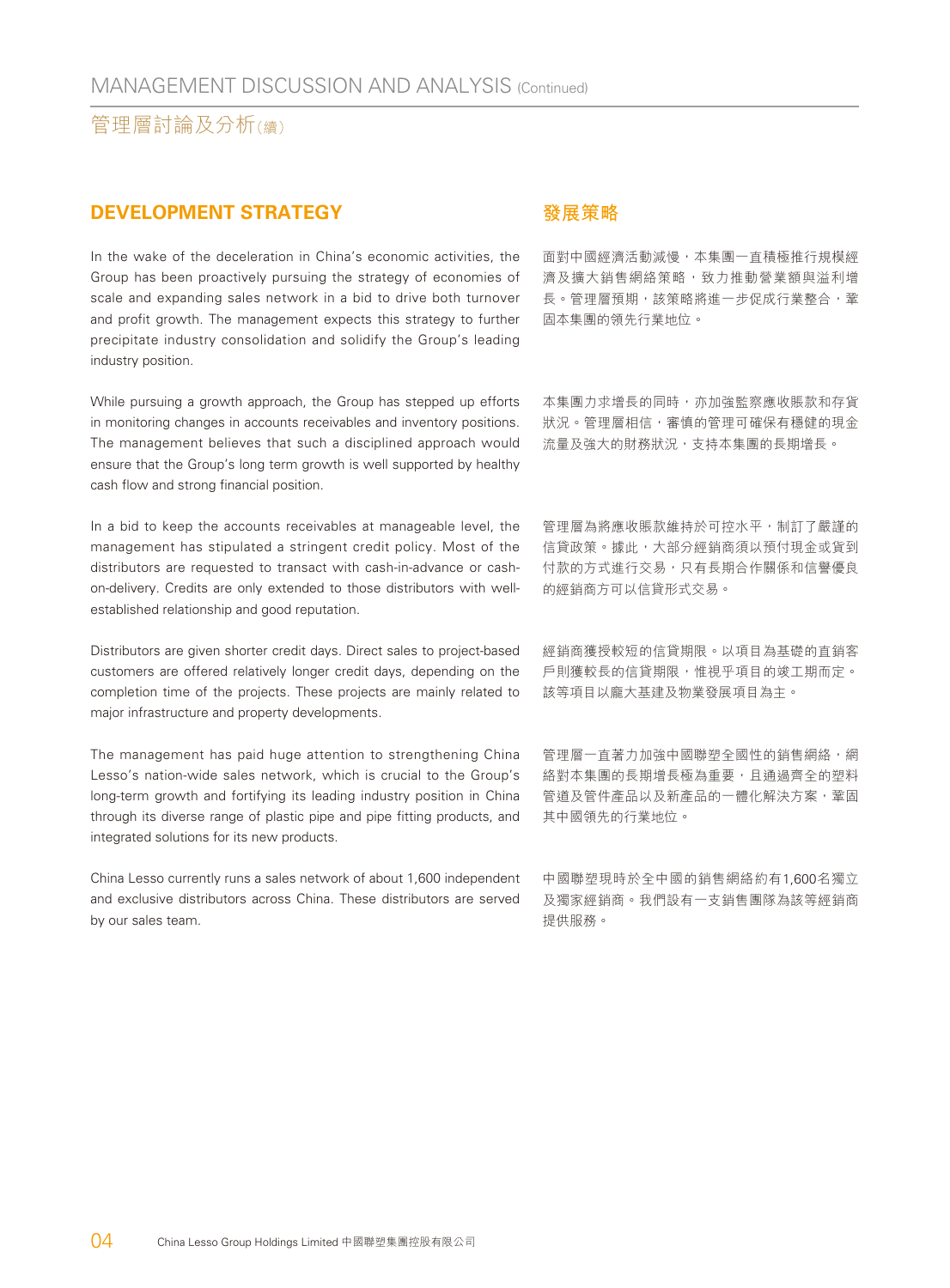## DEVELOPMENT STRATEGY

In the wake of the deceleration in China's economic activities, the Group has been proactively pursuing the strategy of economies of scale and expanding sales network in a bid to drive both turnover and profit growth. The management expects this strategy to further precipitate industry consolidation and solidify the Group's leading industry position.

While pursuing a growth approach, the Group has stepped up efforts in monitoring changes in accounts receivables and inventory positions. The management believes that such a disciplined approach would ensure that the Group's long term growth is well supported by healthy cash flow and strong financial position.

In a bid to keep the accounts receivables at manageable level, the management has stipulated a stringent credit policy. Most of the distributors are requested to transact with cash-in-advance or cash-on-delivery. Credits are only extended to those distributors with well-established relationship and good reputation.

Distributors are given shorter credit days. Direct sales to project-based customers are offered relatively longer credit days, depending on the completion time of the projects. These projects are mainly related to major infrastructure and property developments.

The management has paid huge attention to strengthening China Lesso's nation-wide sales network, which is crucial to the Group's long-term growth and fortifying its leading industry position in China through its diverse range of plastic pipe and pipe fitting products, and integrated solutions for its new products.

China Lesso currently runs a sales network of about 1,600 independent and exclusive distributors across China. These distributors are served by our sales team.

## 發展策略

面對中國經濟活動減慢，本集團一直積極推行規模經濟及擴大銷售網絡策略，致力推動營業額與溢利增長。管理層預期，該策略將進一步促成行業整合，鞏固本集團的領先行業地位。

本集團力求增長的同時，亦加強監察應收賬款和存貨狀況。管理層相信，審慎的管理可確保有穩健的現金流量及強大的財務狀況，支持本集團的長期增長。

管理層為將應收賬款維持於可控水平，制訂了嚴謹的信貸政策。據此，大部分經銷商須以預付現金或貨到付款的方式進行交易，只有長期合作關係和信譽優良的經銷商方可以信貸形式交易。

經銷商獲授較短的信貸期限。以項目為基礎的直銷客戶則獲較長的信貸期限，惟視乎項目的竣工期而定。該等項目以龐大基建及物業發展項目為主。

管理層一直著力加強中國聯塑全國性的銷售網絡，網絡對本集團的長期增長極為重要，且通過齊全的塑料管道及管件產品以及新產品的一體化解決方案，鞏固其中國領先的行業地位。

中國聯塑現時於全中國的銷售網絡約有1,600名獨立及獨家經銷商。我們設有一支銷售團隊為該等經銷商提供服務。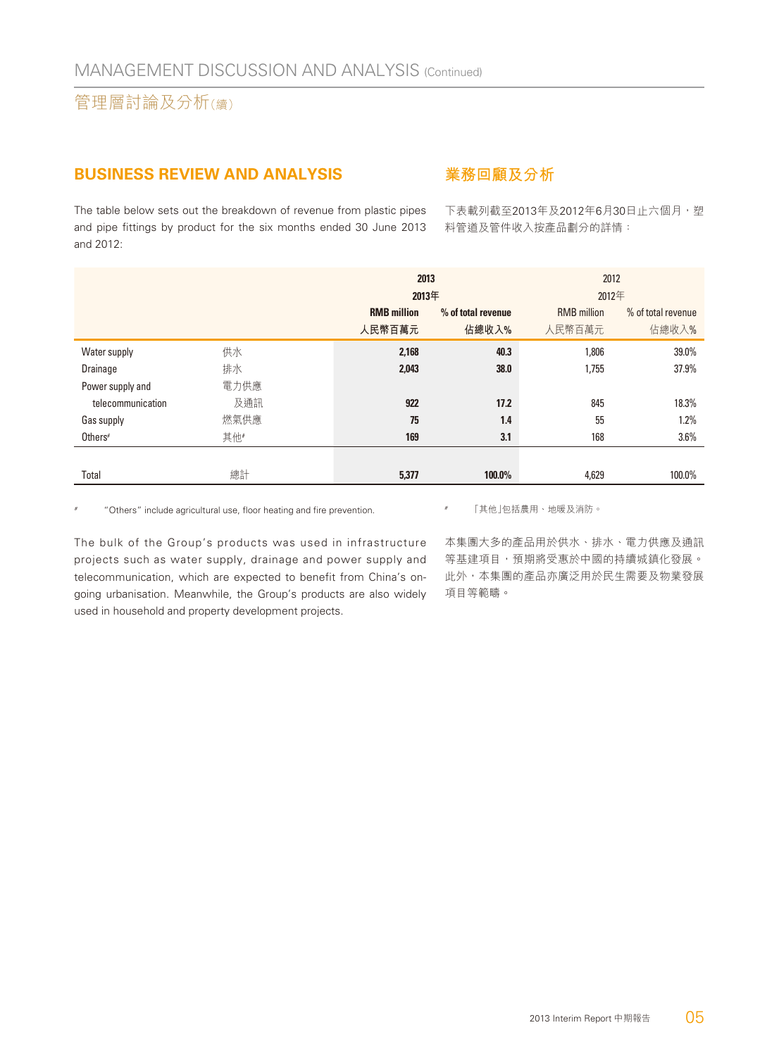## BUSINESS REVIEW AND ANALYSIS

## 業務回顧及分析

The table below sets out the breakdown of revenue from plastic pipes and pipe fittings by product for the six months ended 30 June 2013 and 2012:

下表載列截至2013年及2012年6月30日止六個月，塑料管道及管件收入按產品劃分的詳情：

| | | **2013**<br>**2013年** | | 2012<br>2012年 | |
|---|---|---|---|---|---|
| | | **RMB million**<br>**人民幣百萬元** | **% of total revenue**<br>**佔總收入%** | RMB million<br>人民幣百萬元 | % of total revenue<br>佔總收入% |
| Water supply | 供水 | **2,168** | **40.3** | 1,806 | 39.0% |
| Drainage | 排水 | **2,043** | **38.0** | 1,755 | 37.9% |
| Power supply and telecommunication | 電力供應及通訊 | **922** | **17.2** | 845 | 18.3% |
| Gas supply | 燃氣供應 | **75** | **1.4** | 55 | 1.2% |
| Others# | 其他# | **169** | **3.1** | 168 | 3.6% |
| Total | 總計 | **5,377** | **100.0%** | 4,629 | 100.0% |

# "Others" include agricultural use, floor heating and fire prevention.

# 「其他」包括農用、地暖及消防。

The bulk of the Group's products was used in infrastructure projects such as water supply, drainage and power supply and telecommunication, which are expected to benefit from China's on-going urbanisation. Meanwhile, the Group's products are also widely used in household and property development projects.

本集團大多的產品用於供水、排水、電力供應及通訊等基建項目，預期將受惠於中國的持續城鎮化發展。此外，本集團的產品亦廣泛用於民生需要及物業發展項目等範疇。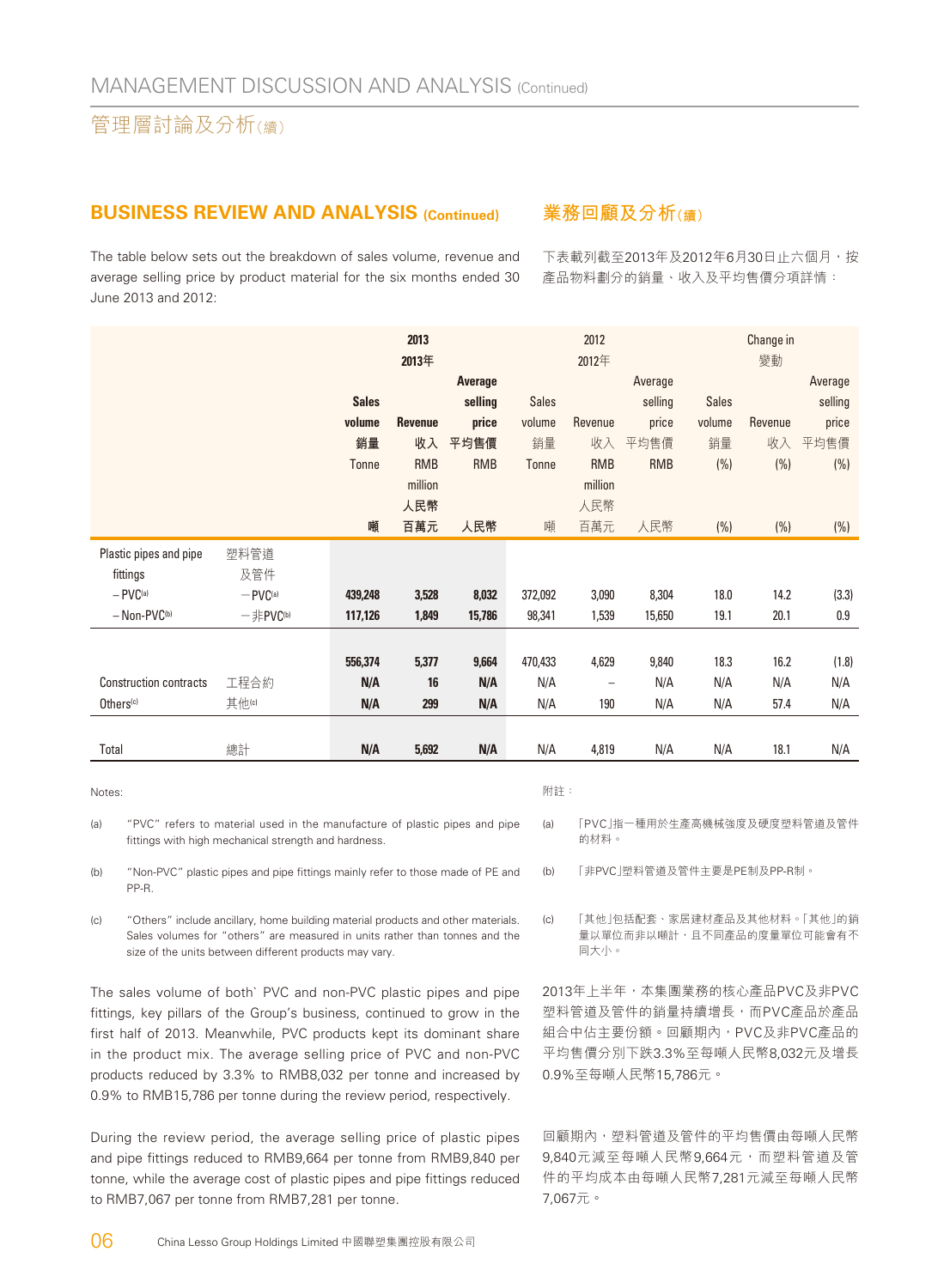## BUSINESS REVIEW AND ANALYSIS (Continued)

## 業務回顧及分析(續)

The table below sets out the breakdown of sales volume, revenue and average selling price by product material for the six months ended 30 June 2013 and 2012:

下表載列截至2013年及2012年6月30日止六個月，按產品物料劃分的銷量、收入及平均售價分項詳情：

| | | 2013 2013年 | | | 2012 2012年 | | | Change in 變動 | | |
|---|---|---|---|---|---|---|---|---|---|---|
| | | Sales volume 銷量 Tonne 噸 | Revenue 收入 RMB million 人民幣百萬元 | Average selling price 平均售價 RMB 人民幣 | Sales volume 銷量 Tonne 噸 | Revenue 收入 RMB million 人民幣百萬元 | Average selling price 平均售價 RMB 人民幣 | Sales volume 銷量 (%) (%) | Revenue 收入 (%) (%) | Average selling price 平均售價 (%) (%) |
| Plastic pipes and pipe fittings | 塑料管道及管件 | | | | | | | | | |
| – PVC[a] | －PVC[a] | **439,248** | **3,528** | **8,032** | 372,092 | 3,090 | 8,304 | 18.0 | 14.2 | (3.3) |
| – Non-PVC[b] | －非PVC[b] | **117,126** | **1,849** | **15,786** | 98,341 | 1,539 | 15,650 | 19.1 | 20.1 | 0.9 |
| | | **556,374** | **5,377** | **9,664** | 470,433 | 4,629 | 9,840 | 18.3 | 16.2 | (1.8) |
| Construction contracts | 工程合約 | **N/A** | **16** | **N/A** | N/A | – | N/A | N/A | N/A | N/A |
| Others[c] | 其他[c] | **N/A** | **299** | **N/A** | N/A | 190 | N/A | N/A | 57.4 | N/A |
| Total | 總計 | **N/A** | **5,692** | **N/A** | N/A | 4,819 | N/A | N/A | 18.1 | N/A |

Notes:

(a) "PVC" refers to material used in the manufacture of plastic pipes and pipe fittings with high mechanical strength and hardness.

(b) "Non-PVC" plastic pipes and pipe fittings mainly refer to those made of PE and PP-R.

(c) "Others" include ancillary, home building material products and other materials. Sales volumes for "others" are measured in units rather than tonnes and the size of the units between different products may vary.

附註：

(a) 「PVC」指一種用於生產高機械強度及硬度塑料管道及管件的材料。

(b) 「非PVC」塑料管道及管件主要是PE制及PP-R制。

(c) 「其他」包括配套、家居建材產品及其他材料。「其他」的銷量以單位而非以噸計，且不同產品的度量單位可能會有不同大小。

The sales volume of both` PVC and non-PVC plastic pipes and pipe fittings, key pillars of the Group's business, continued to grow in the first half of 2013. Meanwhile, PVC products kept its dominant share in the product mix. The average selling price of PVC and non-PVC products reduced by 3.3% to RMB8,032 per tonne and increased by 0.9% to RMB15,786 per tonne during the review period, respectively.

2013年上半年，本集團業務的核心產品PVC及非PVC塑料管道及管件的銷量持續增長，而PVC產品於產品組合中佔主要份額。回顧期內，PVC及非PVC產品的平均售價分別下跌3.3%至每噸人民幣8,032元及增長0.9%至每噸人民幣15,786元。

During the review period, the average selling price of plastic pipes and pipe fittings reduced to RMB9,664 per tonne from RMB9,840 per tonne, while the average cost of plastic pipes and pipe fittings reduced to RMB7,067 per tonne from RMB7,281 per tonne.

回顧期內，塑料管道及管件的平均售價由每噸人民幣9,840元減至每噸人民幣9,664元，而塑料管道及管件的平均成本由每噸人民幣7,281元減至每噸人民幣7,067元。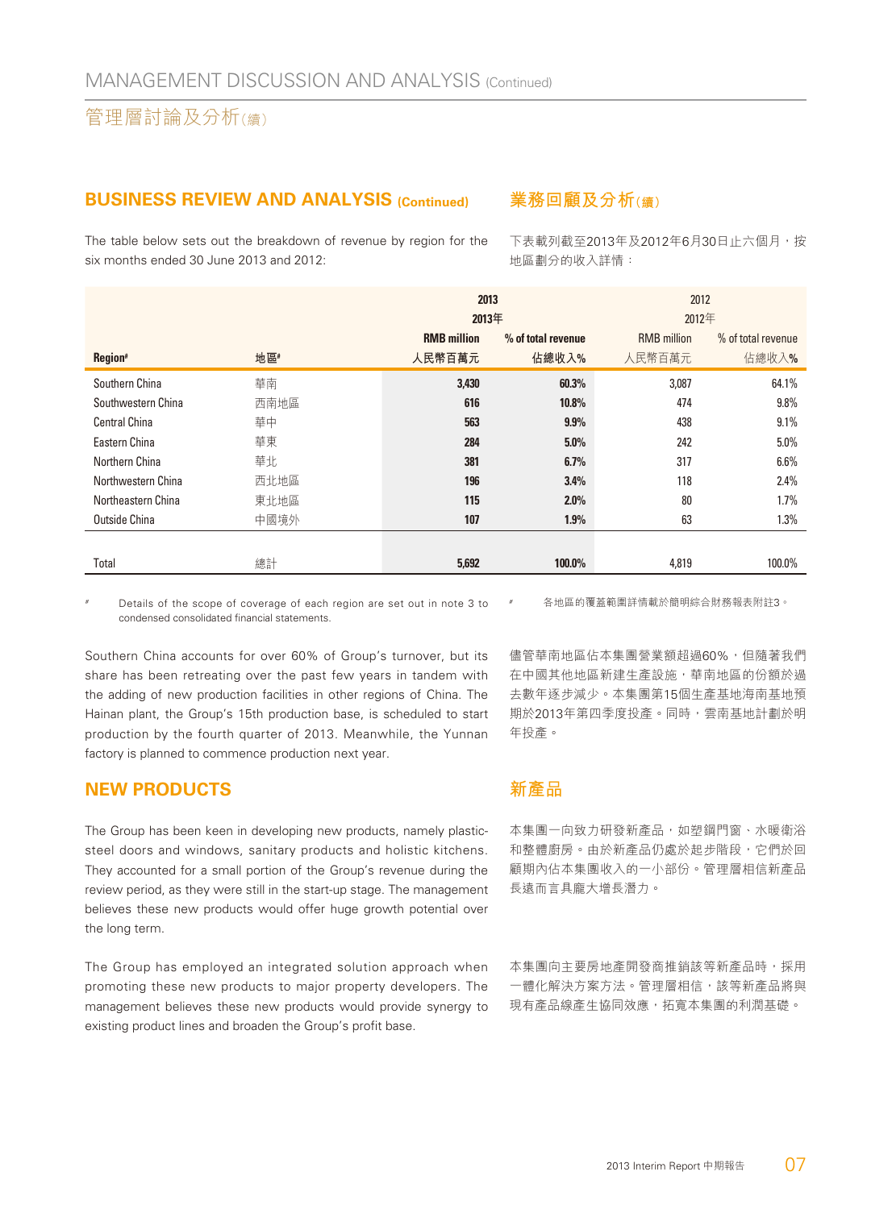## BUSINESS REVIEW AND ANALYSIS (Continued)

## 業務回顧及分析（續）

The table below sets out the breakdown of revenue by region for the six months ended 30 June 2013 and 2012:

下表載列截至2013年及2012年6月30日止六個月，按地區劃分的收入詳情：

| Region# | 地區# | 2013 2013年 RMB million 人民幣百萬元 | 2013 2013年 % of total revenue 佔總收入% | 2012 2012年 RMB million 人民幣百萬元 | 2012 2012年 % of total revenue 佔總收入% |
|---|---|---|---|---|---|
| Southern China | 華南 | **3,430** | **60.3%** | 3,087 | 64.1% |
| Southwestern China | 西南地區 | **616** | **10.8%** | 474 | 9.8% |
| Central China | 華中 | **563** | **9.9%** | 438 | 9.1% |
| Eastern China | 華東 | **284** | **5.0%** | 242 | 5.0% |
| Northern China | 華北 | **381** | **6.7%** | 317 | 6.6% |
| Northwestern China | 西北地區 | **196** | **3.4%** | 118 | 2.4% |
| Northeastern China | 東北地區 | **115** | **2.0%** | 80 | 1.7% |
| Outside China | 中國境外 | **107** | **1.9%** | 63 | 1.3% |
| Total | 總計 | **5,692** | **100.0%** | 4,819 | 100.0% |

\# Details of the scope of coverage of each region are set out in note 3 to condensed consolidated financial statements.

\# 各地區的覆蓋範圍詳情載於簡明綜合財務報表附註3。

Southern China accounts for over 60% of Group's turnover, but its share has been retreating over the past few years in tandem with the adding of new production facilities in other regions of China. The Hainan plant, the Group's 15th production base, is scheduled to start production by the fourth quarter of 2013. Meanwhile, the Yunnan factory is planned to commence production next year.

儘管華南地區佔本集團營業額超過60%，但隨著我們在中國其他地區新建生產設施，華南地區的份額於過去數年逐步減少。本集團第15個生產基地海南基地預期於2013年第四季度投產。同時，雲南基地計劃於明年投產。

## NEW PRODUCTS

## 新產品

The Group has been keen in developing new products, namely plastic-steel doors and windows, sanitary products and holistic kitchens. They accounted for a small portion of the Group's revenue during the review period, as they were still in the start-up stage. The management believes these new products would offer huge growth potential over the long term.

本集團一向致力研發新產品，如塑鋼門窗、水暖衛浴和整體廚房。由於新產品仍處於起步階段，它們於回顧期內佔本集團收入的一小部份。管理層相信新產品長遠而言具龐大增長潛力。

The Group has employed an integrated solution approach when promoting these new products to major property developers. The management believes these new products would provide synergy to existing product lines and broaden the Group's profit base.

本集團向主要房地產開發商推銷該等新產品時，採用一體化解決方案方法。管理層相信，該等新產品將與現有產品線產生協同效應，拓寬本集團的利潤基礎。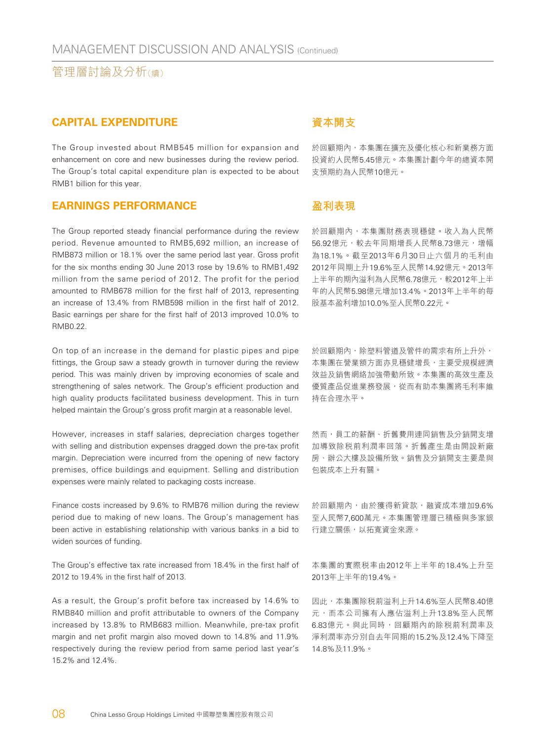## CAPITAL EXPENDITURE

The Group invested about RMB545 million for expansion and enhancement on core and new businesses during the review period. The Group's total capital expenditure plan is expected to be about RMB1 billion for this year.

## 資本開支

於回顧期內，本集團在擴充及優化核心和新業務方面投資約人民幣5.45億元。本集團計劃今年的總資本開支預期約為人民幣10億元。

## EARNINGS PERFORMANCE

The Group reported steady financial performance during the review period. Revenue amounted to RMB5,692 million, an increase of RMB873 million or 18.1% over the same period last year. Gross profit for the six months ending 30 June 2013 rose by 19.6% to RMB1,492 million from the same period of 2012. The profit for the period amounted to RMB678 million for the first half of 2013, representing an increase of 13.4% from RMB598 million in the first half of 2012. Basic earnings per share for the first half of 2013 improved 10.0% to RMB0.22.

On top of an increase in the demand for plastic pipes and pipe fittings, the Group saw a steady growth in turnover during the review period. This was mainly driven by improving economies of scale and strengthening of sales network. The Group's efficient production and high quality products facilitated business development. This in turn helped maintain the Group's gross profit margin at a reasonable level.

However, increases in staff salaries, depreciation charges together with selling and distribution expenses dragged down the pre-tax profit margin. Depreciation were incurred from the opening of new factory premises, office buildings and equipment. Selling and distribution expenses were mainly related to packaging costs increase.

Finance costs increased by 9.6% to RMB76 million during the review period due to making of new loans. The Group's management has been active in establishing relationship with various banks in a bid to widen sources of funding.

The Group's effective tax rate increased from 18.4% in the first half of 2012 to 19.4% in the first half of 2013.

As a result, the Group's profit before tax increased by 14.6% to RMB840 million and profit attributable to owners of the Company increased by 13.8% to RMB683 million. Meanwhile, pre-tax profit margin and net profit margin also moved down to 14.8% and 11.9% respectively during the review period from same period last year's 15.2% and 12.4%.

## 盈利表現

於回顧期內，本集團財務表現穩健。收入為人民幣56.92億元，較去年同期增長人民幣8.73億元，增幅為18.1%。截至2013年6月30日止六個月的毛利由2012年同期上升19.6%至人民幣14.92億元。2013年上半年的期內溢利為人民幣6.78億元，較2012年上半年的人民幣5.98億元增加13.4%。2013年上半年的每股基本盈利增加10.0%至人民幣0.22元。

於回顧期內，除塑料管道及管件的需求有所上升外，本集團在營業額方面亦見穩健增長，主要受規模經濟效益及銷售網絡加強帶動所致。本集團的高效生產及優質產品促進業務發展，從而有助本集團將毛利率維持在合理水平。

然而，員工的薪酬、折舊費用連同銷售及分銷開支增加導致除稅前利潤率回落。折舊產生是由開設新廠房、辦公大樓及設備所致。銷售及分銷開支主要是與包裝成本上升有關。

於回顧期內，由於獲得新貸款，融資成本增加9.6%至人民幣7,600萬元。本集團管理層已積極與多家銀行建立關係，以拓寬資金來源。

本集團的實際稅率由2012年上半年的18.4%上升至2013年上半年的19.4%。

因此，本集團除稅前溢利上升14.6%至人民幣8.40億元，而本公司擁有人應佔溢利上升13.8%至人民幣6.83億元。與此同時，回顧期內的除稅前利潤率及淨利潤率亦分別自去年同期的15.2%及12.4%下降至14.8%及11.9%。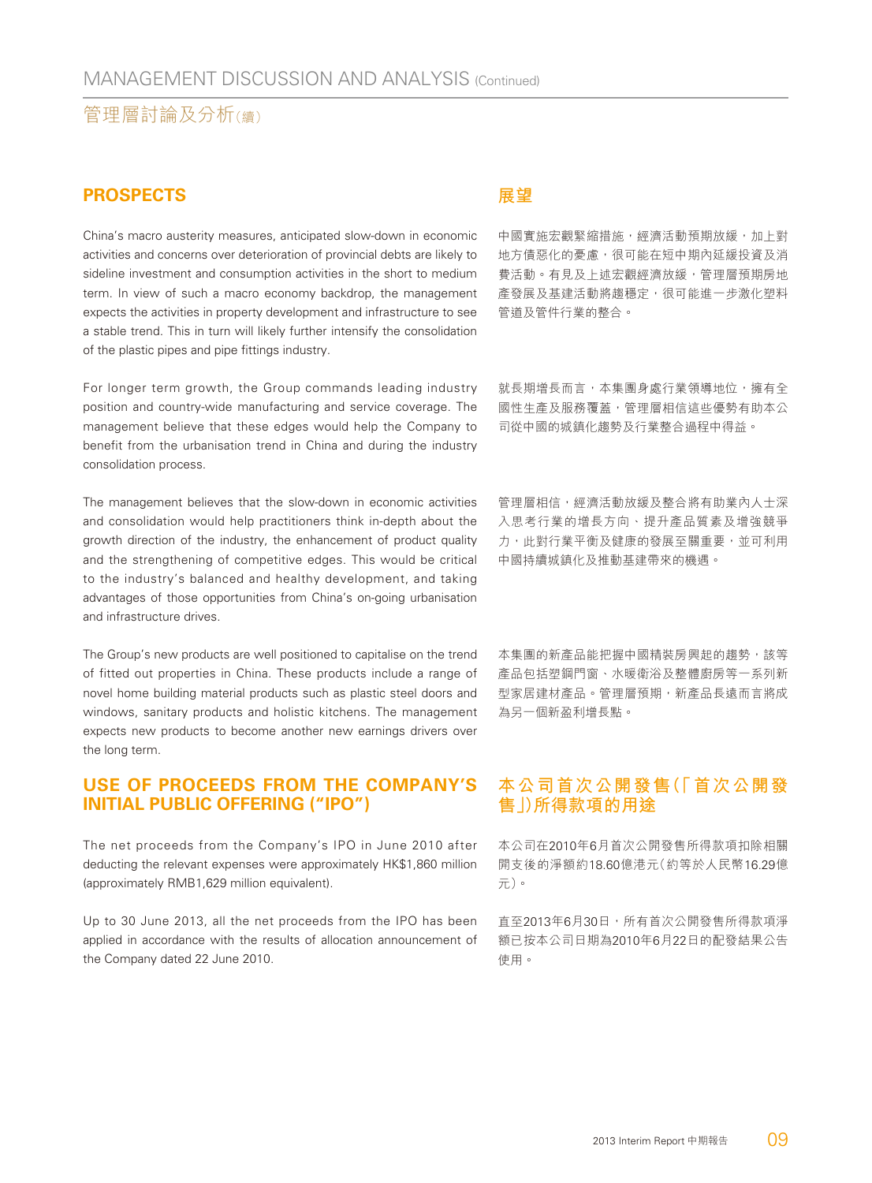## PROSPECTS

China's macro austerity measures, anticipated slow-down in economic activities and concerns over deterioration of provincial debts are likely to sideline investment and consumption activities in the short to medium term. In view of such a macro economy backdrop, the management expects the activities in property development and infrastructure to see a stable trend. This in turn will likely further intensify the consolidation of the plastic pipes and pipe fittings industry.

For longer term growth, the Group commands leading industry position and country-wide manufacturing and service coverage. The management believe that these edges would help the Company to benefit from the urbanisation trend in China and during the industry consolidation process.

The management believes that the slow-down in economic activities and consolidation would help practitioners think in-depth about the growth direction of the industry, the enhancement of product quality and the strengthening of competitive edges. This would be critical to the industry's balanced and healthy development, and taking advantages of those opportunities from China's on-going urbanisation and infrastructure drives.

The Group's new products are well positioned to capitalise on the trend of fitted out properties in China. These products include a range of novel home building material products such as plastic steel doors and windows, sanitary products and holistic kitchens. The management expects new products to become another new earnings drivers over the long term.

## 展望

中國實施宏觀緊縮措施，經濟活動預期放緩，加上對地方債惡化的憂慮，很可能在短中期內延緩投資及消費活動。有見及上述宏觀經濟放緩，管理層預期房地產發展及基建活動將趨穩定，很可能進一步激化塑料管道及管件行業的整合。

就長期增長而言，本集團身處行業領導地位，擁有全國性生產及服務覆蓋，管理層相信這些優勢有助本公司從中國的城鎮化趨勢及行業整合過程中得益。

管理層相信，經濟活動放緩及整合將有助業內人士深入思考行業的增長方向、提升產品質素及增強競爭力，此對行業平衡及健康的發展至關重要，並可利用中國持續城鎮化及推動基建帶來的機遇。

本集團的新產品能把握中國精裝房興起的趨勢，該等產品包括塑鋼門窗、水暖衛浴及整體廚房等一系列新型家居建材產品。管理層預期，新產品長遠而言將成為另一個新盈利增長點。

## USE OF PROCEEDS FROM THE COMPANY'S INITIAL PUBLIC OFFERING ("IPO")

The net proceeds from the Company's IPO in June 2010 after deducting the relevant expenses were approximately HK$1,860 million (approximately RMB1,629 million equivalent).

Up to 30 June 2013, all the net proceeds from the IPO has been applied in accordance with the results of allocation announcement of the Company dated 22 June 2010.

## 本公司首次公開發售（「首次公開發售」）所得款項的用途

本公司在2010年6月首次公開發售所得款項扣除相關開支後的淨額約18.60億港元（約等於人民幣16.29億元）。

直至2013年6月30日，所有首次公開發售所得款項淨額已按本公司日期為2010年6月22日的配發結果公告使用。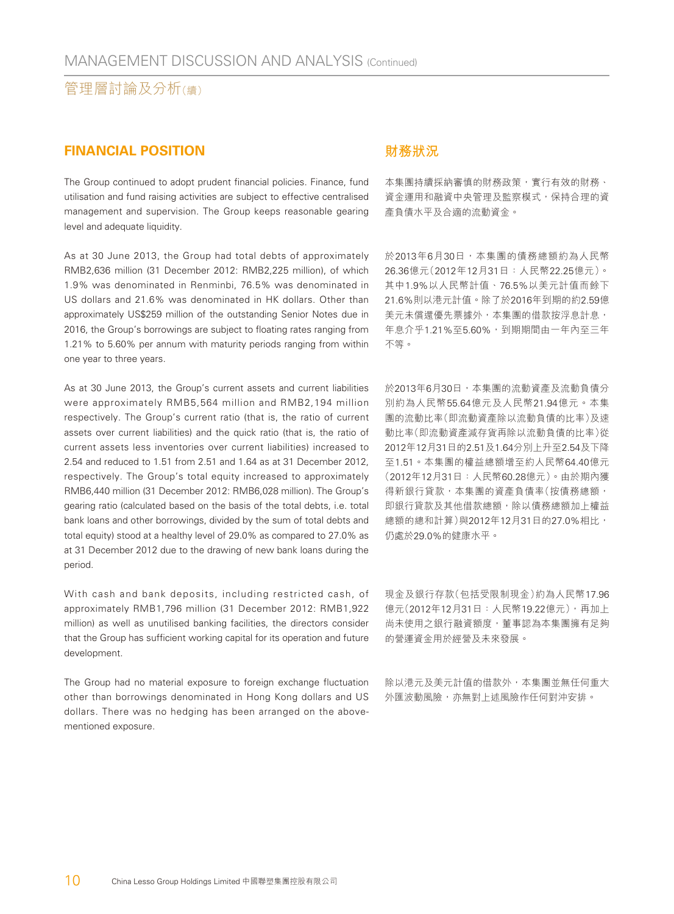## FINANCIAL POSITION

The Group continued to adopt prudent financial policies. Finance, fund utilisation and fund raising activities are subject to effective centralised management and supervision. The Group keeps reasonable gearing level and adequate liquidity.

As at 30 June 2013, the Group had total debts of approximately RMB2,636 million (31 December 2012: RMB2,225 million), of which 1.9% was denominated in Renminbi, 76.5% was denominated in US dollars and 21.6% was denominated in HK dollars. Other than approximately US$259 million of the outstanding Senior Notes due in 2016, the Group's borrowings are subject to floating rates ranging from 1.21% to 5.60% per annum with maturity periods ranging from within one year to three years.

As at 30 June 2013, the Group's current assets and current liabilities were approximately RMB5,564 million and RMB2,194 million respectively. The Group's current ratio (that is, the ratio of current assets over current liabilities) and the quick ratio (that is, the ratio of current assets less inventories over current liabilities) increased to 2.54 and reduced to 1.51 from 2.51 and 1.64 as at 31 December 2012, respectively. The Group's total equity increased to approximately RMB6,440 million (31 December 2012: RMB6,028 million). The Group's gearing ratio (calculated based on the basis of the total debts, i.e. total bank loans and other borrowings, divided by the sum of total debts and total equity) stood at a healthy level of 29.0% as compared to 27.0% as at 31 December 2012 due to the drawing of new bank loans during the period.

With cash and bank deposits, including restricted cash, of approximately RMB1,796 million (31 December 2012: RMB1,922 million) as well as unutilised banking facilities, the directors consider that the Group has sufficient working capital for its operation and future development.

The Group had no material exposure to foreign exchange fluctuation other than borrowings denominated in Hong Kong dollars and US dollars. There was no hedging has been arranged on the above-mentioned exposure.

## 財務狀況

本集團持續採納審慎的財務政策，實行有效的財務、資金運用和融資中央管理及監察模式，保持合理的資產負債水平及合適的流動資金。

於2013年6月30日，本集團的債務總額約為人民幣26.36億元（2012年12月31日：人民幣22.25億元）。其中1.9%以人民幣計值、76.5%以美元計值而餘下21.6%則以港元計值。除了於2016年到期的約2.59億美元未償還優先票據外，本集團的借款按浮息計息，年息介乎1.21%至5.60%，到期期間由一年內至三年不等。

於2013年6月30日，本集團的流動資產及流動負債分別約為人民幣55.64億元及人民幣21.94億元。本集團的流動比率（即流動資產除以流動負債的比率）及速動比率（即流動資產減存貨再除以流動負債的比率）從2012年12月31日的2.51及1.64分別上升至2.54及下降至1.51。本集團的權益總額增至約人民幣64.40億元（2012年12月31日：人民幣60.28億元）。由於期內獲得新銀行貸款，本集團的資產負債率（按債務總額，即銀行貸款及其他借款總額，除以債務總額加上權益總額的總和計算）與2012年12月31日的27.0%相比，仍處於29.0%的健康水平。

現金及銀行存款（包括受限制現金）約為人民幣17.96億元（2012年12月31日：人民幣19.22億元），再加上尚未使用之銀行融資額度，董事認為本集團擁有足夠的營運資金用於經營及未來發展。

除以港元及美元計值的借款外，本集團並無任何重大外匯波動風險，亦無對上述風險作任何對沖安排。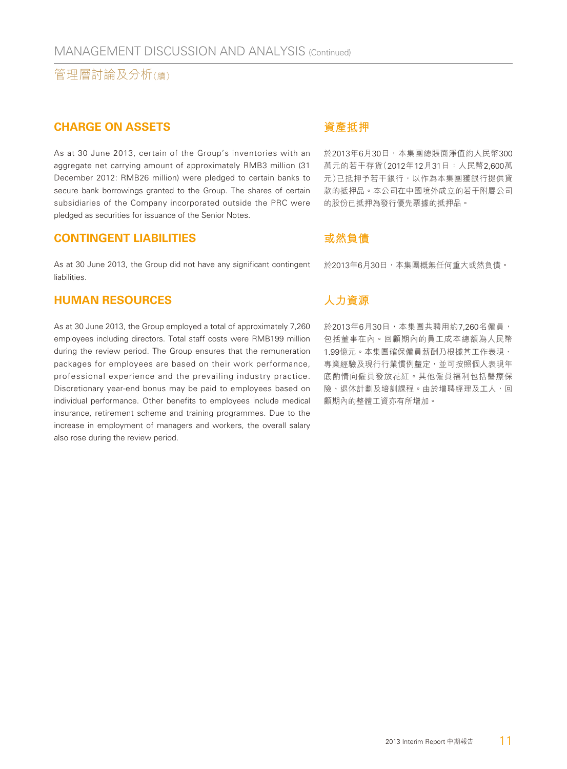## CHARGE ON ASSETS

As at 30 June 2013, certain of the Group's inventories with an aggregate net carrying amount of approximately RMB3 million (31 December 2012: RMB26 million) were pledged to certain banks to secure bank borrowings granted to the Group. The shares of certain subsidiaries of the Company incorporated outside the PRC were pledged as securities for issuance of the Senior Notes.

## 資產抵押

於2013年6月30日，本集團總賬面淨值約人民幣300萬元的若干存貨(2012年12月31日：人民幣2,600萬元)已抵押予若干銀行，以作為本集團獲銀行提供貸款的抵押品。本公司在中國境外成立的若干附屬公司的股份已抵押為發行優先票據的抵押品。

## CONTINGENT LIABILITIES

As at 30 June 2013, the Group did not have any significant contingent liabilities.

## 或然負債

於2013年6月30日，本集團概無任何重大或然負債。

## HUMAN RESOURCES

As at 30 June 2013, the Group employed a total of approximately 7,260 employees including directors. Total staff costs were RMB199 million during the review period. The Group ensures that the remuneration packages for employees are based on their work performance, professional experience and the prevailing industry practice. Discretionary year-end bonus may be paid to employees based on individual performance. Other benefits to employees include medical insurance, retirement scheme and training programmes. Due to the increase in employment of managers and workers, the overall salary also rose during the review period.

## 人力資源

於2013年6月30日，本集團共聘用約7,260名僱員，包括董事在內。回顧期內的員工成本總額為人民幣1.99億元。本集團確保僱員薪酬乃根據其工作表現、專業經驗及現行行業慣例釐定，並可按照個人表現年底酌情向僱員發放花紅。其他僱員福利包括醫療保險、退休計劃及培訓課程。由於增聘經理及工人，回顧期內的整體工資亦有所增加。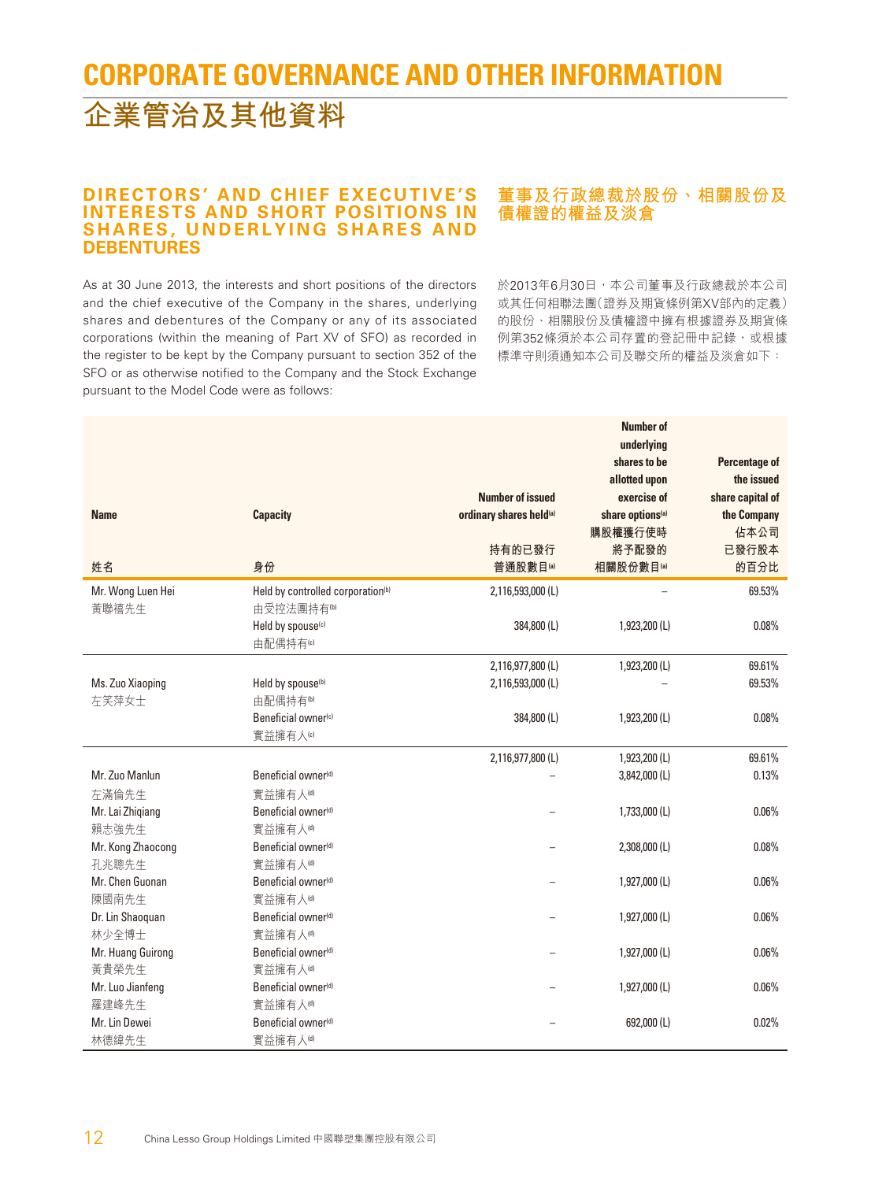# CORPORATE GOVERNANCE AND OTHER INFORMATION
# 企業管治及其他資料

## DIRECTORS' AND CHIEF EXECUTIVE'S INTERESTS AND SHORT POSITIONS IN SHARES, UNDERLYING SHARES AND DEBENTURES

As at 30 June 2013, the interests and short positions of the directors and the chief executive of the Company in the shares, underlying shares and debentures of the Company or any of its associated corporations (within the meaning of Part XV of SFO) as recorded in the register to be kept by the Company pursuant to section 352 of the SFO or as otherwise notified to the Company and the Stock Exchange pursuant to the Model Code were as follows:

## 董事及行政總裁於股份、相關股份及債權證的權益及淡倉

於2013年6月30日，本公司董事及行政總裁於本公司或其任何相聯法團(證券及期貨條例第XV部內的定義)的股份、相關股份及債權證中擁有根據證券及期貨條例第352條須於本公司存置的登記冊中記錄，或根據標準守則須通知本公司及聯交所的權益及淡倉如下：

| Name<br>姓名 | Capacity<br>身份 | Number of issued ordinary shares held[a]<br>持有的已發行普通股數目[a] | Number of underlying shares to be allotted upon exercise of share options[a]<br>購股權獲行使時將予配發的相關股份數目[a] | Percentage of the issued share capital of the Company<br>佔本公司已發行股本的百分比 |
|---|---|---|---|---|
| Mr. Wong Luen Hei<br>黃聯禧先生 | Held by controlled corporation[b]<br>由受控法團持有[b] | 2,116,593,000 (L) | – | 69.53% |
| | Held by spouse[c]<br>由配偶持有[c] | 384,800 (L) | 1,923,200 (L) | 0.08% |
| | | 2,116,977,800 (L) | 1,923,200 (L) | 69.61% |
| Ms. Zuo Xiaoping<br>左笑萍女士 | Held by spouse[b]<br>由配偶持有[b] | 2,116,593,000 (L) | – | 69.53% |
| | Beneficial owner[c]<br>實益擁有人[c] | 384,800 (L) | 1,923,200 (L) | 0.08% |
| | | 2,116,977,800 (L) | 1,923,200 (L) | 69.61% |
| Mr. Zuo Manlun<br>左滿倫先生 | Beneficial owner[d]<br>實益擁有人[d] | – | 3,842,000 (L) | 0.13% |
| Mr. Lai Zhiqiang<br>賴志強先生 | Beneficial owner[d]<br>實益擁有人[d] | – | 1,733,000 (L) | 0.06% |
| Mr. Kong Zhaocong<br>孔兆聰先生 | Beneficial owner[d]<br>實益擁有人[d] | – | 2,308,000 (L) | 0.08% |
| Mr. Chen Guonan<br>陳國南先生 | Beneficial owner[d]<br>實益擁有人[d] | – | 1,927,000 (L) | 0.06% |
| Dr. Lin Shaoquan<br>林少全博士 | Beneficial owner[d]<br>實益擁有人[d] | – | 1,927,000 (L) | 0.06% |
| Mr. Huang Guirong<br>黃貴榮先生 | Beneficial owner[d]<br>實益擁有人[d] | – | 1,927,000 (L) | 0.06% |
| Mr. Luo Jianfeng<br>羅建峰先生 | Beneficial owner[d]<br>實益擁有人[d] | – | 1,927,000 (L) | 0.06% |
| Mr. Lin Dewei<br>林德緯先生 | Beneficial owner[d]<br>實益擁有人[d] | – | 692,000 (L) | 0.02% |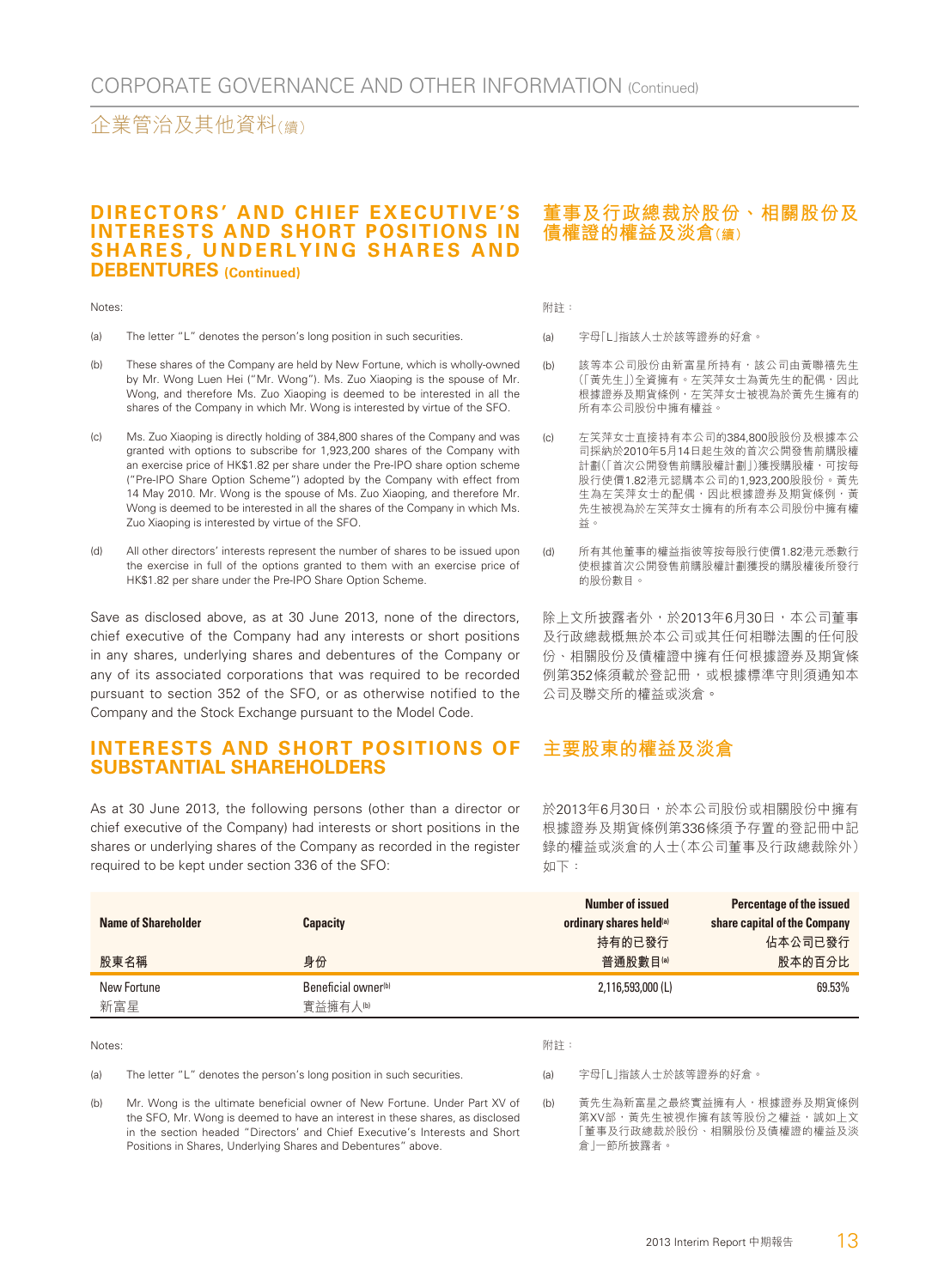## DIRECTORS' AND CHIEF EXECUTIVE'S INTERESTS AND SHORT POSITIONS IN SHARES, UNDERLYING SHARES AND DEBENTURES (Continued)

Notes:

(a) The letter "L" denotes the person's long position in such securities.

(b) These shares of the Company are held by New Fortune, which is wholly-owned by Mr. Wong Luen Hei ("Mr. Wong"). Ms. Zuo Xiaoping is the spouse of Mr. Wong, and therefore Ms. Zuo Xiaoping is deemed to be interested in all the shares of the Company in which Mr. Wong is interested by virtue of the SFO.

(c) Ms. Zuo Xiaoping is directly holding of 384,800 shares of the Company and was granted with options to subscribe for 1,923,200 shares of the Company with an exercise price of HK$1.82 per share under the Pre-IPO share option scheme ("Pre-IPO Share Option Scheme") adopted by the Company with effect from 14 May 2010. Mr. Wong is the spouse of Ms. Zuo Xiaoping, and therefore Mr. Wong is deemed to be interested in all the shares of the Company in which Ms. Zuo Xiaoping is interested by virtue of the SFO.

(d) All other directors' interests represent the number of shares to be issued upon the exercise in full of the options granted to them with an exercise price of HK$1.82 per share under the Pre-IPO Share Option Scheme.

Save as disclosed above, as at 30 June 2013, none of the directors, chief executive of the Company had any interests or short positions in any shares, underlying shares and debentures of the Company or any of its associated corporations that was required to be recorded pursuant to section 352 of the SFO, or as otherwise notified to the Company and the Stock Exchange pursuant to the Model Code.

## 董事及行政總裁於股份、相關股份及債權證的權益及淡倉(續)

附註：

(a) 字母「L」指該人士於該等證券的好倉。

(b) 該等本公司股份由新富星所持有，該公司由黃聯禧先生(「黃先生」)全資擁有。左笑萍女士為黃先生的配偶，因此根據證券及期貨條例，左笑萍女士被視為於黃先生擁有的所有本公司股份中擁有權益。

(c) 左笑萍女士直接持有本公司的384,800股股份及根據本公司採納於2010年5月14日起生效的首次公開發售前購股權計劃(「首次公開發售前購股權計劃」)獲授購股權，可按每股行使價1.82港元認購本公司的1,923,200股股份。黃先生為左笑萍女士的配偶，因此根據證券及期貨條例，黃先生被視為於左笑萍女士擁有的所有本公司股份中擁有權益。

(d) 所有其他董事的權益指彼等按每股行使價1.82港元悉數行使根據首次公開發售前購股權計劃獲授的購股權後所發行的股份數目。

除上文所披露者外，於2013年6月30日，本公司董事及行政總裁概無於本公司或其任何相聯法團的任何股份、相關股份及債權證中擁有任何根據證券及期貨條例第352條須載於登記冊，或根據標準守則須通知本公司及聯交所的權益或淡倉。

## INTERESTS AND SHORT POSITIONS OF SUBSTANTIAL SHAREHOLDERS

As at 30 June 2013, the following persons (other than a director or chief executive of the Company) had interests or short positions in the shares or underlying shares of the Company as recorded in the register required to be kept under section 336 of the SFO:

## 主要股東的權益及淡倉

於2013年6月30日，於本公司股份或相關股份中擁有根據證券及期貨條例第336條須予存置的登記冊中記錄的權益或淡倉的人士(本公司董事及行政總裁除外)如下：

| Name of Shareholder<br>股東名稱 | Capacity<br>身份 | Number of issued ordinary shares held[(a)]<br>持有的已發行普通股數目[(a)] | Percentage of the issued share capital of the Company<br>佔本公司已發行股本的百分比 |
|---|---|---|---|
| New Fortune<br>新富星 | Beneficial owner[(b)]<br>實益擁有人[(b)] | 2,116,593,000 (L) | 69.53% |

Notes:

(a) The letter "L" denotes the person's long position in such securities.

(b) Mr. Wong is the ultimate beneficial owner of New Fortune. Under Part XV of the SFO, Mr. Wong is deemed to have an interest in these shares, as disclosed in the section headed "Directors' and Chief Executive's Interests and Short Positions in Shares, Underlying Shares and Debentures" above.

附註：

(a) 字母「L」指該人士於該等證券的好倉。

(b) 黃先生為新富星之最終實益擁有人，根據證券及期貨條例第XV部，黃先生被視作擁有該等股份之權益，誠如上文「董事及行政總裁於股份、相關股份及債權證的權益及淡倉」一節所披露者。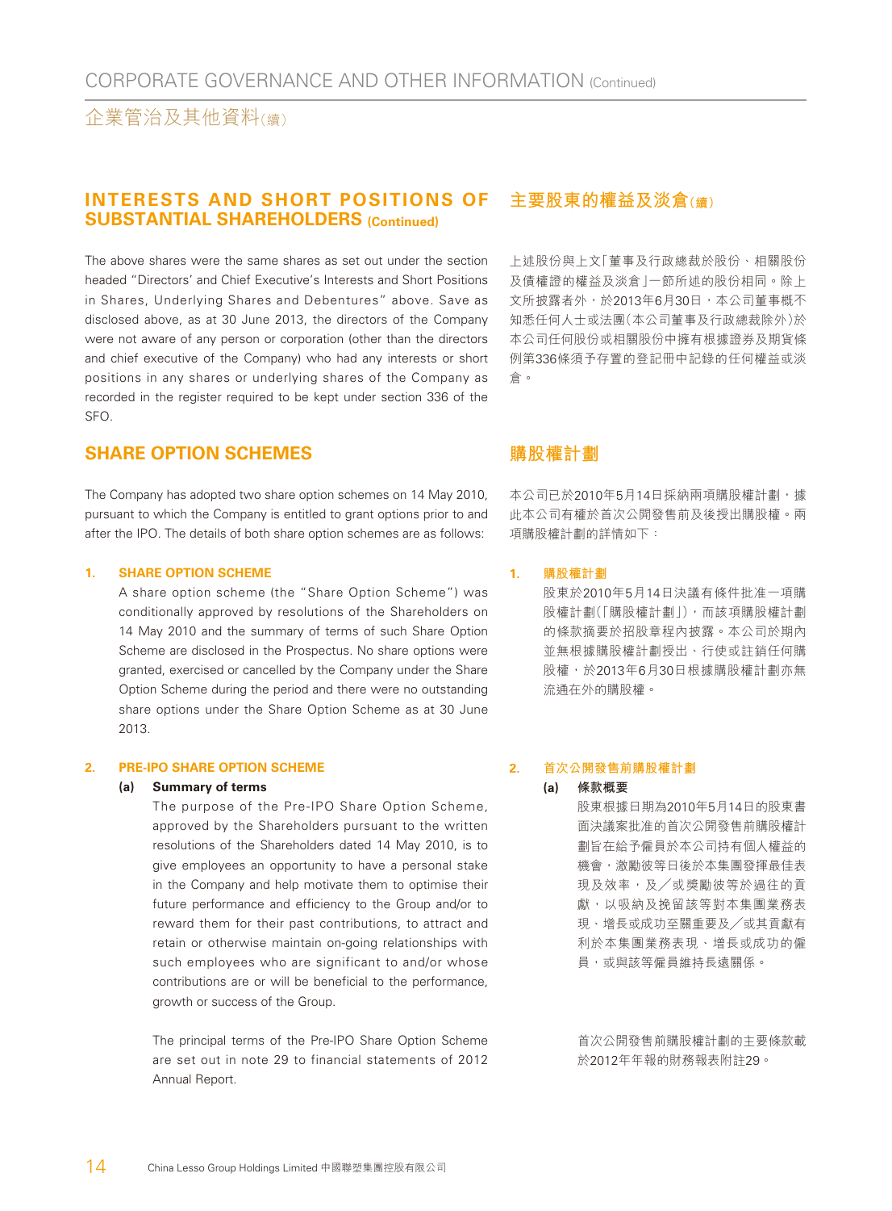## INTERESTS AND SHORT POSITIONS OF SUBSTANTIAL SHAREHOLDERS (Continued)

The above shares were the same shares as set out under the section headed "Directors' and Chief Executive's Interests and Short Positions in Shares, Underlying Shares and Debentures" above. Save as disclosed above, as at 30 June 2013, the directors of the Company were not aware of any person or corporation (other than the directors and chief executive of the Company) who had any interests or short positions in any shares or underlying shares of the Company as recorded in the register required to be kept under section 336 of the SFO.

## 主要股東的權益及淡倉(續)

上述股份與上文「董事及行政總裁於股份、相關股份及債權證的權益及淡倉」一節所述的股份相同。除上文所披露者外，於2013年6月30日，本公司董事概不知悉任何人士或法團(本公司董事及行政總裁除外)於本公司任何股份或相關股份中擁有根據證券及期貨條例第336條須予存置的登記冊中記錄的任何權益或淡倉。

## SHARE OPTION SCHEMES

The Company has adopted two share option schemes on 14 May 2010, pursuant to which the Company is entitled to grant options prior to and after the IPO. The details of both share option schemes are as follows:

### 1. SHARE OPTION SCHEME

A share option scheme (the "Share Option Scheme") was conditionally approved by resolutions of the Shareholders on 14 May 2010 and the summary of terms of such Share Option Scheme are disclosed in the Prospectus. No share options were granted, exercised or cancelled by the Company under the Share Option Scheme during the period and there were no outstanding share options under the Share Option Scheme as at 30 June 2013.

### 2. PRE-IPO SHARE OPTION SCHEME

**(a) Summary of terms**

The purpose of the Pre-IPO Share Option Scheme, approved by the Shareholders pursuant to the written resolutions of the Shareholders dated 14 May 2010, is to give employees an opportunity to have a personal stake in the Company and help motivate them to optimise their future performance and efficiency to the Group and/or to reward them for their past contributions, to attract and retain or otherwise maintain on-going relationships with such employees who are significant to and/or whose contributions are or will be beneficial to the performance, growth or success of the Group.

The principal terms of the Pre-IPO Share Option Scheme are set out in note 29 to financial statements of 2012 Annual Report.

## 購股權計劃

本公司已於2010年5月14日採納兩項購股權計劃，據此本公司有權於首次公開發售前及後授出購股權。兩項購股權計劃的詳情如下：

### 1. 購股權計劃

股東於2010年5月14日決議有條件批准一項購股權計劃(「購股權計劃」)，而該項購股權計劃的條款摘要於招股章程內披露。本公司於期內並無根據購股權計劃授出、行使或註銷任何購股權，於2013年6月30日根據購股權計劃亦無流通在外的購股權。

### 2. 首次公開發售前購股權計劃

**(a) 條款概要**

股東根據日期為2010年5月14日的股東書面決議案批准的首次公開發售前購股權計劃旨在給予僱員於本公司持有個人權益的機會，激勵彼等日後於本集團發揮最佳表現及效率，及／或獎勵彼等於過往的貢獻，以吸納及挽留該等對本集團業務表現、增長或成功至關重要及／或其貢獻有利於本集團業務表現、增長或成功的僱員，或與該等僱員維持長遠關係。

首次公開發售前購股權計劃的主要條款載於2012年年報的財務報表附註29。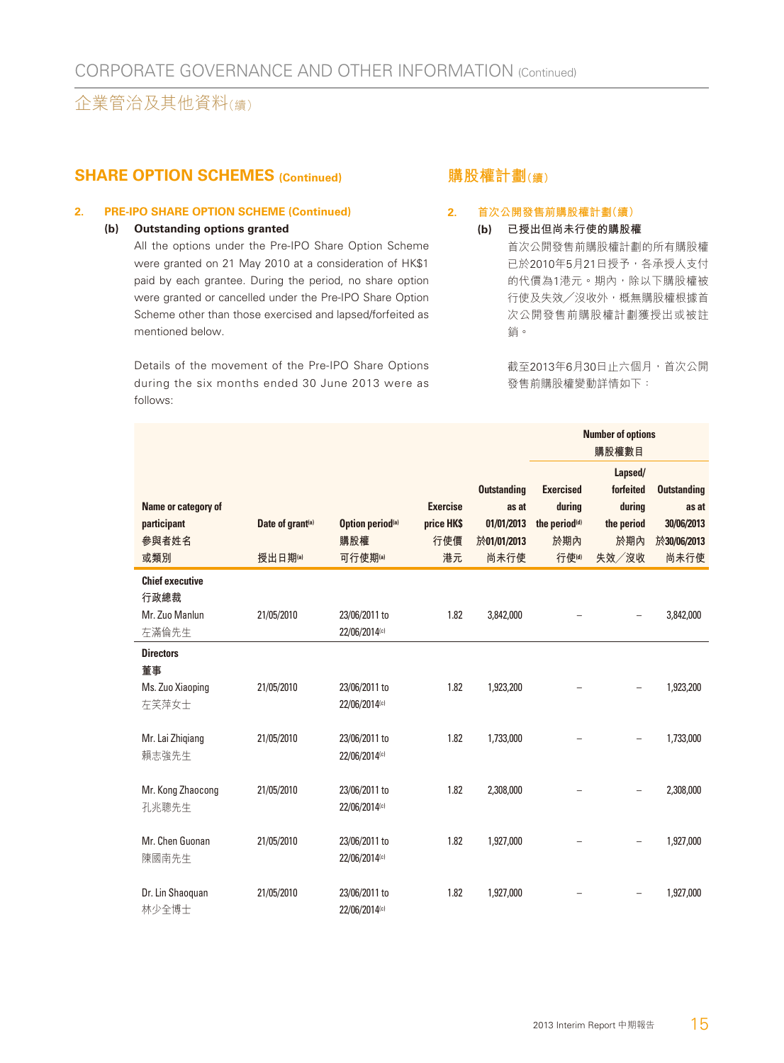## SHARE OPTION SCHEMES (Continued)

### 2. PRE-IPO SHARE OPTION SCHEME (Continued)

**(b) Outstanding options granted**

All the options under the Pre-IPO Share Option Scheme were granted on 21 May 2010 at a consideration of HK$1 paid by each grantee. During the period, no share option were granted or cancelled under the Pre-IPO Share Option Scheme other than those exercised and lapsed/forfeited as mentioned below.

Details of the movement of the Pre-IPO Share Options during the six months ended 30 June 2013 were as follows:

## 購股權計劃(續)

### 2. 首次公開發售前購股權計劃(續)

**(b) 已授出但尚未行使的購股權**

首次公開發售前購股權計劃的所有購股權已於2010年5月21日授予，各承授人支付的代價為1港元。期內，除以下購股權被行使及失效／沒收外，概無購股權根據首次公開發售前購股權計劃獲授出或被註銷。

截至2013年6月30日止六個月，首次公開發售前購股權變動詳情如下：

| Name or category of participant 參與者姓名或類別 | Date of grant[a] 授出日期[a] | Option period[a] 購股權可行使期[a] | Exercise price HK$ 行使價港元 | Number of options 購股權數目 Outstanding as at 01/01/2013 於01/01/2013尚未行使 | Exercised during the period[d] 於期內行使[d] | Lapsed/forfeited during the period 於期內失效／沒收 | Outstanding as at 30/06/2013 於30/06/2013尚未行使 |
|---|---|---|---|---|---|---|---|
| **Chief executive 行政總裁** | | | | | | | |
| Mr. Zuo Manlun 左滿倫先生 | 21/05/2010 | 23/06/2011 to 22/06/2014[c] | 1.82 | 3,842,000 | – | – | 3,842,000 |
| **Directors 董事** | | | | | | | |
| Ms. Zuo Xiaoping 左笑萍女士 | 21/05/2010 | 23/06/2011 to 22/06/2014[c] | 1.82 | 1,923,200 | – | – | 1,923,200 |
| Mr. Lai Zhiqiang 賴志強先生 | 21/05/2010 | 23/06/2011 to 22/06/2014[c] | 1.82 | 1,733,000 | – | – | 1,733,000 |
| Mr. Kong Zhaocong 孔兆聰先生 | 21/05/2010 | 23/06/2011 to 22/06/2014[c] | 1.82 | 2,308,000 | – | – | 2,308,000 |
| Mr. Chen Guonan 陳國南先生 | 21/05/2010 | 23/06/2011 to 22/06/2014[c] | 1.82 | 1,927,000 | – | – | 1,927,000 |
| Dr. Lin Shaoquan 林少全博士 | 21/05/2010 | 23/06/2011 to 22/06/2014[c] | 1.82 | 1,927,000 | – | – | 1,927,000 |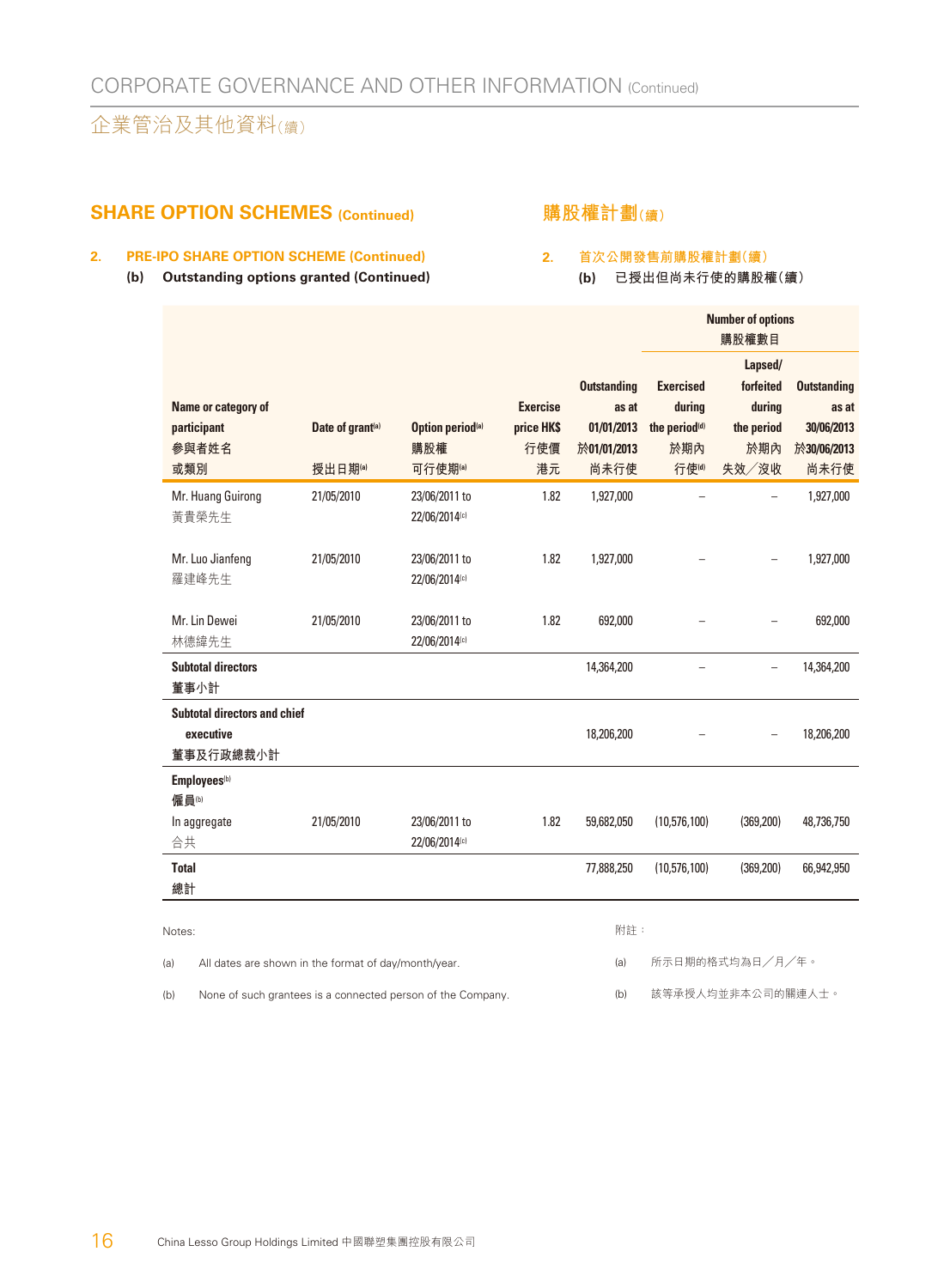## SHARE OPTION SCHEMES (Continued)

## 購股權計劃(續)

### 2. PRE-IPO SHARE OPTION SCHEME (Continued)

### 2. 首次公開發售前購股權計劃(續)

**(b) Outstanding options granted (Continued)**

**(b) 已授出但尚未行使的購股權(續)**

| Name or category of participant 參與者姓名或類別 | Date of grant[(a)] 授出日期[(a)] | Option period[(a)] 購股權可行使期[(a)] | Exercise price HK$ 行使價港元 | Number of options 購股權數目 Outstanding as at 01/01/2013 於01/01/2013尚未行使 | Exercised during the period[(d)] 於期內行使[(d)] | Lapsed/forfeited during the period 於期內失效/沒收 | Outstanding as at 30/06/2013 於30/06/2013尚未行使 |
|---|---|---|---|---|---|---|---|
| Mr. Huang Guirong 黃貴榮先生 | 21/05/2010 | 23/06/2011 to 22/06/2014[(c)] | 1.82 | 1,927,000 | – | – | 1,927,000 |
| Mr. Luo Jianfeng 羅建峰先生 | 21/05/2010 | 23/06/2011 to 22/06/2014[(c)] | 1.82 | 1,927,000 | – | – | 1,927,000 |
| Mr. Lin Dewei 林德緯先生 | 21/05/2010 | 23/06/2011 to 22/06/2014[(c)] | 1.82 | 692,000 | – | – | 692,000 |
| **Subtotal directors 董事小計** | | | | 14,364,200 | – | – | 14,364,200 |
| **Subtotal directors and chief executive 董事及行政總裁小計** | | | | 18,206,200 | – | – | 18,206,200 |
| **Employees[(b)] 僱員[(b)]** | | | | | | | |
| In aggregate 合共 | 21/05/2010 | 23/06/2011 to 22/06/2014[(c)] | 1.82 | 59,682,050 | (10,576,100) | (369,200) | 48,736,750 |
| **Total 總計** | | | | 77,888,250 | (10,576,100) | (369,200) | 66,942,950 |

Notes:

(a) All dates are shown in the format of day/month/year.

(b) None of such grantees is a connected person of the Company.

附註:

(a) 所示日期的格式均為日/月/年。

(b) 該等承授人均並非本公司的關連人士。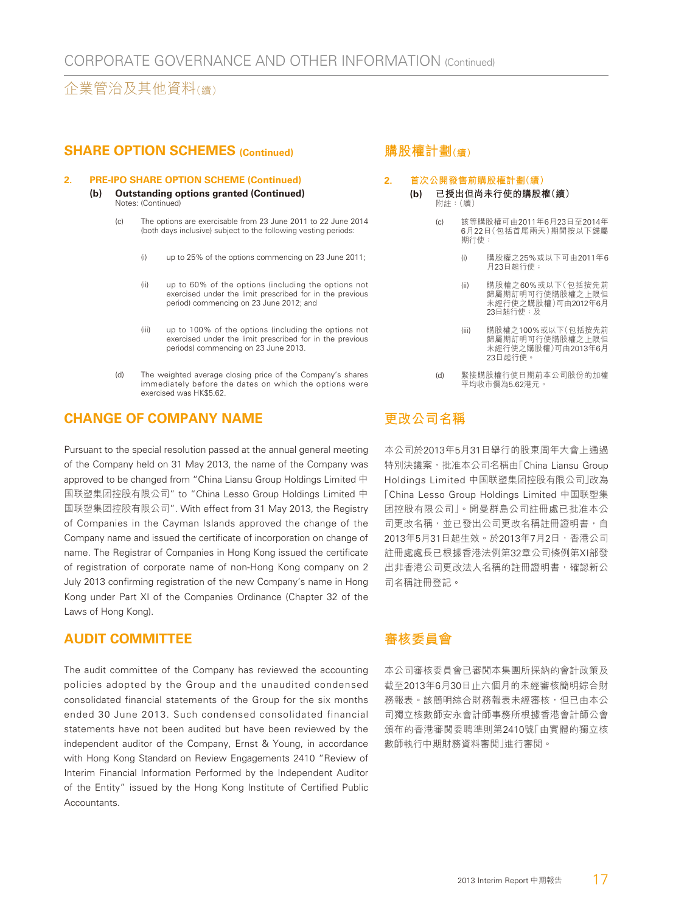## SHARE OPTION SCHEMES (Continued)

### 2. PRE-IPO SHARE OPTION SCHEME (Continued)

**(b) Outstanding options granted (Continued)**

Notes: (Continued)

(c) The options are exercisable from 23 June 2011 to 22 June 2014 (both days inclusive) subject to the following vesting periods:

(i) up to 25% of the options commencing on 23 June 2011;

(ii) up to 60% of the options (including the options not exercised under the limit prescribed for in the previous period) commencing on 23 June 2012; and

(iii) up to 100% of the options (including the options not exercised under the limit prescribed for in the previous periods) commencing on 23 June 2013.

(d) The weighted average closing price of the Company's shares immediately before the dates on which the options were exercised was HK$5.62.

## CHANGE OF COMPANY NAME

Pursuant to the special resolution passed at the annual general meeting of the Company held on 31 May 2013, the name of the Company was approved to be changed from "China Liansu Group Holdings Limited 中国联塑集团控股有限公司" to "China Lesso Group Holdings Limited 中国联塑集团控股有限公司". With effect from 31 May 2013, the Registry of Companies in the Cayman Islands approved the change of the Company name and issued the certificate of incorporation on change of name. The Registrar of Companies in Hong Kong issued the certificate of registration of corporate name of non-Hong Kong company on 2 July 2013 confirming registration of the new Company's name in Hong Kong under Part XI of the Companies Ordinance (Chapter 32 of the Laws of Hong Kong).

## AUDIT COMMITTEE

The audit committee of the Company has reviewed the accounting policies adopted by the Group and the unaudited condensed consolidated financial statements of the Group for the six months ended 30 June 2013. Such condensed consolidated financial statements have not been audited but have been reviewed by the independent auditor of the Company, Ernst & Young, in accordance with Hong Kong Standard on Review Engagements 2410 "Review of Interim Financial Information Performed by the Independent Auditor of the Entity" issued by the Hong Kong Institute of Certified Public Accountants.

## 購股權計劃(續)

### 2. 首次公開發售前購股權計劃(續)

**(b) 已授出但尚未行使的購股權(續)**

附註:(續)

(c) 該等購股權可由2011年6月23日至2014年6月22日(包括首尾兩天)期間按以下歸屬期行使:

(i) 購股權之25%或以下可由2011年6月23日起行使;

(ii) 購股權之60%或以下(包括按先前歸屬期訂明可行使購股權之上限但未經行使之購股權)可由2012年6月23日起行使;及

(iii) 購股權之100%或以下(包括按先前歸屬期訂明可行使購股權之上限但未經行使之購股權)可由2013年6月23日起行使。

(d) 緊接購股權行使日期前本公司股份的加權平均收市價為5.62港元。

## 更改公司名稱

本公司於2013年5月31日舉行的股東周年大會上通過特別決議案,批准本公司名稱由「China Liansu Group Holdings Limited 中国联塑集团控股有限公司」改為「China Lesso Group Holdings Limited 中国联塑集团控股有限公司」。開曼群島公司註冊處已批准本公司更改名稱,並已發出公司更改名稱註冊證明書,自2013年5月31日起生效。於2013年7月2日,香港公司註冊處處長已根據香港法例第32章公司條例第XI部發出非香港公司更改法人名稱的註冊證明書,確認新公司名稱註冊登記。

## 審核委員會

本公司審核委員會已審閱本集團所採納的會計政策及截至2013年6月30日止六個月的未經審核簡明綜合財務報表。該簡明綜合財務報表未經審核,但已由本公司獨立核數師安永會計師事務所根據香港會計師公會頒布的香港審閱委聘準則第2410號「由實體的獨立核數師執行中期財務資料審閱」進行審閱。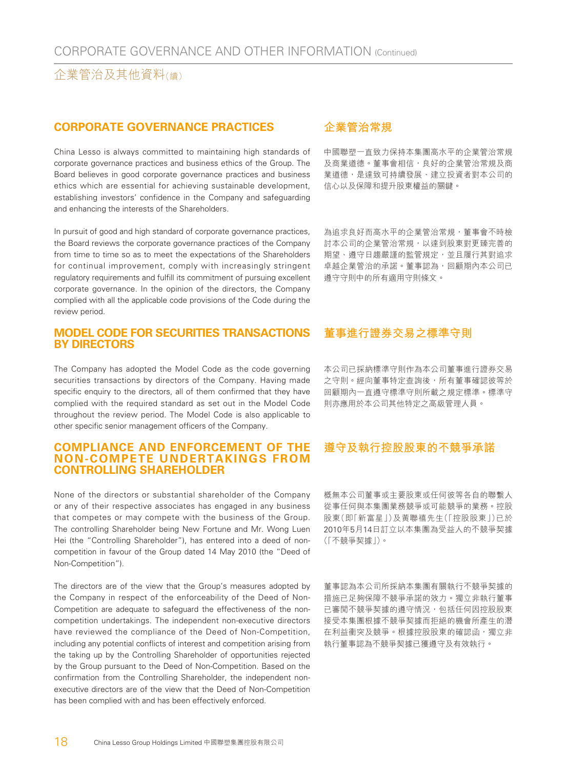## CORPORATE GOVERNANCE PRACTICES

China Lesso is always committed to maintaining high standards of corporate governance practices and business ethics of the Group. The Board believes in good corporate governance practices and business ethics which are essential for achieving sustainable development, establishing investors' confidence in the Company and safeguarding and enhancing the interests of the Shareholders.

In pursuit of good and high standard of corporate governance practices, the Board reviews the corporate governance practices of the Company from time to time so as to meet the expectations of the Shareholders for continual improvement, comply with increasingly stringent regulatory requirements and fulfill its commitment of pursuing excellent corporate governance. In the opinion of the directors, the Company complied with all the applicable code provisions of the Code during the review period.

## 企業管治常規

中國聯塑一直致力保持本集團高水平的企業管治常規及商業道德。董事會相信，良好的企業管治常規及商業道德，是達致可持續發展、建立投資者對本公司的信心以及保障和提升股東權益的關鍵。

為追求良好而高水平的企業管治常規，董事會不時檢討本公司的企業管治常規，以達到股東對更臻完善的期望、遵守日趨嚴謹的監管規定，並且履行其對追求卓越企業管治的承諾。董事認為，回顧期內本公司已遵守守則中的所有適用守則條文。

## MODEL CODE FOR SECURITIES TRANSACTIONS BY DIRECTORS

The Company has adopted the Model Code as the code governing securities transactions by directors of the Company. Having made specific enquiry to the directors, all of them confirmed that they have complied with the required standard as set out in the Model Code throughout the review period. The Model Code is also applicable to other specific senior management officers of the Company.

## 董事進行證券交易之標準守則

本公司已採納標準守則作為本公司董事進行證券交易之守則。經向董事特定查詢後，所有董事確認彼等於回顧期內一直遵守標準守則所載之規定標準。標準守則亦應用於本公司其他特定之高級管理人員。

## COMPLIANCE AND ENFORCEMENT OF THE NON-COMPETE UNDERTAKINGS FROM CONTROLLING SHAREHOLDER

None of the directors or substantial shareholder of the Company or any of their respective associates has engaged in any business that competes or may compete with the business of the Group. The controlling Shareholder being New Fortune and Mr. Wong Luen Hei (the "Controlling Shareholder"), has entered into a deed of non-competition in favour of the Group dated 14 May 2010 (the "Deed of Non-Competition").

The directors are of the view that the Group's measures adopted by the Company in respect of the enforceability of the Deed of Non-Competition are adequate to safeguard the effectiveness of the non-competition undertakings. The independent non-executive directors have reviewed the compliance of the Deed of Non-Competition, including any potential conflicts of interest and competition arising from the taking up by the Controlling Shareholder of opportunities rejected by the Group pursuant to the Deed of Non-Competition. Based on the confirmation from the Controlling Shareholder, the independent non-executive directors are of the view that the Deed of Non-Competition has been complied with and has been effectively enforced.

## 遵守及執行控股股東的不競爭承諾

概無本公司董事或主要股東或任何彼等各自的聯繫人從事任何與本集團業務競爭或可能競爭的業務。控股股東（即「新富星」）及黃聯禧先生（「控股股東」）已於2010年5月14日訂立以本集團為受益人的不競爭契據（「不競爭契據」）。

董事認為本公司所採納本集團有關執行不競爭契據的措施已足夠保障不競爭承諾的效力。獨立非執行董事已審閱不競爭契據的遵守情況，包括任何因控股股東接受本集團根據不競爭契據而拒絕的機會所產生的潛在利益衝突及競爭。根據控股股東的確認函，獨立非執行董事認為不競爭契據已獲遵守及有效執行。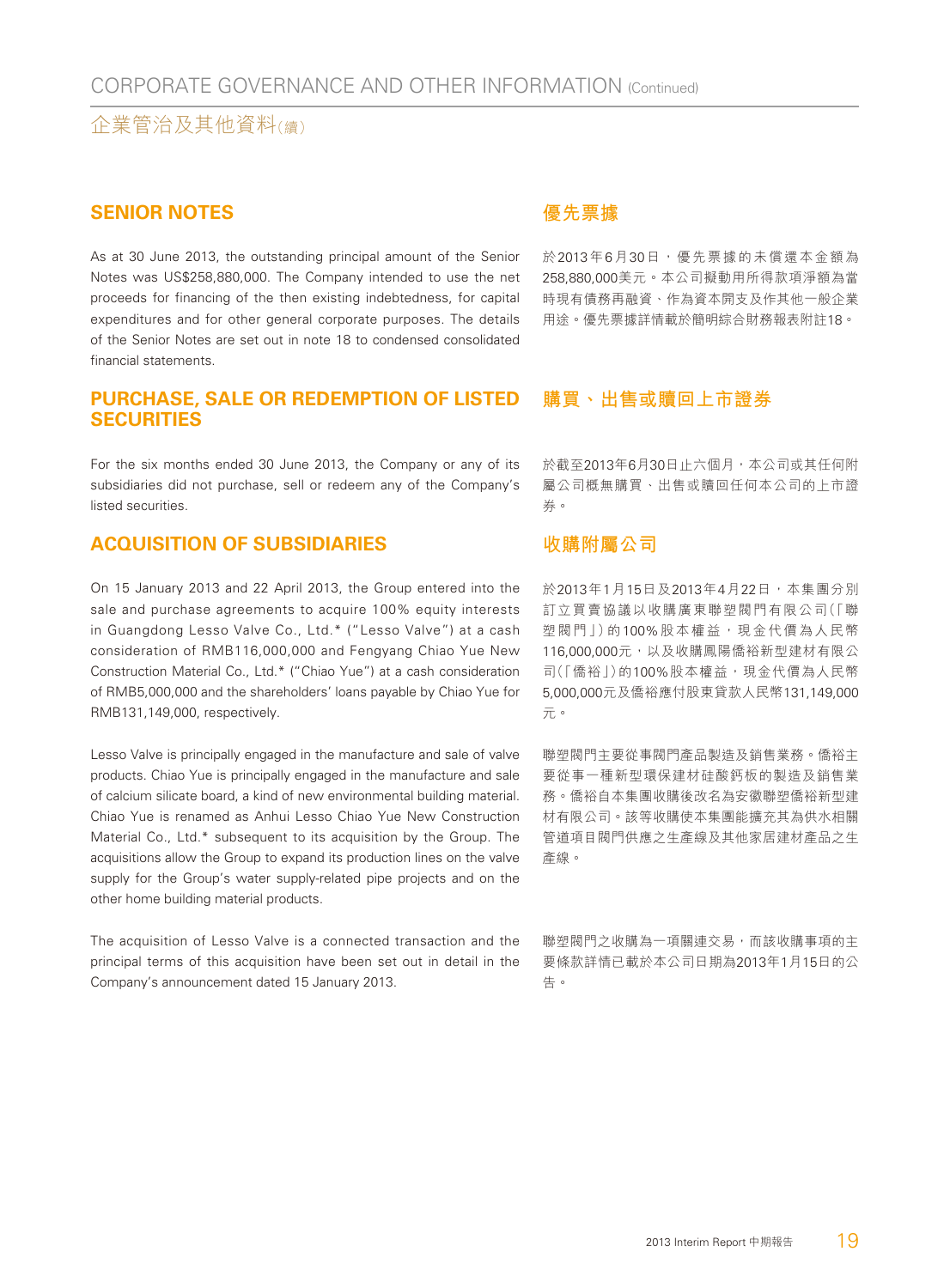## SENIOR NOTES

As at 30 June 2013, the outstanding principal amount of the Senior Notes was US$258,880,000. The Company intended to use the net proceeds for financing of the then existing indebtedness, for capital expenditures and for other general corporate purposes. The details of the Senior Notes are set out in note 18 to condensed consolidated financial statements.

## 優先票據

於2013年6月30日，優先票據的未償還本金額為258,880,000美元。本公司擬動用所得款項淨額為當時現有債務再融資、作為資本開支及作其他一般企業用途。優先票據詳情載於簡明綜合財務報表附註18。

## PURCHASE, SALE OR REDEMPTION OF LISTED SECURITIES

For the six months ended 30 June 2013, the Company or any of its subsidiaries did not purchase, sell or redeem any of the Company's listed securities.

## 購買、出售或贖回上市證券

於截至2013年6月30日止六個月，本公司或其任何附屬公司概無購買、出售或贖回任何本公司的上市證券。

## ACQUISITION OF SUBSIDIARIES

On 15 January 2013 and 22 April 2013, the Group entered into the sale and purchase agreements to acquire 100% equity interests in Guangdong Lesso Valve Co., Ltd.* ("Lesso Valve") at a cash consideration of RMB116,000,000 and Fengyang Chiao Yue New Construction Material Co., Ltd.* ("Chiao Yue") at a cash consideration of RMB5,000,000 and the shareholders' loans payable by Chiao Yue for RMB131,149,000, respectively.

Lesso Valve is principally engaged in the manufacture and sale of valve products. Chiao Yue is principally engaged in the manufacture and sale of calcium silicate board, a kind of new environmental building material. Chiao Yue is renamed as Anhui Lesso Chiao Yue New Construction Material Co., Ltd.* subsequent to its acquisition by the Group. The acquisitions allow the Group to expand its production lines on the valve supply for the Group's water supply-related pipe projects and on the other home building material products.

The acquisition of Lesso Valve is a connected transaction and the principal terms of this acquisition have been set out in detail in the Company's announcement dated 15 January 2013.

## 收購附屬公司

於2013年1月15日及2013年4月22日，本集團分別訂立買賣協議以收購廣東聯塑閥門有限公司（「聯塑閥門」）的100%股本權益，現金代價為人民幣116,000,000元，以及收購鳳陽僑裕新型建材有限公司（「僑裕」）的100%股本權益，現金代價為人民幣5,000,000元及僑裕應付股東貸款人民幣131,149,000元。

聯塑閥門主要從事閥門產品製造及銷售業務。僑裕主要從事一種新型環保建材硅酸鈣板的製造及銷售業務。僑裕自本集團收購後改名為安徽聯塑僑裕新型建材有限公司。該等收購使本集團能擴充其為供水相關管道項目閥門供應之生產線及其他家居建材產品之生產線。

聯塑閥門之收購為一項關連交易，而該收購事項的主要條款詳情已載於本公司日期為2013年1月15日的公告。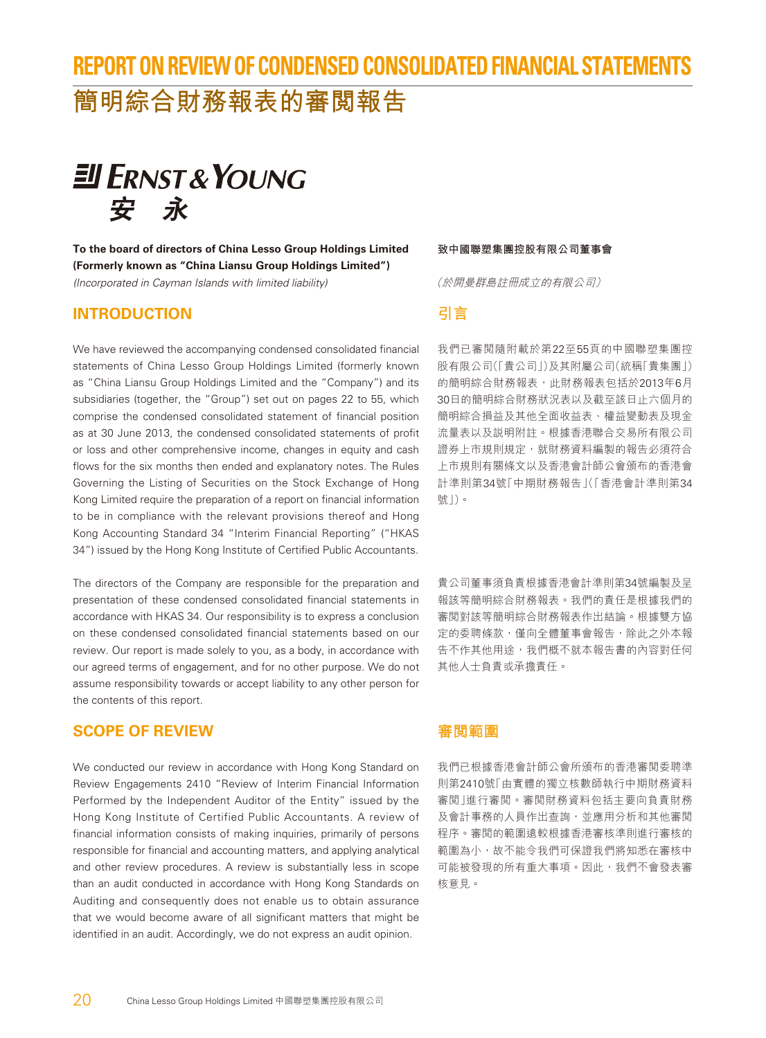# REPORT ON REVIEW OF CONDENSED CONSOLIDATED FINANCIAL STATEMENTS

# 簡明綜合財務報表的審閱報告

ERNST & YOUNG
安 永

**To the board of directors of China Lesso Group Holdings Limited**
**(Formerly known as "China Liansu Group Holdings Limited")**
*(Incorporated in Cayman Islands with limited liability)*

## INTRODUCTION

We have reviewed the accompanying condensed consolidated financial statements of China Lesso Group Holdings Limited (formerly known as "China Liansu Group Holdings Limited and the "Company") and its subsidiaries (together, the "Group") set out on pages 22 to 55, which comprise the condensed consolidated statement of financial position as at 30 June 2013, the condensed consolidated statements of profit or loss and other comprehensive income, changes in equity and cash flows for the six months then ended and explanatory notes. The Rules Governing the Listing of Securities on the Stock Exchange of Hong Kong Limited require the preparation of a report on financial information to be in compliance with the relevant provisions thereof and Hong Kong Accounting Standard 34 "Interim Financial Reporting" ("HKAS 34") issued by the Hong Kong Institute of Certified Public Accountants.

The directors of the Company are responsible for the preparation and presentation of these condensed consolidated financial statements in accordance with HKAS 34. Our responsibility is to express a conclusion on these condensed consolidated financial statements based on our review. Our report is made solely to you, as a body, in accordance with our agreed terms of engagement, and for no other purpose. We do not assume responsibility towards or accept liability to any other person for the contents of this report.

## SCOPE OF REVIEW

We conducted our review in accordance with Hong Kong Standard on Review Engagements 2410 "Review of Interim Financial Information Performed by the Independent Auditor of the Entity" issued by the Hong Kong Institute of Certified Public Accountants. A review of financial information consists of making inquiries, primarily of persons responsible for financial and accounting matters, and applying analytical and other review procedures. A review is substantially less in scope than an audit conducted in accordance with Hong Kong Standards on Auditing and consequently does not enable us to obtain assurance that we would become aware of all significant matters that might be identified in an audit. Accordingly, we do not express an audit opinion.

**致中國聯塑集團控股有限公司董事會**

*（於開曼群島註冊成立的有限公司）*

## 引言

我們已審閱隨附載於第22至55頁的中國聯塑集團控股有限公司（「貴公司」）及其附屬公司（統稱「貴集團」）的簡明綜合財務報表，此財務報表包括於2013年6月30日的簡明綜合財務狀況表以及截至該日止六個月的簡明綜合損益及其他全面收益表、權益變動表及現金流量表以及說明附註。根據香港聯合交易所有限公司證券上市規則規定，就財務資料編製的報告必須符合上市規則有關條文以及香港會計師公會頒布的香港會計準則第34號「中期財務報告」（「香港會計準則第34號」）。

貴公司董事須負責根據香港會計準則第34號編製及呈報該等簡明綜合財務報表。我們的責任是根據我們的審閱對該等簡明綜合財務報表作出結論。根據雙方協定的委聘條款，僅向全體董事會報告，除此之外本報告不作其他用途，我們概不就本報告書的內容對任何其他人士負責或承擔責任。

## 審閱範圍

我們已根據香港會計師公會所頒布的香港審閱委聘準則第2410號「由實體的獨立核數師執行中期財務資料審閱」進行審閱。審閱財務資料包括主要向負責財務及會計事務的人員作出查詢，並應用分析和其他審閱程序。審閱的範圍遠較根據香港審核準則進行審核的範圍為小，故不能令我們可保證我們將知悉在審核中可能被發現的所有重大事項。因此，我們不會發表審核意見。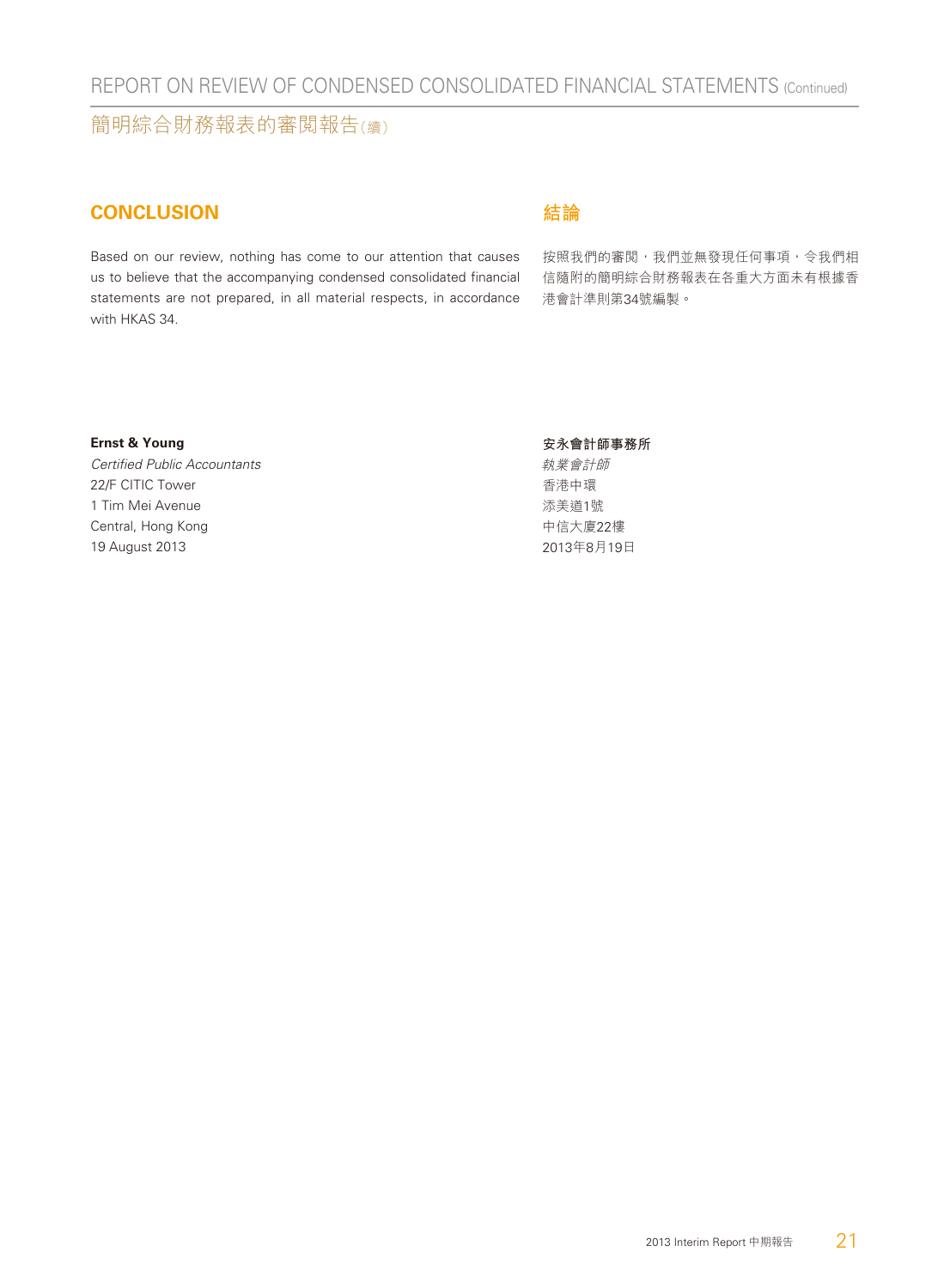## CONCLUSION

Based on our review, nothing has come to our attention that causes us to believe that the accompanying condensed consolidated financial statements are not prepared, in all material respects, in accordance with HKAS 34.

## 結論

按照我們的審閱，我們並無發現任何事項，令我們相信隨附的簡明綜合財務報表在各重大方面未有根據香港會計準則第34號編製。

**Ernst & Young**
*Certified Public Accountants*
22/F CITIC Tower
1 Tim Mei Avenue
Central, Hong Kong
19 August 2013

**安永會計師事務所**
*執業會計師*
香港中環
添美道1號
中信大廈22樓
2013年8月19日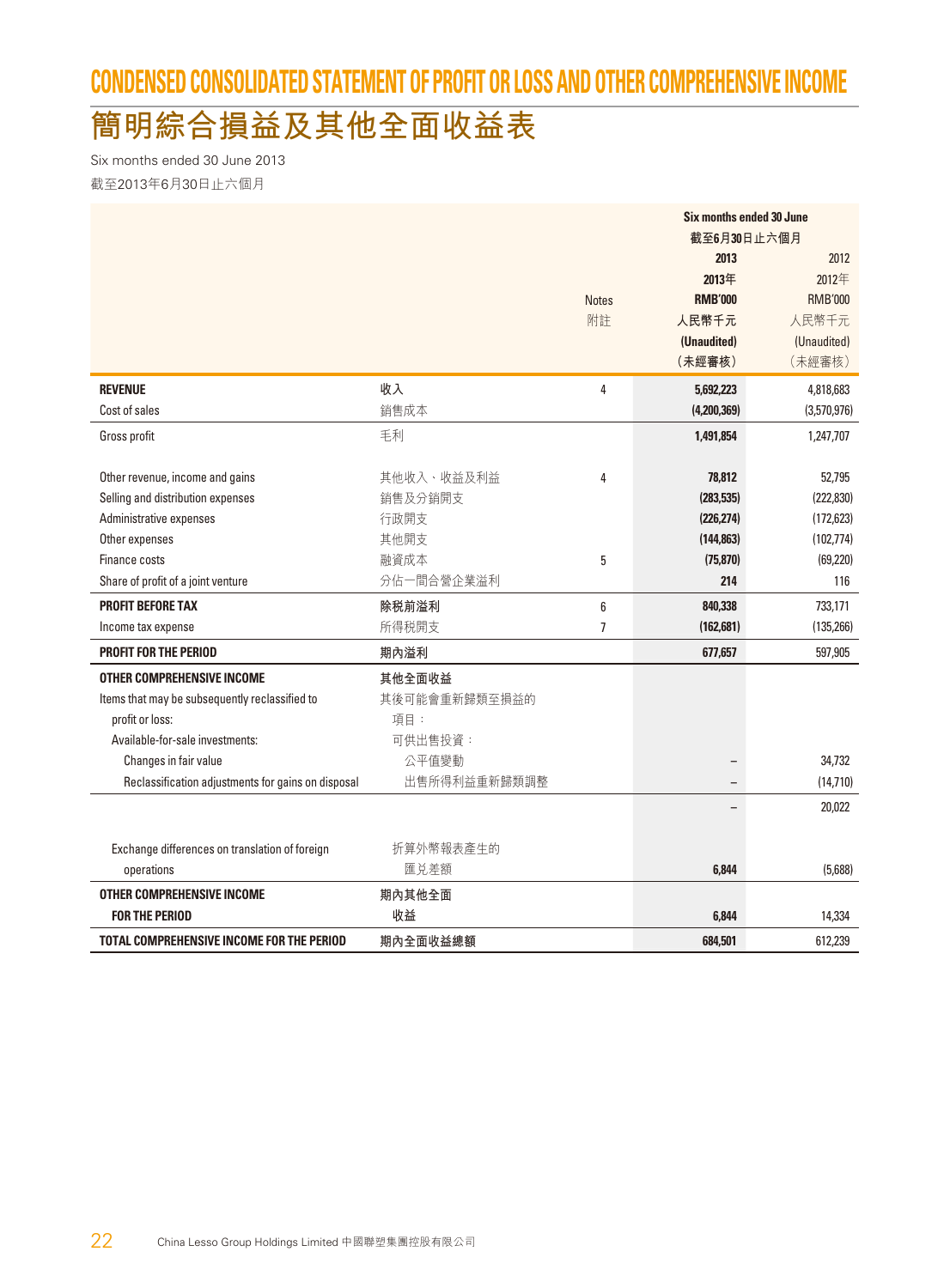# CONDENSED CONSOLIDATED STATEMENT OF PROFIT OR LOSS AND OTHER COMPREHENSIVE INCOME

# 簡明綜合損益及其他全面收益表

Six months ended 30 June 2013

截至2013年6月30日止六個月

| | | | Six months ended 30 June 截至6月30日止六個月 | |
|---|---|---|---|---|
| | | Notes 附註 | 2013 2013年 RMB'000 人民幣千元 (Unaudited) （未經審核） | 2012 2012年 RMB'000 人民幣千元 (Unaudited) （未經審核） |
| **REVENUE** | **收入** | 4 | **5,692,223** | 4,818,683 |
| Cost of sales | 銷售成本 | | **(4,200,369)** | (3,570,976) |
| Gross profit | 毛利 | | **1,491,854** | 1,247,707 |
| Other revenue, income and gains | 其他收入、收益及利益 | 4 | **78,812** | 52,795 |
| Selling and distribution expenses | 銷售及分銷開支 | | **(283,535)** | (222,830) |
| Administrative expenses | 行政開支 | | **(226,274)** | (172,623) |
| Other expenses | 其他開支 | | **(144,863)** | (102,774) |
| Finance costs | 融資成本 | 5 | **(75,870)** | (69,220) |
| Share of profit of a joint venture | 分佔一間合營企業溢利 | | **214** | 116 |
| **PROFIT BEFORE TAX** | **除税前溢利** | 6 | **840,338** | 733,171 |
| Income tax expense | 所得税開支 | 7 | **(162,681)** | (135,266) |
| **PROFIT FOR THE PERIOD** | **期內溢利** | | **677,657** | 597,905 |
| **OTHER COMPREHENSIVE INCOME** | **其他全面收益** | | | |
| Items that may be subsequently reclassified to profit or loss: | 其後可能會重新歸類至損益的項目： | | | |
| Available-for-sale investments: | 可供出售投資： | | | |
| Changes in fair value | 公平值變動 | | **–** | 34,732 |
| Reclassification adjustments for gains on disposal | 出售所得利益重新歸類調整 | | **–** | (14,710) |
| | | | **–** | 20,022 |
| Exchange differences on translation of foreign operations | 折算外幣報表產生的匯兑差額 | | **6,844** | (5,688) |
| **OTHER COMPREHENSIVE INCOME FOR THE PERIOD** | **期內其他全面收益** | | **6,844** | 14,334 |
| **TOTAL COMPREHENSIVE INCOME FOR THE PERIOD** | **期內全面收益總額** | | **684,501** | 612,239 |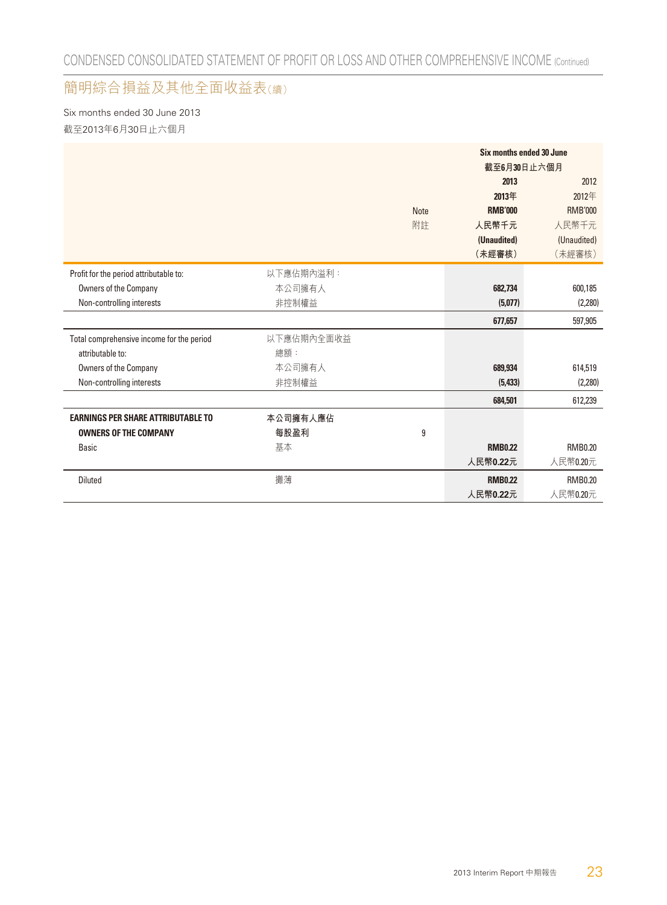# CONDENSED CONSOLIDATED STATEMENT OF PROFIT OR LOSS AND OTHER COMPREHENSIVE INCOME (Continued)

# 簡明綜合損益及其他全面收益表（續）

Six months ended 30 June 2013

截至2013年6月30日止六個月

| | | Note<br>附註 | Six months ended 30 June<br>截至6月30日止六個月<br>**2013**<br>**2013年**<br>**RMB'000**<br>**人民幣千元**<br>**(Unaudited)**<br>**（未經審核）** | <br><br>2012<br>2012年<br>RMB'000<br>人民幣千元<br>(Unaudited)<br>（未經審核） |
|---|---|---|---|---|
| Profit for the period attributable to: | 以下應佔期內溢利： | | | |
| Owners of the Company | 本公司擁有人 | | **682,734** | 600,185 |
| Non-controlling interests | 非控制權益 | | **(5,077)** | (2,280) |
| | | | **677,657** | 597,905 |
| Total comprehensive income for the period attributable to: | 以下應佔期內全面收益總額： | | | |
| Owners of the Company | 本公司擁有人 | | **689,934** | 614,519 |
| Non-controlling interests | 非控制權益 | | **(5,433)** | (2,280) |
| | | | **684,501** | 612,239 |
| **EARNINGS PER SHARE ATTRIBUTABLE TO OWNERS OF THE COMPANY** | **本公司擁有人應佔每股盈利** | 9 | | |
| Basic | 基本 | | **RMB0.22**<br>**人民幣0.22元** | RMB0.20<br>人民幣0.20元 |
| Diluted | 攤薄 | | **RMB0.22**<br>**人民幣0.22元** | RMB0.20<br>人民幣0.20元 |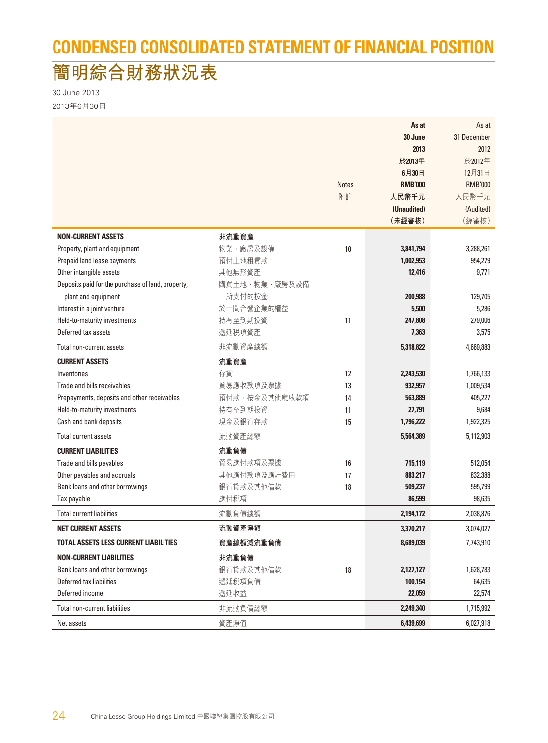# CONDENSED CONSOLIDATED STATEMENT OF FINANCIAL POSITION

# 簡明綜合財務狀況表

30 June 2013

2013年6月30日

| | | Notes 附註 | As at 30 June 2013 於2013年6月30日 RMB'000 人民幣千元 (Unaudited) (未經審核) | As at 31 December 2012 於2012年12月31日 RMB'000 人民幣千元 (Audited) (經審核) |
|---|---|---|---|---|
| **NON-CURRENT ASSETS** | **非流動資產** | | | |
| Property, plant and equipment | 物業、廠房及設備 | 10 | **3,841,794** | 3,288,261 |
| Prepaid land lease payments | 預付土地租賃款 | | **1,002,953** | 954,279 |
| Other intangible assets | 其他無形資產 | | **12,416** | 9,771 |
| Deposits paid for the purchase of land, property, plant and equipment | 購買土地、物業、廠房及設備所支付的按金 | | **200,988** | 129,705 |
| Interest in a joint venture | 於一間合營企業的權益 | | **5,500** | 5,286 |
| Held-to-maturity investments | 持有至到期投資 | 11 | **247,808** | 279,006 |
| Deferred tax assets | 遞延税項資產 | | **7,363** | 3,575 |
| Total non-current assets | 非流動資產總額 | | **5,318,822** | 4,669,883 |
| **CURRENT ASSETS** | **流動資產** | | | |
| Inventories | 存貨 | 12 | **2,243,530** | 1,766,133 |
| Trade and bills receivables | 貿易應收款項及票據 | 13 | **932,957** | 1,009,534 |
| Prepayments, deposits and other receivables | 預付款、按金及其他應收款項 | 14 | **563,889** | 405,227 |
| Held-to-maturity investments | 持有至到期投資 | 11 | **27,791** | 9,684 |
| Cash and bank deposits | 現金及銀行存款 | 15 | **1,796,222** | 1,922,325 |
| Total current assets | 流動資產總額 | | **5,564,389** | 5,112,903 |
| **CURRENT LIABILITIES** | **流動負債** | | | |
| Trade and bills payables | 貿易應付款項及票據 | 16 | **715,119** | 512,054 |
| Other payables and accruals | 其他應付款項及應計費用 | 17 | **883,217** | 832,388 |
| Bank loans and other borrowings | 銀行貸款及其他借款 | 18 | **509,237** | 595,799 |
| Tax payable | 應付税項 | | **86,599** | 98,635 |
| Total current liabilities | 流動負債總額 | | **2,194,172** | 2,038,876 |
| **NET CURRENT ASSETS** | **流動資產淨額** | | **3,370,217** | 3,074,027 |
| **TOTAL ASSETS LESS CURRENT LIABILITIES** | **資產總額減流動負債** | | **8,689,039** | 7,743,910 |
| **NON-CURRENT LIABILITIES** | **非流動負債** | | | |
| Bank loans and other borrowings | 銀行貸款及其他借款 | 18 | **2,127,127** | 1,628,783 |
| Deferred tax liabilities | 遞延税項負債 | | **100,154** | 64,635 |
| Deferred income | 遞延收益 | | **22,059** | 22,574 |
| Total non-current liabilities | 非流動負債總額 | | **2,249,340** | 1,715,992 |
| Net assets | 資產淨值 | | **6,439,699** | 6,027,918 |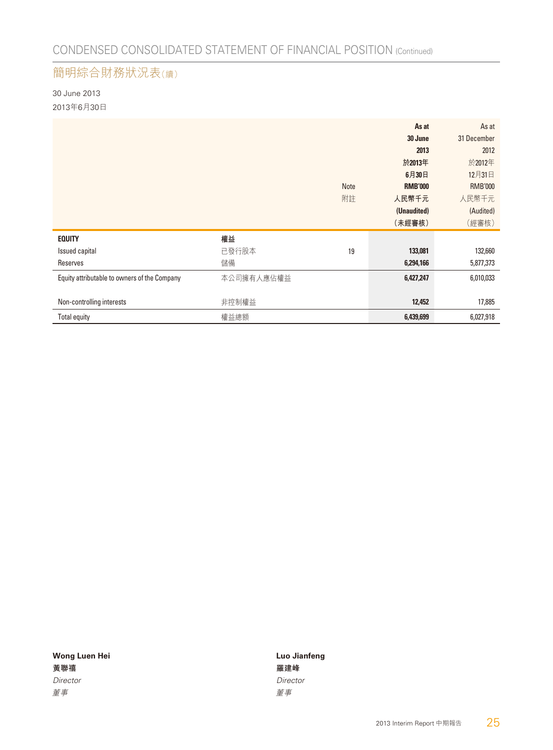## CONDENSED CONSOLIDATED STATEMENT OF FINANCIAL POSITION (Continued)

## 簡明綜合財務狀況表(續)

30 June 2013

2013年6月30日

| | | Note<br>附註 | As at<br>30 June<br>2013<br>於2013年<br>6月30日<br>RMB'000<br>人民幣千元<br>(Unaudited)<br>(未經審核) | As at<br>31 December<br>2012<br>於2012年<br>12月31日<br>RMB'000<br>人民幣千元<br>(Audited)<br>(經審核) |
|---|---|---|---|---|
| **EQUITY** | **權益** | | | |
| Issued capital | 已發行股本 | 19 | **133,081** | 132,660 |
| Reserves | 儲備 | | **6,294,166** | 5,877,373 |
| Equity attributable to owners of the Company | 本公司擁有人應佔權益 | | **6,427,247** | 6,010,033 |
| Non-controlling interests | 非控制權益 | | **12,452** | 17,885 |
| Total equity | 權益總額 | | **6,439,699** | 6,027,918 |

**Wong Luen Hei**
**黃聯禧**
*Director*
*董事*

**Luo Jianfeng**
**羅建峰**
*Director*
*董事*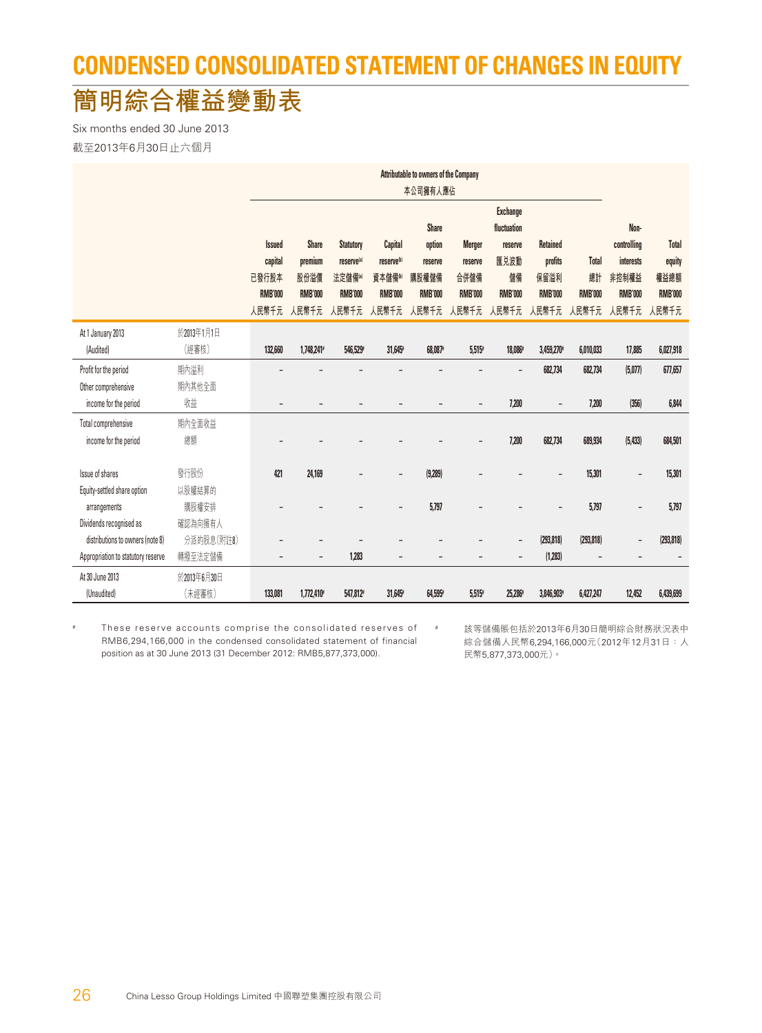# CONDENSED CONSOLIDATED STATEMENT OF CHANGES IN EQUITY

# 簡明綜合權益變動表

Six months ended 30 June 2013

截至2013年6月30日止六個月

| | | Attributable to owners of the Company 本公司擁有人應佔 | | | | | | | | | | | |
|---|---|---|---|---|---|---|---|---|---|---|---|---|---|
| | | Issued capital 已發行股本 RMB'000 人民幣千元 | Share premium 股份溢價 RMB'000 人民幣千元 | Statutory reserve[(a)] 法定儲備[(a)] RMB'000 人民幣千元 | Capital reserve[(b)] 資本儲備[(b)] RMB'000 人民幣千元 | Share option reserve 購股權儲備 RMB'000 人民幣千元 | Merger reserve 合併儲備 RMB'000 人民幣千元 | Exchange fluctuation reserve 匯兑波動儲備 RMB'000 人民幣千元 | Retained profits 保留溢利 RMB'000 人民幣千元 | Total 總計 RMB'000 人民幣千元 | Non-controlling interests 非控制權益 RMB'000 人民幣千元 | Total equity 權益總額 RMB'000 人民幣千元 |
| At 1 January 2013 (Audited) | 於2013年1月1日 (經審核) | 132,660 | 1,748,241[#] | 546,529[#] | 31,645[#] | 68,087[#] | 5,515[#] | 18,086[#] | 3,459,270[#] | 6,010,033 | 17,885 | 6,027,918 |
| Profit for the period | 期內溢利 | – | – | – | – | – | – | – | 682,734 | 682,734 | (5,077) | 677,657 |
| Other comprehensive income for the period | 期內其他全面收益 | – | – | – | – | – | – | 7,200 | – | 7,200 | (356) | 6,844 |
| Total comprehensive income for the period | 期內全面收益總額 | – | – | – | – | – | – | 7,200 | 682,734 | 689,934 | (5,433) | 684,501 |
| Issue of shares | 發行股份 | 421 | 24,169 | – | – | (9,289) | – | – | – | 15,301 | – | 15,301 |
| Equity-settled share option arrangements | 以股權結算的購股權安排 | – | – | – | – | 5,797 | – | – | – | 5,797 | – | 5,797 |
| Dividends recognised as distributions to owners (note 8) | 確認為向擁有人分派的股息(附註8) | – | – | – | – | – | – | – | (293,818) | (293,818) | – | (293,818) |
| Appropriation to statutory reserve | 轉撥至法定儲備 | – | – | 1,283 | – | – | – | – | (1,283) | – | – | – |
| At 30 June 2013 (Unaudited) | 於2013年6月30日 (未經審核) | 133,081 | 1,772,410[#] | 547,812[#] | 31,645[#] | 64,595[#] | 5,515[#] | 25,286[#] | 3,846,903[#] | 6,427,247 | 12,452 | 6,439,699 |

[#] These reserve accounts comprise the consolidated reserves of RMB6,294,166,000 in the condensed consolidated statement of financial position as at 30 June 2013 (31 December 2012: RMB5,877,373,000).

[#] 該等儲備賬包括於2013年6月30日簡明綜合財務狀況表中綜合儲備人民幣6,294,166,000元(2012年12月31日:人民幣5,877,373,000元)。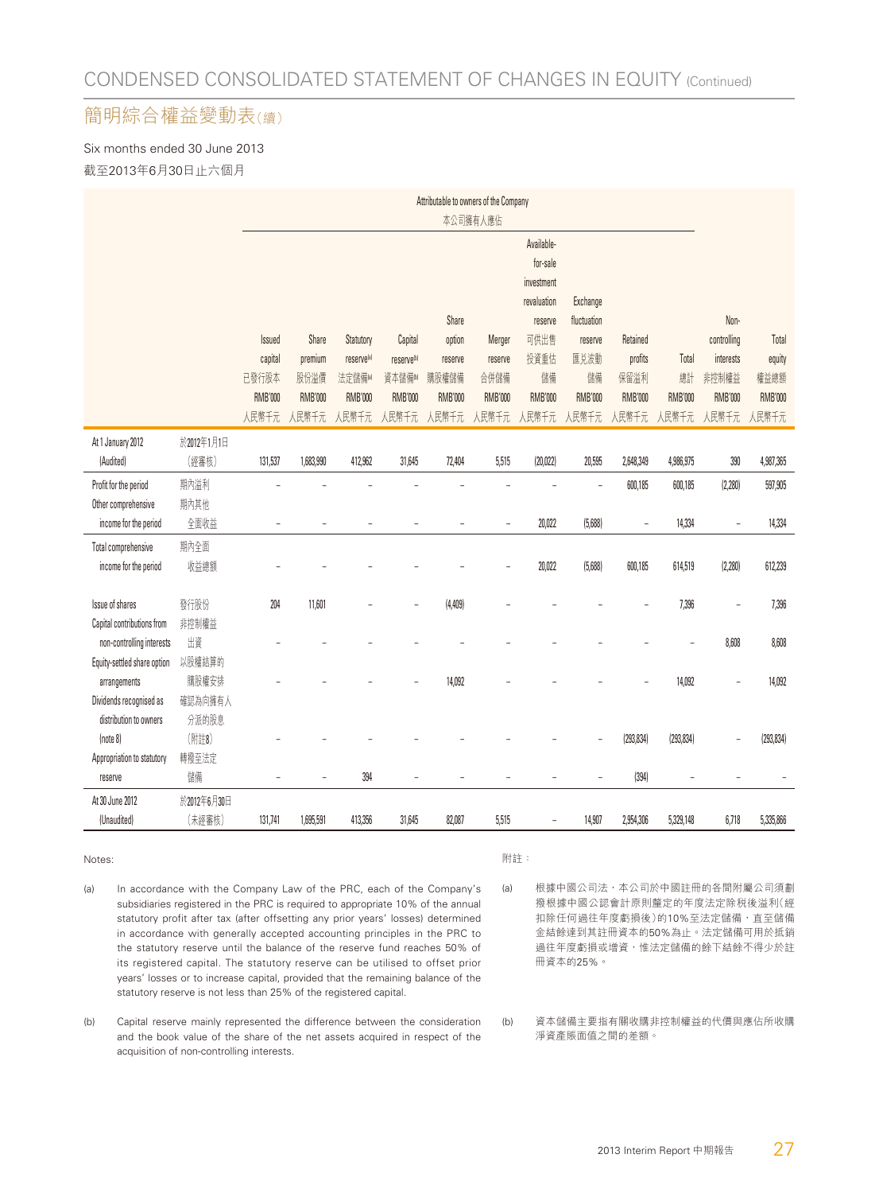# CONDENSED CONSOLIDATED STATEMENT OF CHANGES IN EQUITY (Continued)

# 簡明綜合權益變動表（續）

Six months ended 30 June 2013

截至2013年6月30日止六個月

| | | Attributable to owners of the Company 本公司擁有人應佔 | | | | | | | | | | Non-controlling interests 非控制權益 | Total equity 權益總額 |
|---|---|---|---|---|---|---|---|---|---|---|---|---|---|
| | | Issued capital 已發行股本 | Share premium 股份溢價 | Statutory reserve[a] 法定儲備[a] | Capital reserve[b] 資本儲備[b] | Share option reserve 購股權儲備 | Merger reserve 合併儲備 | Available-for-sale investment revaluation reserve 可供出售投資重估儲備 | Exchange fluctuation reserve 匯兌波動儲備 | Retained profits 保留溢利 | Total 總計 | | |
| | | RMB'000 人民幣千元 | RMB'000 人民幣千元 | RMB'000 人民幣千元 | RMB'000 人民幣千元 | RMB'000 人民幣千元 | RMB'000 人民幣千元 | RMB'000 人民幣千元 | RMB'000 人民幣千元 | RMB'000 人民幣千元 | RMB'000 人民幣千元 | RMB'000 人民幣千元 | RMB'000 人民幣千元 |
| At 1 January 2012 (Audited) | 於2012年1月1日（經審核） | 131,537 | 1,683,990 | 412,962 | 31,645 | 72,404 | 5,515 | (20,022) | 20,595 | 2,648,349 | 4,986,975 | 390 | 4,987,365 |
| Profit for the period | 期內溢利 | – | – | – | – | – | – | – | – | 600,185 | 600,185 | (2,280) | 597,905 |
| Other comprehensive income for the period | 期內其他全面收益 | – | – | – | – | – | – | 20,022 | (5,688) | – | 14,334 | – | 14,334 |
| Total comprehensive income for the period | 期內全面收益總額 | – | – | – | – | – | – | 20,022 | (5,688) | 600,185 | 614,519 | (2,280) | 612,239 |
| Issue of shares | 發行股份 | 204 | 11,601 | – | – | (4,409) | – | – | – | – | 7,396 | – | 7,396 |
| Capital contributions from non-controlling interests | 非控制權益出資 | – | – | – | – | – | – | – | – | – | – | 8,608 | 8,608 |
| Equity-settled share option arrangements | 以股權結算的購股權安排 | – | – | – | – | 14,092 | – | – | – | – | 14,092 | – | 14,092 |
| Dividends recognised as distribution to owners (note 8) | 確認為向擁有人分派的股息（附註8） | – | – | – | – | – | – | – | – | (293,834) | (293,834) | – | (293,834) |
| Appropriation to statutory reserve | 轉撥至法定儲備 | – | – | 394 | – | – | – | – | – | (394) | – | – | – |
| At 30 June 2012 (Unaudited) | 於2012年6月30日（未經審核） | 131,741 | 1,695,591 | 413,356 | 31,645 | 82,087 | 5,515 | – | 14,907 | 2,954,306 | 5,329,148 | 6,718 | 5,335,866 |

Notes:

(a) In accordance with the Company Law of the PRC, each of the Company's subsidiaries registered in the PRC is required to appropriate 10% of the annual statutory profit after tax (after offsetting any prior years' losses) determined in accordance with generally accepted accounting principles in the PRC to the statutory reserve until the balance of the reserve fund reaches 50% of its registered capital. The statutory reserve can be utilised to offset prior years' losses or to increase capital, provided that the remaining balance of the statutory reserve is not less than 25% of the registered capital.

(b) Capital reserve mainly represented the difference between the consideration and the book value of the share of the net assets acquired in respect of the acquisition of non-controlling interests.

附註：

(a) 根據中國公司法，本公司於中國註冊的各間附屬公司須劃撥根據中國公認會計原則釐定的年度法定除稅後溢利（經扣除任何過往年度虧損後）的10%至法定儲備，直至儲備金結餘達到其註冊資本的50%為止。法定儲備可用於抵銷過往年度虧損或增資，惟法定儲備的餘下結餘不得少於註冊資本的25%。

(b) 資本儲備主要指有關收購非控制權益的代價與應佔所收購淨資產賬面值之間的差額。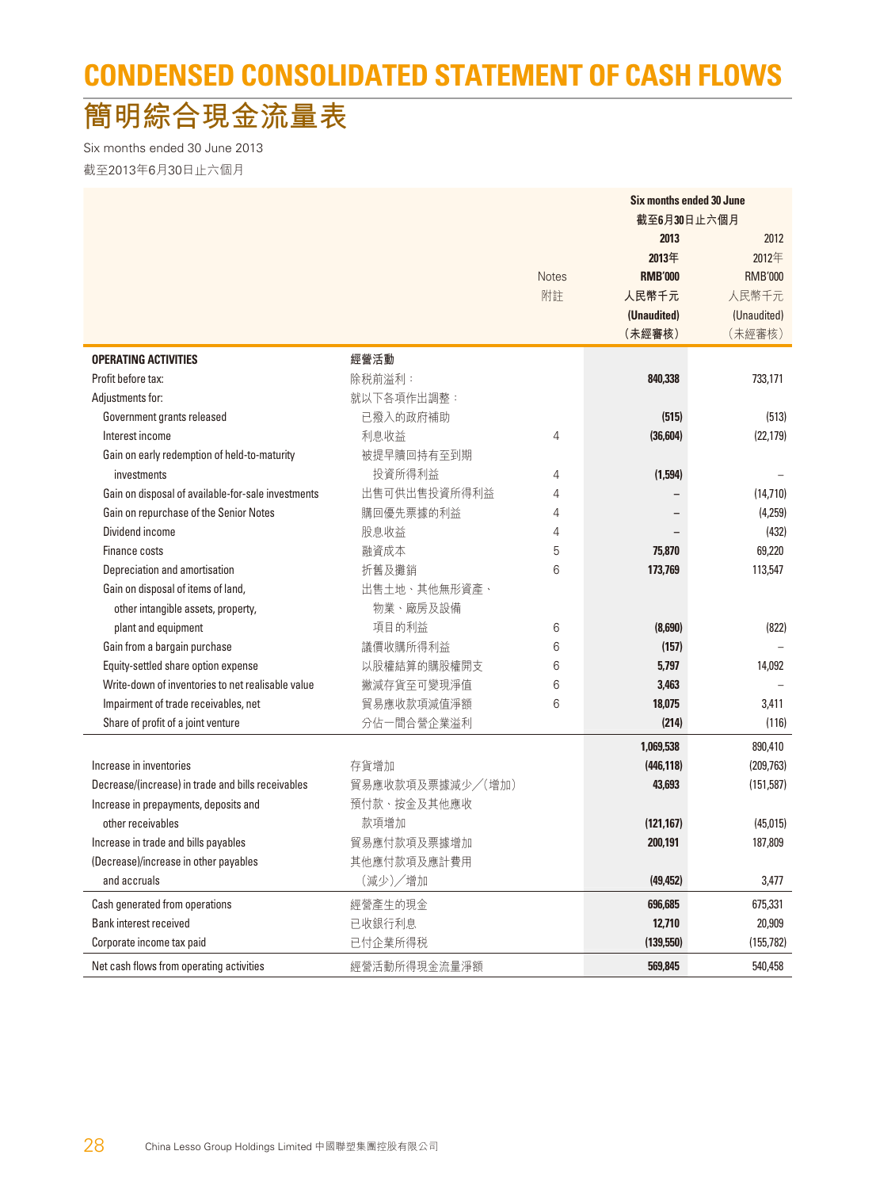# CONDENSED CONSOLIDATED STATEMENT OF CASH FLOWS

# 簡明綜合現金流量表

Six months ended 30 June 2013

截至2013年6月30日止六個月

| | | Notes<br>附註 | Six months ended 30 June<br>截至6月30日止六個月<br>2013<br>2013年<br>RMB'000<br>人民幣千元<br>(Unaudited)<br>(未經審核) | <br><br>2012<br>2012年<br>RMB'000<br>人民幣千元<br>(Unaudited)<br>(未經審核) |
|---|---|---|---|---|
| **OPERATING ACTIVITIES** | **經營活動** | | | |
| Profit before tax: | 除稅前溢利： | | **840,338** | 733,171 |
| Adjustments for: | 就以下各項作出調整： | | | |
| Government grants released | 已撥入的政府補助 | | **(515)** | (513) |
| Interest income | 利息收益 | 4 | **(36,604)** | (22,179) |
| Gain on early redemption of held-to-maturity investments | 被提早贖回持有至到期投資所得利益 | 4 | **(1,594)** | – |
| Gain on disposal of available-for-sale investments | 出售可供出售投資所得利益 | 4 | **–** | (14,710) |
| Gain on repurchase of the Senior Notes | 購回優先票據的利益 | 4 | **–** | (4,259) |
| Dividend income | 股息收益 | 4 | **–** | (432) |
| Finance costs | 融資成本 | 5 | **75,870** | 69,220 |
| Depreciation and amortisation | 折舊及攤銷 | 6 | **173,769** | 113,547 |
| Gain on disposal of items of land, other intangible assets, property, plant and equipment | 出售土地、其他無形資產、物業、廠房及設備項目的利益 | 6 | **(8,690)** | (822) |
| Gain from a bargain purchase | 議價收購所得利益 | 6 | **(157)** | – |
| Equity-settled share option expense | 以股權結算的購股權開支 | 6 | **5,797** | 14,092 |
| Write-down of inventories to net realisable value | 撇減存貨至可變現淨值 | 6 | **3,463** | – |
| Impairment of trade receivables, net | 貿易應收款項減值淨額 | 6 | **18,075** | 3,411 |
| Share of profit of a joint venture | 分佔一間合營企業溢利 | | **(214)** | (116) |
| | | | **1,069,538** | 890,410 |
| Increase in inventories | 存貨增加 | | **(446,118)** | (209,763) |
| Decrease/(increase) in trade and bills receivables | 貿易應收款項及票據減少╱(增加) | | **43,693** | (151,587) |
| Increase in prepayments, deposits and other receivables | 預付款、按金及其他應收款項增加 | | **(121,167)** | (45,015) |
| Increase in trade and bills payables | 貿易應付款項及票據增加 | | **200,191** | 187,809 |
| (Decrease)/increase in other payables and accruals | 其他應付款項及應計費用(減少)╱增加 | | **(49,452)** | 3,477 |
| Cash generated from operations | 經營產生的現金 | | **696,685** | 675,331 |
| Bank interest received | 已收銀行利息 | | **12,710** | 20,909 |
| Corporate income tax paid | 已付企業所得稅 | | **(139,550)** | (155,782) |
| Net cash flows from operating activities | 經營活動所得現金流量淨額 | | **569,845** | 540,458 |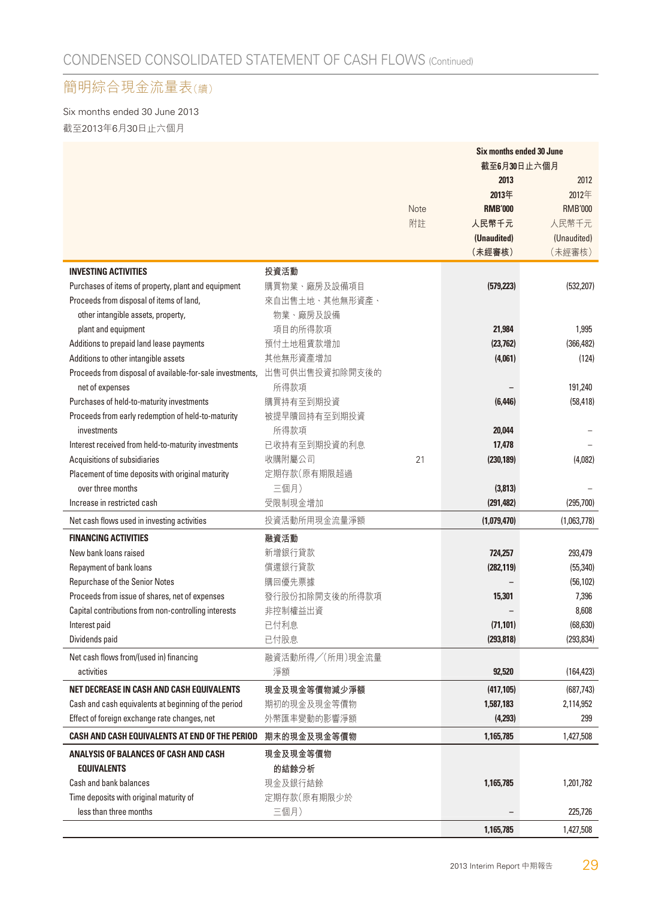# CONDENSED CONSOLIDATED STATEMENT OF CASH FLOWS (Continued)

# 簡明綜合現金流量表(續)

Six months ended 30 June 2013

截至2013年6月30日止六個月

| | | Note 附註 | Six months ended 30 June 截至6月30日止六個月 2013 2013年 RMB'000 人民幣千元 (Unaudited) (未經審核) | 2012 2012年 RMB'000 人民幣千元 (Unaudited) (未經審核) |
|---|---|---|---|---|
| **INVESTING ACTIVITIES** | **投資活動** | | | |
| Purchases of items of property, plant and equipment | 購買物業、廠房及設備項目 | | **(579,223)** | (532,207) |
| Proceeds from disposal of items of land, other intangible assets, property, plant and equipment | 來自出售土地、其他無形資產、物業、廠房及設備項目的所得款項 | | **21,984** | 1,995 |
| Additions to prepaid land lease payments | 預付土地租賃款增加 | | **(23,762)** | (366,482) |
| Additions to other intangible assets | 其他無形資產增加 | | **(4,061)** | (124) |
| Proceeds from disposal of available-for-sale investments, net of expenses | 出售可供出售投資扣除開支後的所得款項 | | **–** | 191,240 |
| Purchases of held-to-maturity investments | 購買持有至到期投資 | | **(6,446)** | (58,418) |
| Proceeds from early redemption of held-to-maturity investments | 被提早贖回持有至到期投資所得款項 | | **20,044** | – |
| Interest received from held-to-maturity investments | 已收持有至到期投資的利息 | | **17,478** | – |
| Acquisitions of subsidiaries | 收購附屬公司 | 21 | **(230,189)** | (4,082) |
| Placement of time deposits with original maturity over three months | 定期存款(原有期限超過三個月) | | **(3,813)** | – |
| Increase in restricted cash | 受限制現金增加 | | **(291,482)** | (295,700) |
| Net cash flows used in investing activities | 投資活動所用現金流量淨額 | | **(1,079,470)** | (1,063,778) |
| **FINANCING ACTIVITIES** | **融資活動** | | | |
| New bank loans raised | 新增銀行貸款 | | **724,257** | 293,479 |
| Repayment of bank loans | 償還銀行貸款 | | **(282,119)** | (55,340) |
| Repurchase of the Senior Notes | 購回優先票據 | | **–** | (56,102) |
| Proceeds from issue of shares, net of expenses | 發行股份扣除開支後的所得款項 | | **15,301** | 7,396 |
| Capital contributions from non-controlling interests | 非控制權益出資 | | **–** | 8,608 |
| Interest paid | 已付利息 | | **(71,101)** | (68,630) |
| Dividends paid | 已付股息 | | **(293,818)** | (293,834) |
| Net cash flows from/(used in) financing activities | 融資活動所得/(所用)現金流量淨額 | | **92,520** | (164,423) |
| **NET DECREASE IN CASH AND CASH EQUIVALENTS** | **現金及現金等價物減少淨額** | | **(417,105)** | (687,743) |
| Cash and cash equivalents at beginning of the period | 期初的現金及現金等價物 | | **1,587,183** | 2,114,952 |
| Effect of foreign exchange rate changes, net | 外幣匯率變動的影響淨額 | | **(4,293)** | 299 |
| **CASH AND CASH EQUIVALENTS AT END OF THE PERIOD** | **期末的現金及現金等價物** | | **1,165,785** | 1,427,508 |
| **ANALYSIS OF BALANCES OF CASH AND CASH EQUIVALENTS** | **現金及現金等價物的結餘分析** | | | |
| Cash and bank balances | 現金及銀行結餘 | | **1,165,785** | 1,201,782 |
| Time deposits with original maturity of less than three months | 定期存款(原有期限少於三個月) | | **–** | 225,726 |
| | | | **1,165,785** | 1,427,508 |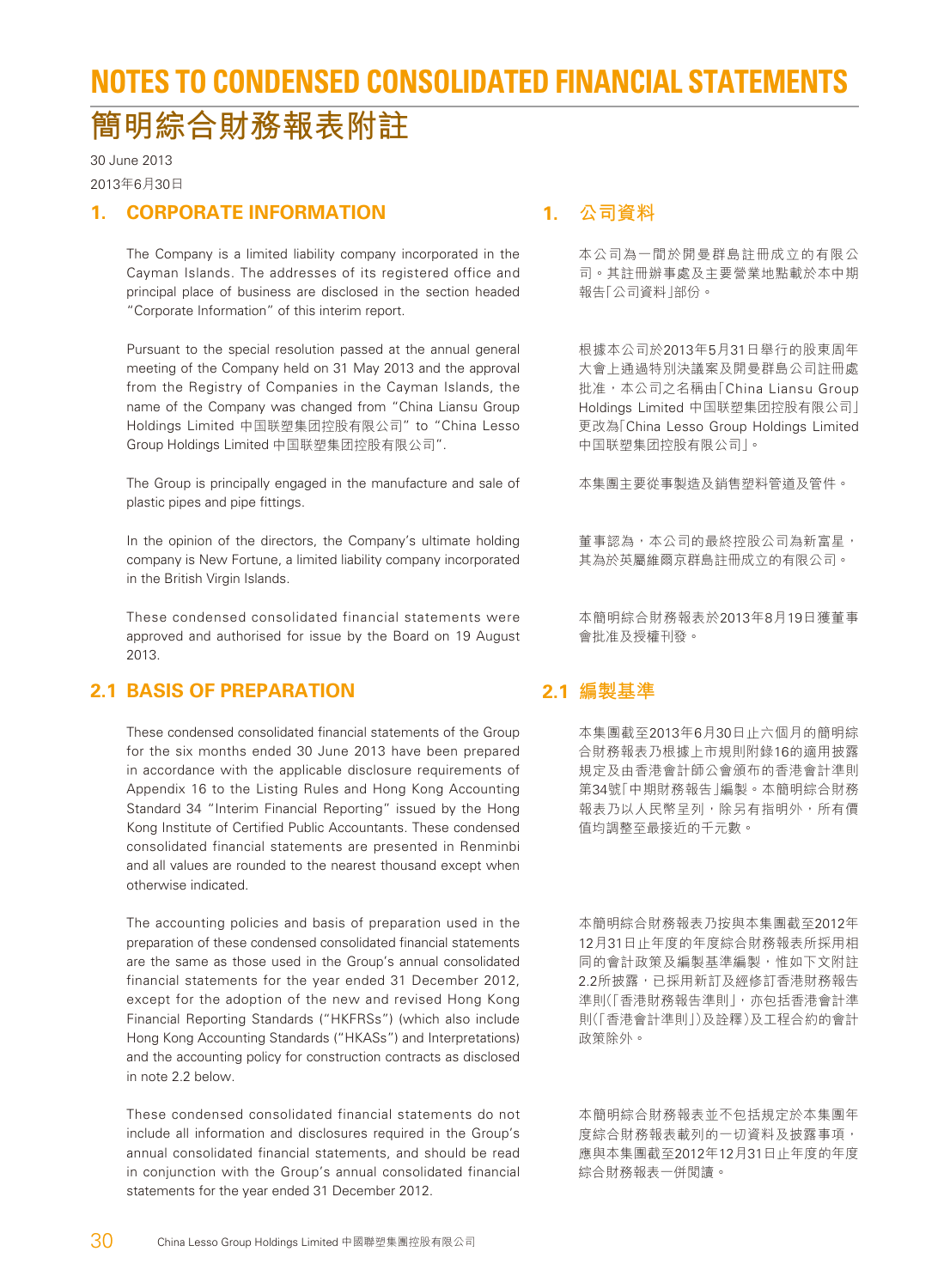# NOTES TO CONDENSED CONSOLIDATED FINANCIAL STATEMENTS

# 簡明綜合財務報表附註

30 June 2013

2013年6月30日

## 1. CORPORATE INFORMATION

The Company is a limited liability company incorporated in the Cayman Islands. The addresses of its registered office and principal place of business are disclosed in the section headed "Corporate Information" of this interim report.

Pursuant to the special resolution passed at the annual general meeting of the Company held on 31 May 2013 and the approval from the Registry of Companies in the Cayman Islands, the name of the Company was changed from "China Liansu Group Holdings Limited 中国联塑集团控股有限公司" to "China Lesso Group Holdings Limited 中国联塑集团控股有限公司".

The Group is principally engaged in the manufacture and sale of plastic pipes and pipe fittings.

In the opinion of the directors, the Company's ultimate holding company is New Fortune, a limited liability company incorporated in the British Virgin Islands.

These condensed consolidated financial statements were approved and authorised for issue by the Board on 19 August 2013.

## 1. 公司資料

本公司為一間於開曼群島註冊成立的有限公司。其註冊辦事處及主要營業地點載於本中期報告「公司資料」部份。

根據本公司於2013年5月31日舉行的股東周年大會上通過特別決議案及開曼群島公司註冊處批准，本公司之名稱由「China Liansu Group Holdings Limited 中国联塑集团控股有限公司」更改為「China Lesso Group Holdings Limited 中国联塑集团控股有限公司」。

本集團主要從事製造及銷售塑料管道及管件。

董事認為，本公司的最終控股公司為新富星，其為於英屬維爾京群島註冊成立的有限公司。

本簡明綜合財務報表於2013年8月19日獲董事會批准及授權刊發。

## 2.1 BASIS OF PREPARATION

These condensed consolidated financial statements of the Group for the six months ended 30 June 2013 have been prepared in accordance with the applicable disclosure requirements of Appendix 16 to the Listing Rules and Hong Kong Accounting Standard 34 "Interim Financial Reporting" issued by the Hong Kong Institute of Certified Public Accountants. These condensed consolidated financial statements are presented in Renminbi and all values are rounded to the nearest thousand except when otherwise indicated.

The accounting policies and basis of preparation used in the preparation of these condensed consolidated financial statements are the same as those used in the Group's annual consolidated financial statements for the year ended 31 December 2012, except for the adoption of the new and revised Hong Kong Financial Reporting Standards ("HKFRSs") (which also include Hong Kong Accounting Standards ("HKASs") and Interpretations) and the accounting policy for construction contracts as disclosed in note 2.2 below.

These condensed consolidated financial statements do not include all information and disclosures required in the Group's annual consolidated financial statements, and should be read in conjunction with the Group's annual consolidated financial statements for the year ended 31 December 2012.

## 2.1 編製基準

本集團截至2013年6月30日止六個月的簡明綜合財務報表乃根據上市規則附錄16的適用披露規定及由香港會計師公會頒布的香港會計準則第34號「中期財務報告」編製。本簡明綜合財務報表乃以人民幣呈列，除另有指明外，所有價值均調整至最接近的千元數。

本簡明綜合財務報表乃按與本集團截至2012年12月31日止年度的年度綜合財務報表所採用相同的會計政策及編製基準編製，惟如下文附註2.2所披露，已採用新訂及經修訂香港財務報告準則(「香港財務報告準則」，亦包括香港會計準則(「香港會計準則」)及詮釋)及工程合約的會計政策除外。

本簡明綜合財務報表並不包括規定於本集團年度綜合財務報表載列的一切資料及披露事項，應與本集團截至2012年12月31日止年度的年度綜合財務報表一併閱讀。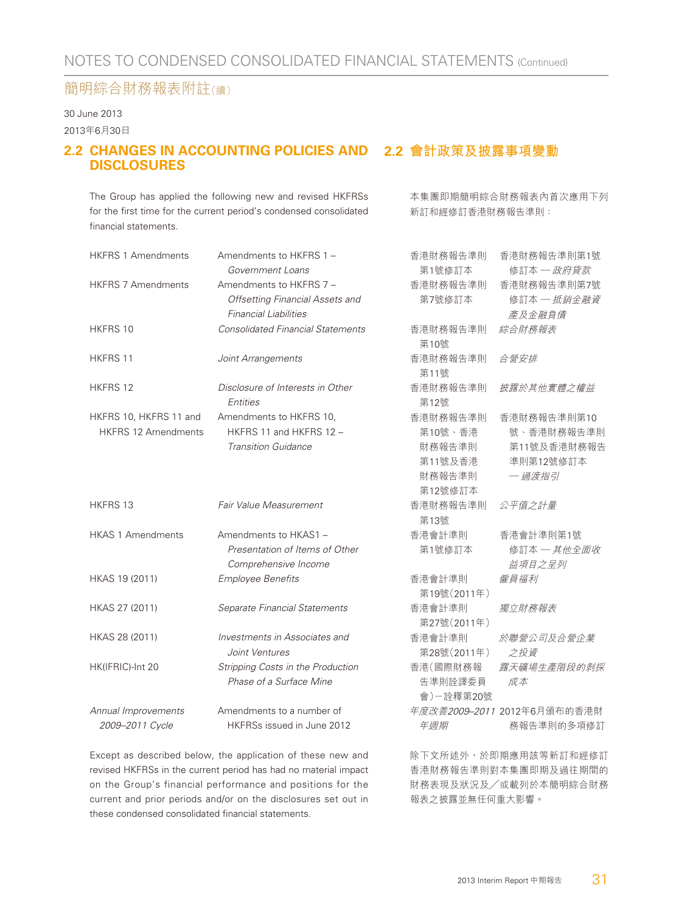# NOTES TO CONDENSED CONSOLIDATED FINANCIAL STATEMENTS (Continued)

# 簡明綜合財務報表附註（續）

30 June 2013

2013年6月30日

## 2.2 CHANGES IN ACCOUNTING POLICIES AND DISCLOSURES

The Group has applied the following new and revised HKFRSs for the first time for the current period's condensed consolidated financial statements.

| | |
|---|---|
| HKFRS 1 Amendments | Amendments to HKFRS 1 – *Government Loans* |
| HKFRS 7 Amendments | Amendments to HKFRS 7 – *Offsetting Financial Assets and Financial Liabilities* |
| HKFRS 10 | *Consolidated Financial Statements* |
| HKFRS 11 | *Joint Arrangements* |
| HKFRS 12 | *Disclosure of Interests in Other Entities* |
| HKFRS 10, HKFRS 11 and HKFRS 12 Amendments | Amendments to HKFRS 10, HKFRS 11 and HKFRS 12 – *Transition Guidance* |
| HKFRS 13 | *Fair Value Measurement* |
| HKAS 1 Amendments | Amendments to HKAS1 – *Presentation of Items of Other Comprehensive Income* |
| HKAS 19 (2011) | *Employee Benefits* |
| HKAS 27 (2011) | *Separate Financial Statements* |
| HKAS 28 (2011) | *Investments in Associates and Joint Ventures* |
| HK(IFRIC)-Int 20 | *Stripping Costs in the Production Phase of a Surface Mine* |
| *Annual Improvements 2009–2011 Cycle* | Amendments to a number of HKFRSs issued in June 2012 |

Except as described below, the application of these new and revised HKFRSs in the current period has had no material impact on the Group's financial performance and positions for the current and prior periods and/or on the disclosures set out in these condensed consolidated financial statements.

## 2.2 會計政策及披露事項變動

本集團即期簡明綜合財務報表內首次應用下列新訂和經修訂香港財務報告準則：

| | |
|---|---|
| 香港財務報告準則第1號修訂本 | 香港財務報告準則第1號修訂本 — *政府貸款* |
| 香港財務報告準則第7號修訂本 | 香港財務報告準則第7號修訂本 — *抵銷金融資產及金融負債* |
| 香港財務報告準則第10號 | *綜合財務報表* |
| 香港財務報告準則第11號 | *合營安排* |
| 香港財務報告準則第12號 | *披露於其他實體之權益* |
| 香港財務報告準則第10號、香港財務報告準則第11號及香港財務報告準則第12號修訂本 | 香港財務報告準則第10號、香港財務報告準則第11號及香港財務報告準則第12號修訂本 — *過渡指引* |
| 香港財務報告準則第13號 | *公平值之計量* |
| 香港會計準則第1號修訂本 | 香港會計準則第1號修訂本 — *其他全面收益項目之呈列* |
| 香港會計準則第19號（2011年） | *僱員福利* |
| 香港會計準則第27號（2011年） | *獨立財務報表* |
| 香港會計準則第28號（2011年） | *於聯營公司及合營企業之投資* |
| 香港（國際財務報告準則詮釋委員會）－詮釋第20號 | *露天礦場生產階段的剝採成本* |
| *年度改善2009–2011年週期* | 2012年6月頒布的香港財務報告準則的多項修訂 |

除下文所述外，於即期應用該等新訂和經修訂香港財務報告準則對本集團即期及過往期間的財務表現及狀況及／或載列於本簡明綜合財務報表之披露並無任何重大影響。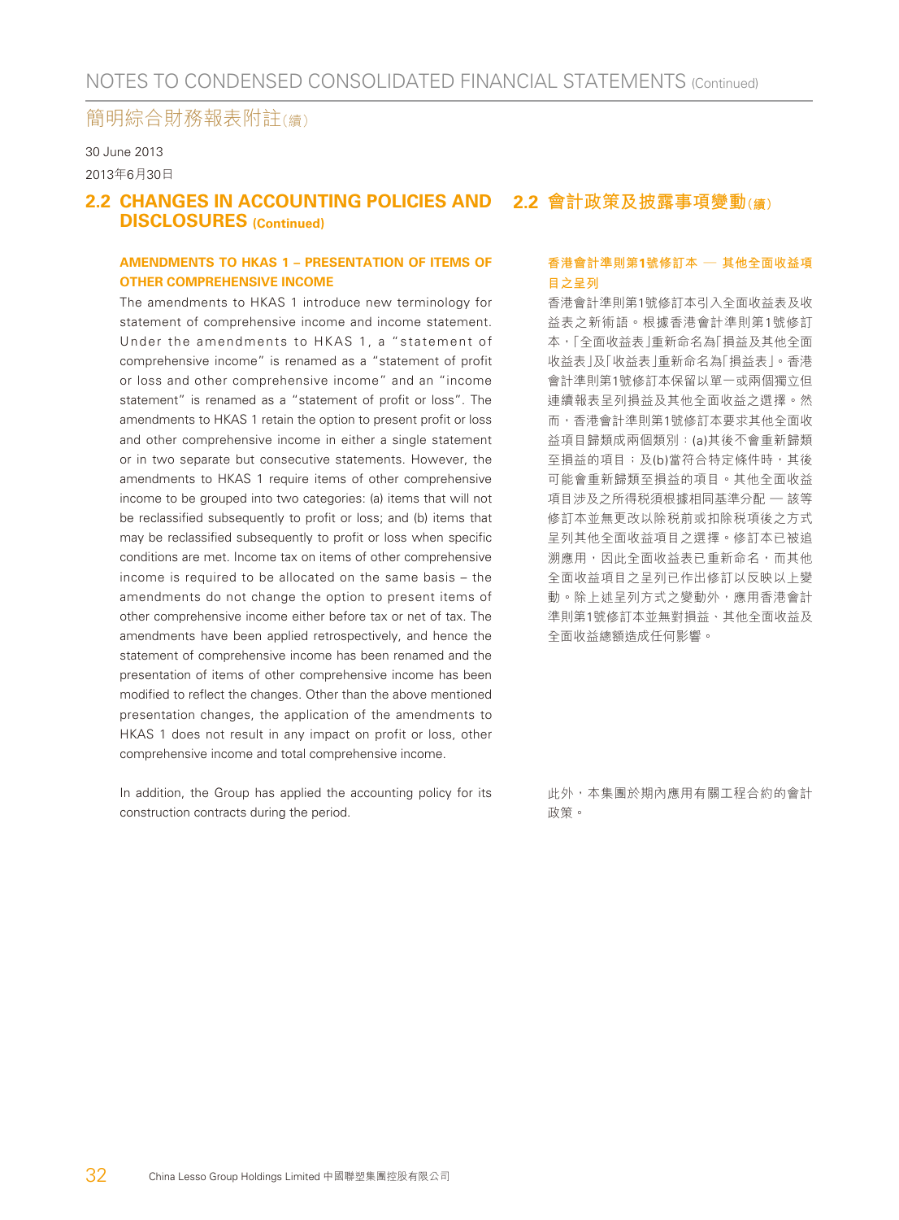# NOTES TO CONDENSED CONSOLIDATED FINANCIAL STATEMENTS (Continued)

# 簡明綜合財務報表附註(續)

30 June 2013

2013年6月30日

## 2.2 CHANGES IN ACCOUNTING POLICIES AND DISCLOSURES (Continued)

### AMENDMENTS TO HKAS 1 – PRESENTATION OF ITEMS OF OTHER COMPREHENSIVE INCOME

The amendments to HKAS 1 introduce new terminology for statement of comprehensive income and income statement. Under the amendments to HKAS 1, a "statement of comprehensive income" is renamed as a "statement of profit or loss and other comprehensive income" and an "income statement" is renamed as a "statement of profit or loss". The amendments to HKAS 1 retain the option to present profit or loss and other comprehensive income in either a single statement or in two separate but consecutive statements. However, the amendments to HKAS 1 require items of other comprehensive income to be grouped into two categories: (a) items that will not be reclassified subsequently to profit or loss; and (b) items that may be reclassified subsequently to profit or loss when specific conditions are met. Income tax on items of other comprehensive income is required to be allocated on the same basis – the amendments do not change the option to present items of other comprehensive income either before tax or net of tax. The amendments have been applied retrospectively, and hence the statement of comprehensive income has been renamed and the presentation of items of other comprehensive income has been modified to reflect the changes. Other than the above mentioned presentation changes, the application of the amendments to HKAS 1 does not result in any impact on profit or loss, other comprehensive income and total comprehensive income.

In addition, the Group has applied the accounting policy for its construction contracts during the period.

## 2.2 會計政策及披露事項變動(續)

### 香港會計準則第1號修訂本 — 其他全面收益項目之呈列

香港會計準則第1號修訂本引入全面收益表及收益表之新術語。根據香港會計準則第1號修訂本，「全面收益表」重新命名為「損益及其他全面收益表」及「收益表」重新命名為「損益表」。香港會計準則第1號修訂本保留以單一或兩個獨立但連續報表呈列損益及其他全面收益之選擇。然而，香港會計準則第1號修訂本要求其他全面收益項目歸類成兩個類別：(a)其後不會重新歸類至損益的項目；及(b)當符合特定條件時，其後可能會重新歸類至損益的項目。其他全面收益項目涉及之所得稅須根據相同基準分配 — 該等修訂本並無更改以除稅前或扣除稅項後之方式呈列其他全面收益項目之選擇。修訂本已被追溯應用，因此全面收益表已重新命名，而其他全面收益項目之呈列已作出修訂以反映以上變動。除上述呈列方式之變動外，應用香港會計準則第1號修訂本並無對損益、其他全面收益及全面收益總額造成任何影響。

此外，本集團於期內應用有關工程合約的會計政策。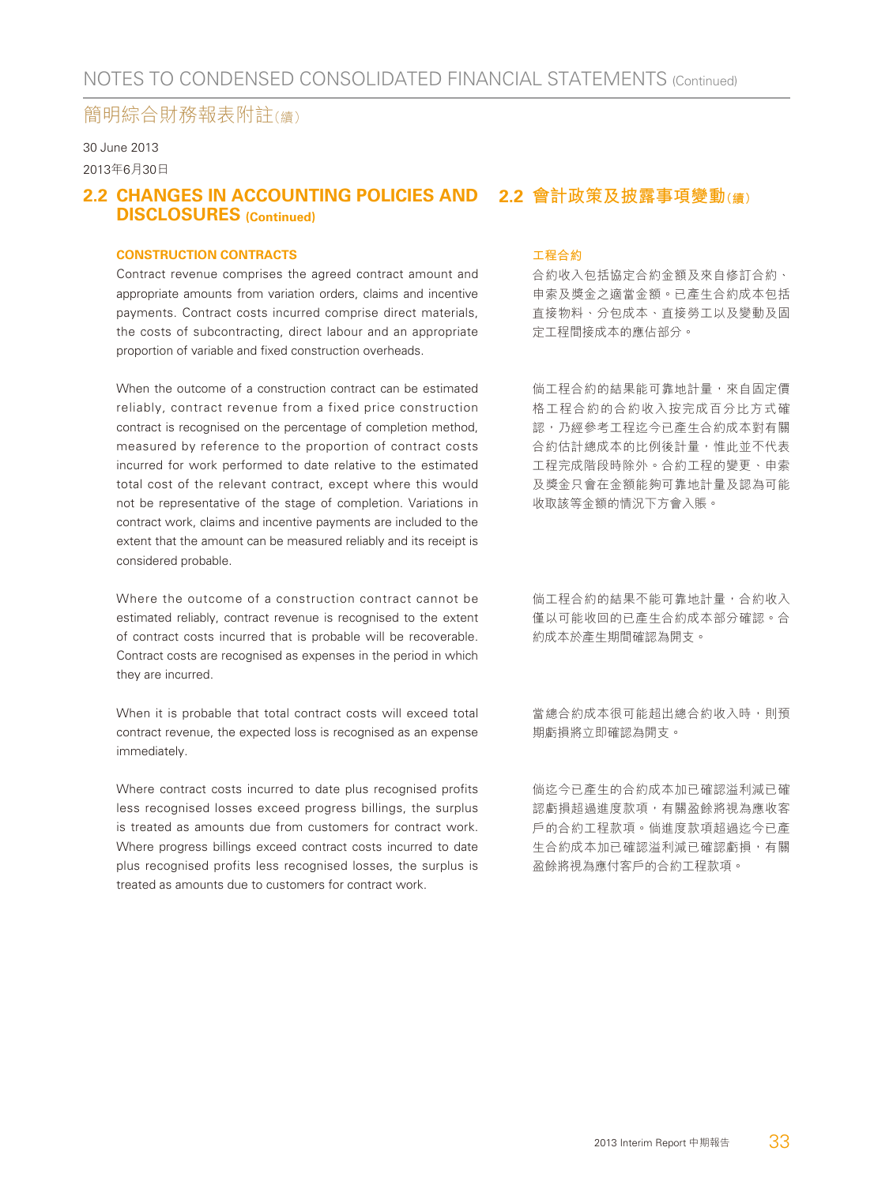30 June 2013
2013年6月30日

## 2.2 CHANGES IN ACCOUNTING POLICIES AND DISCLOSURES (Continued)

### CONSTRUCTION CONTRACTS

Contract revenue comprises the agreed contract amount and appropriate amounts from variation orders, claims and incentive payments. Contract costs incurred comprise direct materials, the costs of subcontracting, direct labour and an appropriate proportion of variable and fixed construction overheads.

When the outcome of a construction contract can be estimated reliably, contract revenue from a fixed price construction contract is recognised on the percentage of completion method, measured by reference to the proportion of contract costs incurred for work performed to date relative to the estimated total cost of the relevant contract, except where this would not be representative of the stage of completion. Variations in contract work, claims and incentive payments are included to the extent that the amount can be measured reliably and its receipt is considered probable.

Where the outcome of a construction contract cannot be estimated reliably, contract revenue is recognised to the extent of contract costs incurred that is probable will be recoverable. Contract costs are recognised as expenses in the period in which they are incurred.

When it is probable that total contract costs will exceed total contract revenue, the expected loss is recognised as an expense immediately.

Where contract costs incurred to date plus recognised profits less recognised losses exceed progress billings, the surplus is treated as amounts due from customers for contract work. Where progress billings exceed contract costs incurred to date plus recognised profits less recognised losses, the surplus is treated as amounts due to customers for contract work.

## 2.2 會計政策及披露事項變動(續)

### 工程合約

合約收入包括協定合約金額及來自修訂合約、申索及獎金之適當金額。已產生合約成本包括直接物料、分包成本、直接勞工以及變動及固定工程間接成本的應佔部分。

倘工程合約的結果能可靠地計量，來自固定價格工程合約的合約收入按完成百分比方式確認，乃經參考工程迄今已產生合約成本對有關合約估計總成本的比例後計量，惟此並不代表工程完成階段時除外。合約工程的變更、申索及獎金只會在金額能夠可靠地計量及認為可能收取該等金額的情況下方會入賬。

倘工程合約的結果不能可靠地計量，合約收入僅以可能收回的已產生合約成本部分確認。合約成本於產生期間確認為開支。

當總合約成本很可能超出總合約收入時，則預期虧損將立即確認為開支。

倘迄今已產生的合約成本加已確認溢利減已確認虧損超過進度款項，有關盈餘將視為應收客戶的合約工程款項。倘進度款項超過迄今已產生合約成本加已確認溢利減已確認虧損，有關盈餘將視為應付客戶的合約工程款項。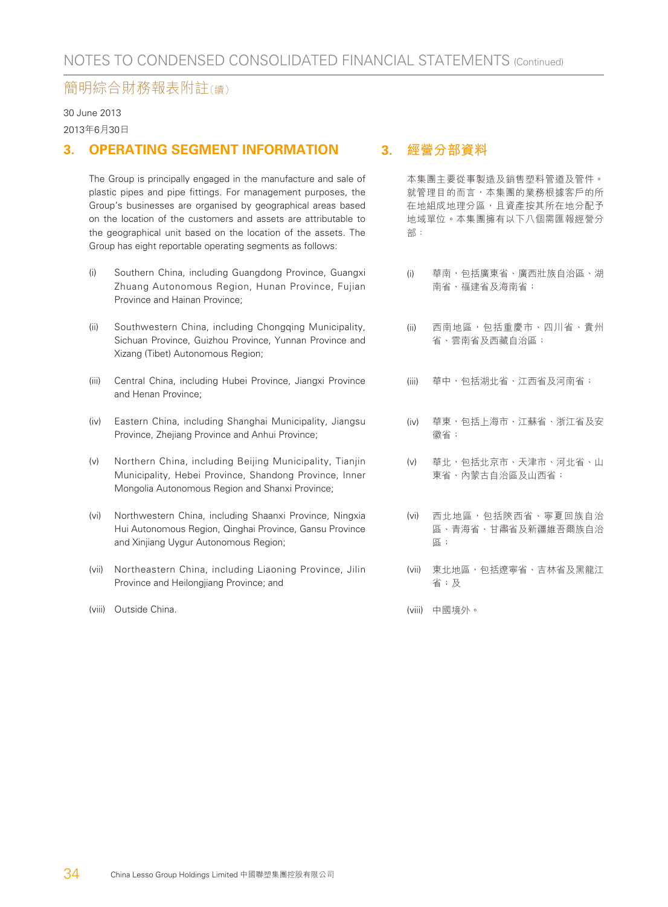30 June 2013

2013年6月30日

## 3. OPERATING SEGMENT INFORMATION

The Group is principally engaged in the manufacture and sale of plastic pipes and pipe fittings. For management purposes, the Group's businesses are organised by geographical areas based on the location of the customers and assets are attributable to the geographical unit based on the location of the assets. The Group has eight reportable operating segments as follows:

(i) Southern China, including Guangdong Province, Guangxi Zhuang Autonomous Region, Hunan Province, Fujian Province and Hainan Province;

(ii) Southwestern China, including Chongqing Municipality, Sichuan Province, Guizhou Province, Yunnan Province and Xizang (Tibet) Autonomous Region;

(iii) Central China, including Hubei Province, Jiangxi Province and Henan Province;

(iv) Eastern China, including Shanghai Municipality, Jiangsu Province, Zhejiang Province and Anhui Province;

(v) Northern China, including Beijing Municipality, Tianjin Municipality, Hebei Province, Shandong Province, Inner Mongolia Autonomous Region and Shanxi Province;

(vi) Northwestern China, including Shaanxi Province, Ningxia Hui Autonomous Region, Qinghai Province, Gansu Province and Xinjiang Uygur Autonomous Region;

(vii) Northeastern China, including Liaoning Province, Jilin Province and Heilongjiang Province; and

(viii) Outside China.

## 3. 經營分部資料

本集團主要從事製造及銷售塑料管道及管件。就管理目的而言，本集團的業務根據客戶的所在地組成地理分區，且資產按其所在地分配予地域單位。本集團擁有以下八個需匯報經營分部：

(i) 華南，包括廣東省、廣西壯族自治區、湖南省、福建省及海南省；

(ii) 西南地區，包括重慶市、四川省、貴州省、雲南省及西藏自治區；

(iii) 華中，包括湖北省、江西省及河南省；

(iv) 華東，包括上海市、江蘇省、浙江省及安徽省；

(v) 華北，包括北京市、天津市、河北省、山東省、內蒙古自治區及山西省；

(vi) 西北地區，包括陝西省、寧夏回族自治區、青海省、甘肅省及新疆維吾爾族自治區；

(vii) 東北地區，包括遼寧省、吉林省及黑龍江省；及

(viii) 中國境外。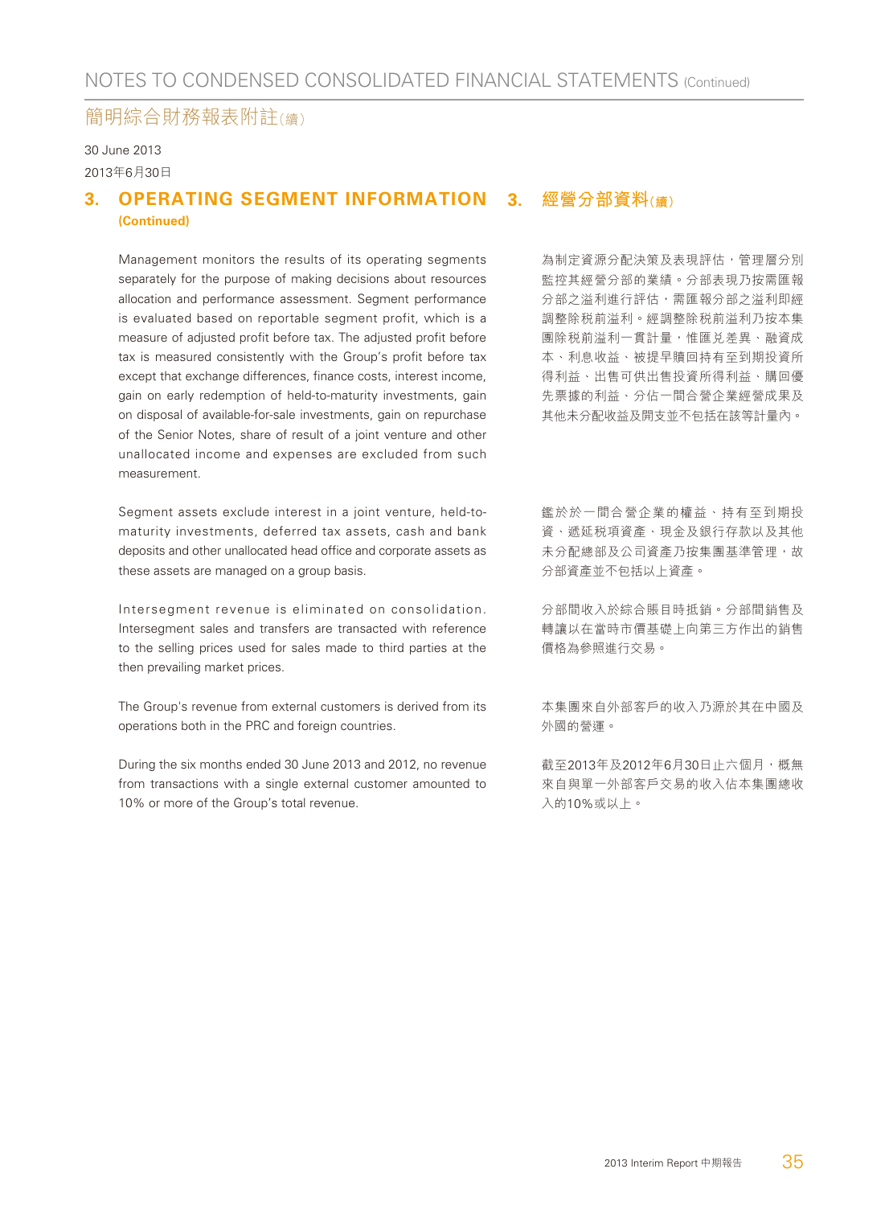30 June 2013

2013年6月30日

## 3. OPERATING SEGMENT INFORMATION (Continued)

Management monitors the results of its operating segments separately for the purpose of making decisions about resources allocation and performance assessment. Segment performance is evaluated based on reportable segment profit, which is a measure of adjusted profit before tax. The adjusted profit before tax is measured consistently with the Group's profit before tax except that exchange differences, finance costs, interest income, gain on early redemption of held-to-maturity investments, gain on disposal of available-for-sale investments, gain on repurchase of the Senior Notes, share of result of a joint venture and other unallocated income and expenses are excluded from such measurement.

Segment assets exclude interest in a joint venture, held-to-maturity investments, deferred tax assets, cash and bank deposits and other unallocated head office and corporate assets as these assets are managed on a group basis.

Intersegment revenue is eliminated on consolidation. Intersegment sales and transfers are transacted with reference to the selling prices used for sales made to third parties at the then prevailing market prices.

The Group's revenue from external customers is derived from its operations both in the PRC and foreign countries.

During the six months ended 30 June 2013 and 2012, no revenue from transactions with a single external customer amounted to 10% or more of the Group's total revenue.

## 3. 經營分部資料(續)

為制定資源分配決策及表現評估，管理層分別監控其經營分部的業績。分部表現乃按需匯報分部之溢利進行評估，需匯報分部之溢利即經調整除税前溢利。經調整除税前溢利乃按本集團除税前溢利一貫計量，惟匯兑差異、融資成本、利息收益、被提早贖回持有至到期投資所得利益、出售可供出售投資所得利益、購回優先票據的利益、分佔一間合營企業經營成果及其他未分配收益及開支並不包括在該等計量內。

鑑於於一間合營企業的權益、持有至到期投資、遞延税項資產、現金及銀行存款以及其他未分配總部及公司資產乃按集團基準管理，故分部資產並不包括以上資產。

分部間收入於綜合賬目時抵銷。分部間銷售及轉讓以在當時市價基礎上向第三方作出的銷售價格為參照進行交易。

本集團來自外部客戶的收入乃源於其在中國及外國的營運。

截至2013年及2012年6月30日止六個月，概無來自與單一外部客戶交易的收入佔本集團總收入的10%或以上。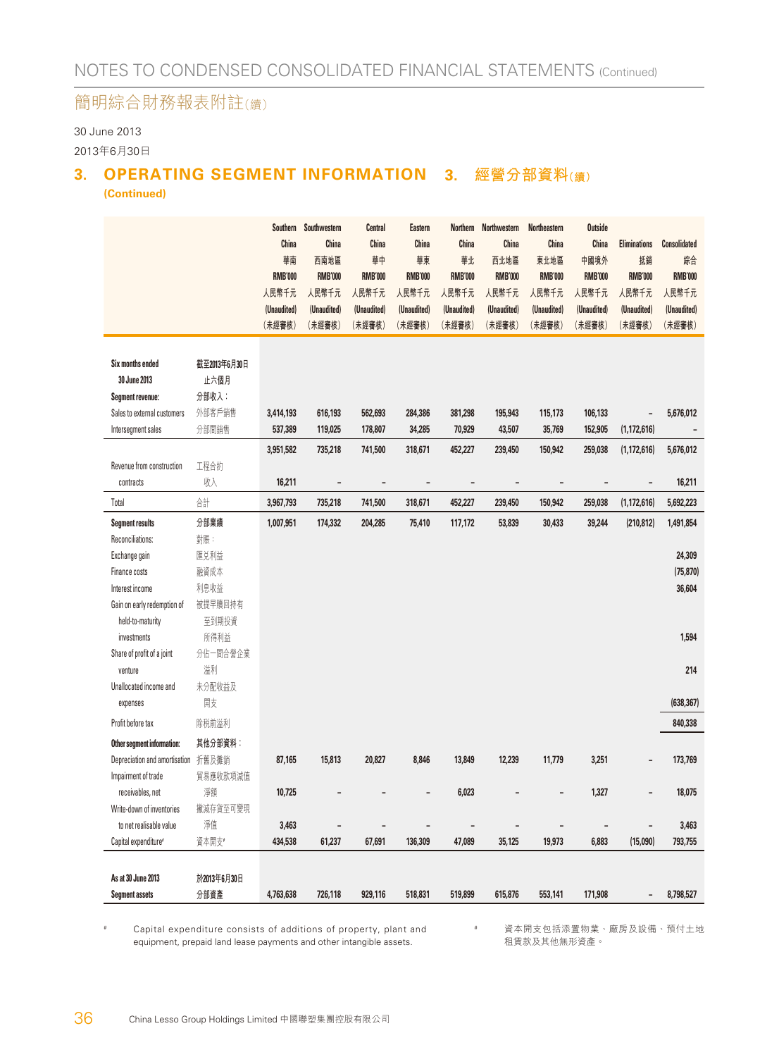30 June 2013

2013年6月30日

## 3. OPERATING SEGMENT INFORMATION (Continued)　3. 經營分部資料(續)

| | | Southern China 華南 RMB'000 人民幣千元 (Unaudited) (未經審核) | Southwestern China 西南地區 RMB'000 人民幣千元 (Unaudited) (未經審核) | Central China 華中 RMB'000 人民幣千元 (Unaudited) (未經審核) | Eastern China 華東 RMB'000 人民幣千元 (Unaudited) (未經審核) | Northern China 華北 RMB'000 人民幣千元 (Unaudited) (未經審核) | Northwestern China 西北地區 RMB'000 人民幣千元 (Unaudited) (未經審核) | Northeastern China 東北地區 RMB'000 人民幣千元 (Unaudited) (未經審核) | Outside China 中國境外 RMB'000 人民幣千元 (Unaudited) (未經審核) | Eliminations 抵銷 RMB'000 人民幣千元 (Unaudited) (未經審核) | Consolidated 綜合 RMB'000 人民幣千元 (Unaudited) (未經審核) |
|---|---|---|---|---|---|---|---|---|---|---|---|
| **Six months ended 30 June 2013** | **截至2013年6月30日止六個月** | | | | | | | | | | |
| **Segment revenue:** | **分部收入：** | | | | | | | | | | |
| Sales to external customers | 外部客戶銷售 | 3,414,193 | 616,193 | 562,693 | 284,386 | 381,298 | 195,943 | 115,173 | 106,133 | – | 5,676,012 |
| Intersegment sales | 分部間銷售 | 537,389 | 119,025 | 178,807 | 34,285 | 70,929 | 43,507 | 35,769 | 152,905 | (1,172,616) | – |
| | | 3,951,582 | 735,218 | 741,500 | 318,671 | 452,227 | 239,450 | 150,942 | 259,038 | (1,172,616) | 5,676,012 |
| Revenue from construction contracts | 工程合約收入 | 16,211 | – | – | – | – | – | – | – | – | 16,211 |
| Total | 合計 | 3,967,793 | 735,218 | 741,500 | 318,671 | 452,227 | 239,450 | 150,942 | 259,038 | (1,172,616) | 5,692,223 |
| **Segment results** | **分部業績** | 1,007,951 | 174,332 | 204,285 | 75,410 | 117,172 | 53,839 | 30,433 | 39,244 | (210,812) | 1,491,854 |
| Reconciliations: | 對賬： | | | | | | | | | | |
| Exchange gain | 匯兌利益 | | | | | | | | | | 24,309 |
| Finance costs | 融資成本 | | | | | | | | | | (75,870) |
| Interest income | 利息收益 | | | | | | | | | | 36,604 |
| Gain on early redemption of held-to-maturity investments | 被提早贖回持有至到期投資所得利益 | | | | | | | | | | 1,594 |
| Share of profit of a joint venture | 分佔一間合營企業溢利 | | | | | | | | | | 214 |
| Unallocated income and expenses | 未分配收益及開支 | | | | | | | | | | (638,367) |
| Profit before tax | 除稅前溢利 | | | | | | | | | | 840,338 |
| **Other segment information:** | **其他分部資料：** | | | | | | | | | | |
| Depreciation and amortisation | 折舊及攤銷 | 87,165 | 15,813 | 20,827 | 8,846 | 13,849 | 12,239 | 11,779 | 3,251 | – | 173,769 |
| Impairment of trade receivables, net | 貿易應收款項減值淨額 | 10,725 | – | – | – | 6,023 | – | – | 1,327 | – | 18,075 |
| Write-down of inventories to net realisable value | 撇減存貨至可變現淨值 | 3,463 | – | – | – | – | – | – | – | – | 3,463 |
| Capital expenditure# | 資本開支# | 434,538 | 61,237 | 67,691 | 136,309 | 47,089 | 35,125 | 19,973 | 6,883 | (15,090) | 793,755 |
| **As at 30 June 2013** | **於2013年6月30日** | | | | | | | | | | |
| **Segment assets** | **分部資產** | 4,763,638 | 726,118 | 929,116 | 518,831 | 519,899 | 615,876 | 553,141 | 171,908 | – | 8,798,527 |

\# Capital expenditure consists of additions of property, plant and equipment, prepaid land lease payments and other intangible assets.

\# 資本開支包括添置物業、廠房及設備、預付土地租賃款及其他無形資產。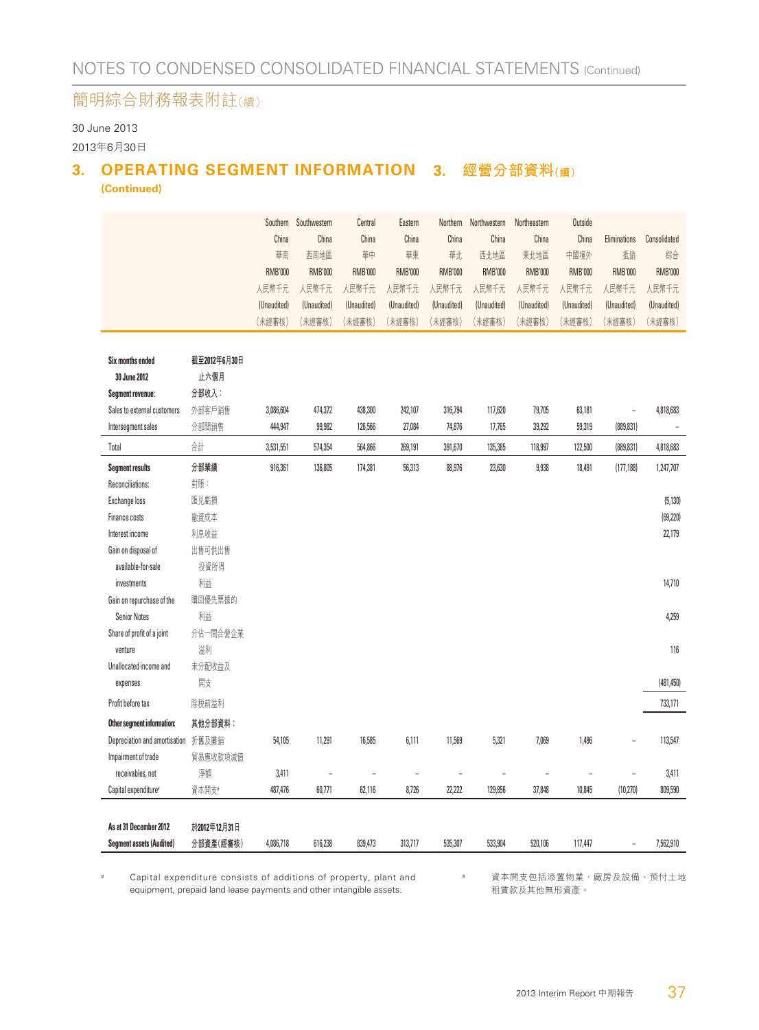# NOTES TO CONDENSED CONSOLIDATED FINANCIAL STATEMENTS (Continued)

# 簡明綜合財務報表附註(續)

30 June 2013

2013年6月30日

## 3. OPERATING SEGMENT INFORMATION (Continued) 3. 經營分部資料(續)

| | | Southern China 華南 RMB'000 人民幣千元 (Unaudited) (未經審核) | Southwestern China 西南地區 RMB'000 人民幣千元 (Unaudited) (未經審核) | Central China 華中 RMB'000 人民幣千元 (Unaudited) (未經審核) | Eastern China 華東 RMB'000 人民幣千元 (Unaudited) (未經審核) | Northern China 華北 RMB'000 人民幣千元 (Unaudited) (未經審核) | Northwestern China 西北地區 RMB'000 人民幣千元 (Unaudited) (未經審核) | Northeastern China 東北地區 RMB'000 人民幣千元 (Unaudited) (未經審核) | Outside China 中國境外 RMB'000 人民幣千元 (Unaudited) (未經審核) | Eliminations 抵銷 RMB'000 人民幣千元 (Unaudited) (未經審核) | Consolidated 綜合 RMB'000 人民幣千元 (Unaudited) (未經審核) |
|---|---|---|---|---|---|---|---|---|---|---|---|
| **Six months ended 30 June 2012** | **截至2012年6月30日止六個月** | | | | | | | | | | |
| **Segment revenue:** | **分部收入:** | | | | | | | | | | |
| Sales to external customers | 外部客戶銷售 | 3,086,604 | 474,372 | 438,300 | 242,107 | 316,794 | 117,620 | 79,705 | 63,181 | – | 4,818,683 |
| Intersegment sales | 分部間銷售 | 444,947 | 99,982 | 126,566 | 27,084 | 74,876 | 17,765 | 39,292 | 59,319 | (889,831) | – |
| Total | 合計 | 3,531,551 | 574,354 | 564,866 | 269,191 | 391,670 | 135,385 | 118,997 | 122,500 | (889,831) | 4,818,683 |
| **Segment results** | **分部業績** | 916,361 | 136,805 | 174,381 | 56,313 | 88,976 | 23,630 | 9,938 | 18,491 | (177,188) | 1,247,707 |
| Reconciliations: | 對賬: | | | | | | | | | | |
| Exchange loss | 匯兌虧損 | | | | | | | | | | (5,130) |
| Finance costs | 融資成本 | | | | | | | | | | (69,220) |
| Interest income | 利息收益 | | | | | | | | | | 22,179 |
| Gain on disposal of available-for-sale investments | 出售可供出售投資所得利益 | | | | | | | | | | 14,710 |
| Gain on repurchase of the Senior Notes | 購回優先票據的利益 | | | | | | | | | | 4,259 |
| Share of profit of a joint venture | 分佔一間合營企業溢利 | | | | | | | | | | 116 |
| Unallocated income and expenses | 未分配收益及開支 | | | | | | | | | | (481,450) |
| Profit before tax | 除稅前溢利 | | | | | | | | | | 733,171 |
| **Other segment information:** | **其他分部資料:** | | | | | | | | | | |
| Depreciation and amortisation | 折舊及攤銷 | 54,105 | 11,291 | 16,585 | 6,111 | 11,569 | 5,321 | 7,069 | 1,496 | – | 113,547 |
| Impairment of trade receivables, net | 貿易應收款項減值淨額 | 3,411 | – | – | – | – | – | – | – | – | 3,411 |
| Capital expenditure# | 資本開支# | 487,476 | 60,771 | 62,116 | 8,726 | 22,222 | 129,856 | 37,848 | 10,845 | (10,270) | 809,590 |
| **As at 31 December 2012** | **於2012年12月31日** | | | | | | | | | | |
| **Segment assets (Audited)** | **分部資產(經審核)** | 4,086,718 | 616,238 | 839,473 | 313,717 | 535,307 | 533,904 | 520,106 | 117,447 | – | 7,562,910 |

# Capital expenditure consists of additions of property, plant and equipment, prepaid land lease payments and other intangible assets.

# 資本開支包括添置物業、廠房及設備、預付土地租賃款及其他無形資產。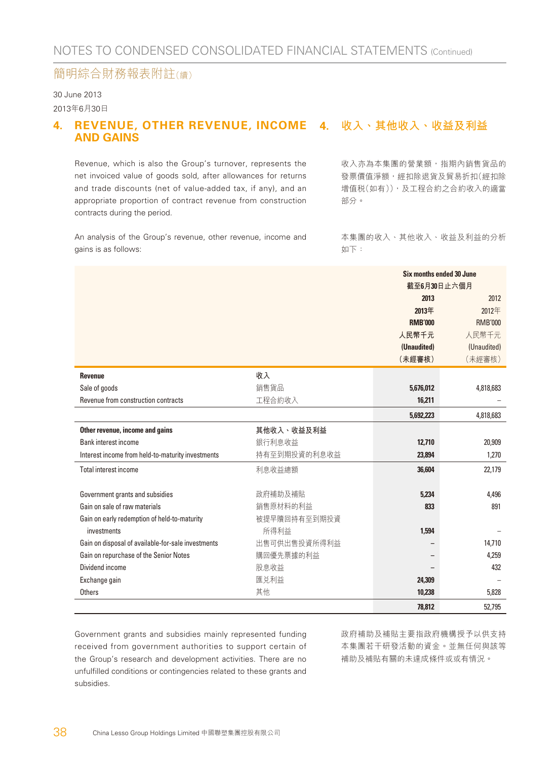# NOTES TO CONDENSED CONSOLIDATED FINANCIAL STATEMENTS (Continued)

# 簡明綜合財務報表附註(續)

30 June 2013

2013年6月30日

## 4. REVENUE, OTHER REVENUE, INCOME AND GAINS

## 4. 收入、其他收入、收益及利益

Revenue, which is also the Group's turnover, represents the net invoiced value of goods sold, after allowances for returns and trade discounts (net of value-added tax, if any), and an appropriate proportion of contract revenue from construction contracts during the period.

收入亦為本集團的營業額，指期內銷售貨品的發票價值淨額，經扣除退貨及貿易折扣(經扣除增值稅(如有))，及工程合約之合約收入的適當部分。

An analysis of the Group's revenue, other revenue, income and gains is as follows:

本集團的收入、其他收入、收益及利益的分析如下：

| | | Six months ended 30 June 截至6月30日止六個月 | |
|---|---|---|---|
| | | **2013** **2013年** **RMB'000** **人民幣千元** **(Unaudited)** **(未經審核)** | 2012 2012年 RMB'000 人民幣千元 (Unaudited) (未經審核) |
| **Revenue** | **收入** | | |
| Sale of goods | 銷售貨品 | **5,676,012** | 4,818,683 |
| Revenue from construction contracts | 工程合約收入 | **16,211** | – |
| | | **5,692,223** | 4,818,683 |
| **Other revenue, income and gains** | **其他收入、收益及利益** | | |
| Bank interest income | 銀行利息收益 | **12,710** | 20,909 |
| Interest income from held-to-maturity investments | 持有至到期投資的利息收益 | **23,894** | 1,270 |
| Total interest income | 利息收益總額 | **36,604** | 22,179 |
| Government grants and subsidies | 政府補助及補貼 | **5,234** | 4,496 |
| Gain on sale of raw materials | 銷售原材料的利益 | **833** | 891 |
| Gain on early redemption of held-to-maturity investments | 被提早贖回持有至到期投資所得利益 | **1,594** | – |
| Gain on disposal of available-for-sale investments | 出售可供出售投資所得利益 | **–** | 14,710 |
| Gain on repurchase of the Senior Notes | 購回優先票據的利益 | **–** | 4,259 |
| Dividend income | 股息收益 | **–** | 432 |
| Exchange gain | 匯兑利益 | **24,309** | – |
| Others | 其他 | **10,238** | 5,828 |
| | | **78,812** | 52,795 |

Government grants and subsidies mainly represented funding received from government authorities to support certain of the Group's research and development activities. There are no unfulfilled conditions or contingencies related to these grants and subsidies.

政府補助及補貼主要指政府機構授予以供支持本集團若干研發活動的資金。並無任何與該等補助及補貼有關的未達成條件或或有情況。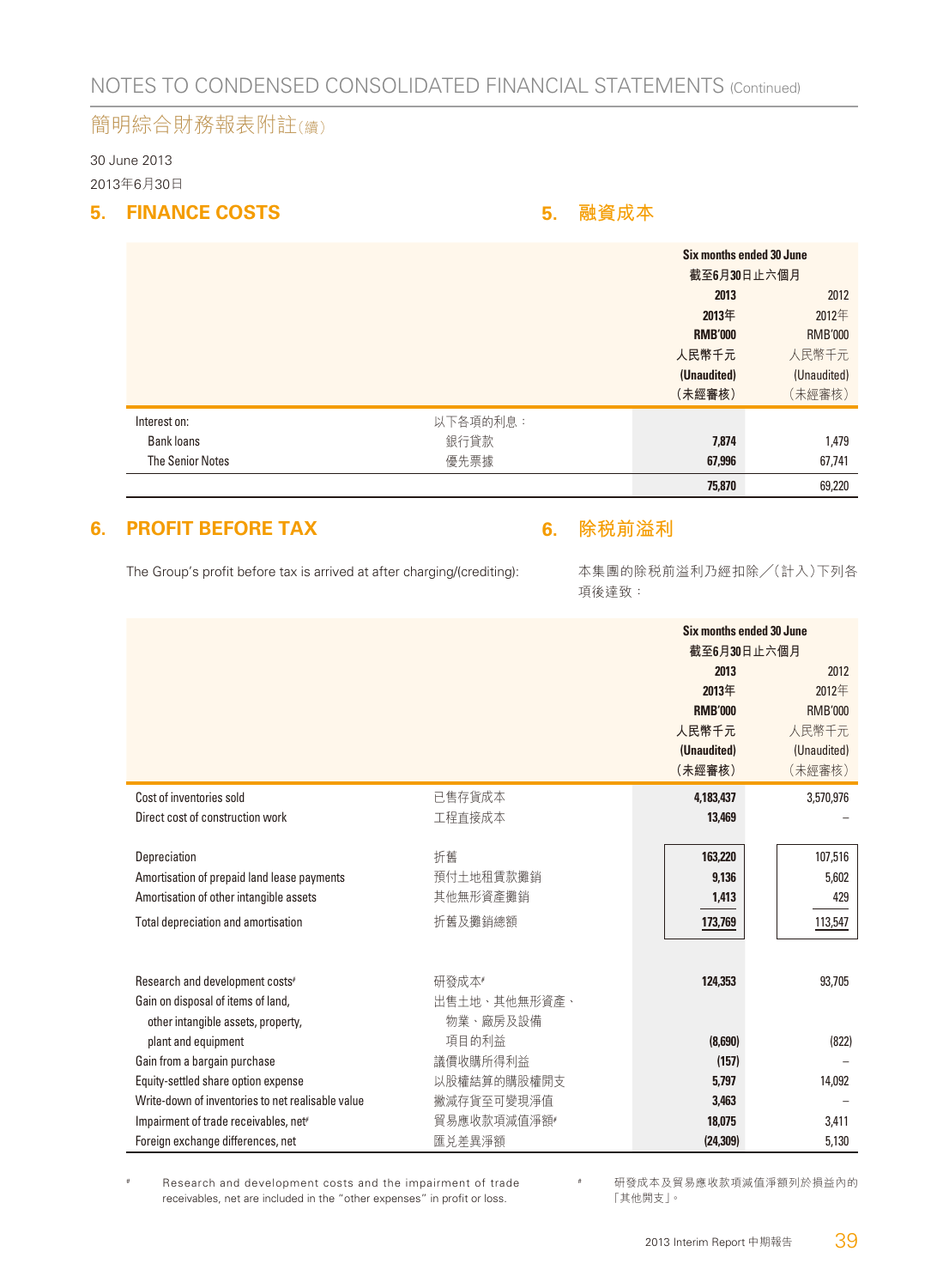# NOTES TO CONDENSED CONSOLIDATED FINANCIAL STATEMENTS (Continued)

# 簡明綜合財務報表附註(續)

30 June 2013

2013年6月30日

## 5. FINANCE COSTS 5. 融資成本

| | | Six months ended 30 June 截至6月30日止六個月 | |
|---|---|---|---|
| | | **2013** **2013年** **RMB'000** **人民幣千元** **(Unaudited)** **(未經審核)** | 2012 2012年 RMB'000 人民幣千元 (Unaudited) (未經審核) |
| Interest on: | 以下各項的利息： | | |
| Bank loans | 銀行貸款 | **7,874** | 1,479 |
| The Senior Notes | 優先票據 | **67,996** | 67,741 |
| | | **75,870** | 69,220 |

## 6. PROFIT BEFORE TAX 6. 除稅前溢利

The Group's profit before tax is arrived at after charging/(crediting):

本集團的除稅前溢利乃經扣除／(計入)下列各項後達致：

| | | Six months ended 30 June 截至6月30日止六個月 | |
|---|---|---|---|
| | | **2013** **2013年** **RMB'000** **人民幣千元** **(Unaudited)** **(未經審核)** | 2012 2012年 RMB'000 人民幣千元 (Unaudited) (未經審核) |
| Cost of inventories sold | 已售存貨成本 | **4,183,437** | 3,570,976 |
| Direct cost of construction work | 工程直接成本 | **13,469** | – |
| Depreciation | 折舊 | **163,220** | 107,516 |
| Amortisation of prepaid land lease payments | 預付土地租賃款攤銷 | **9,136** | 5,602 |
| Amortisation of other intangible assets | 其他無形資產攤銷 | **1,413** | 429 |
| Total depreciation and amortisation | 折舊及攤銷總額 | **173,769** | 113,547 |
| Research and development costs# | 研發成本# | **124,353** | 93,705 |
| Gain on disposal of items of land, other intangible assets, property, plant and equipment | 出售土地、其他無形資產、物業、廠房及設備項目的利益 | **(8,690)** | (822) |
| Gain from a bargain purchase | 議價收購所得利益 | **(157)** | – |
| Equity-settled share option expense | 以股權結算的購股權開支 | **5,797** | 14,092 |
| Write-down of inventories to net realisable value | 撇減存貨至可變現淨值 | **3,463** | – |
| Impairment of trade receivables, net# | 貿易應收款項減值淨額# | **18,075** | 3,411 |
| Foreign exchange differences, net | 匯兑差異淨額 | **(24,309)** | 5,130 |

# Research and development costs and the impairment of trade receivables, net are included in the "other expenses" in profit or loss.

# 研發成本及貿易應收款項減值淨額列於損益內的「其他開支」。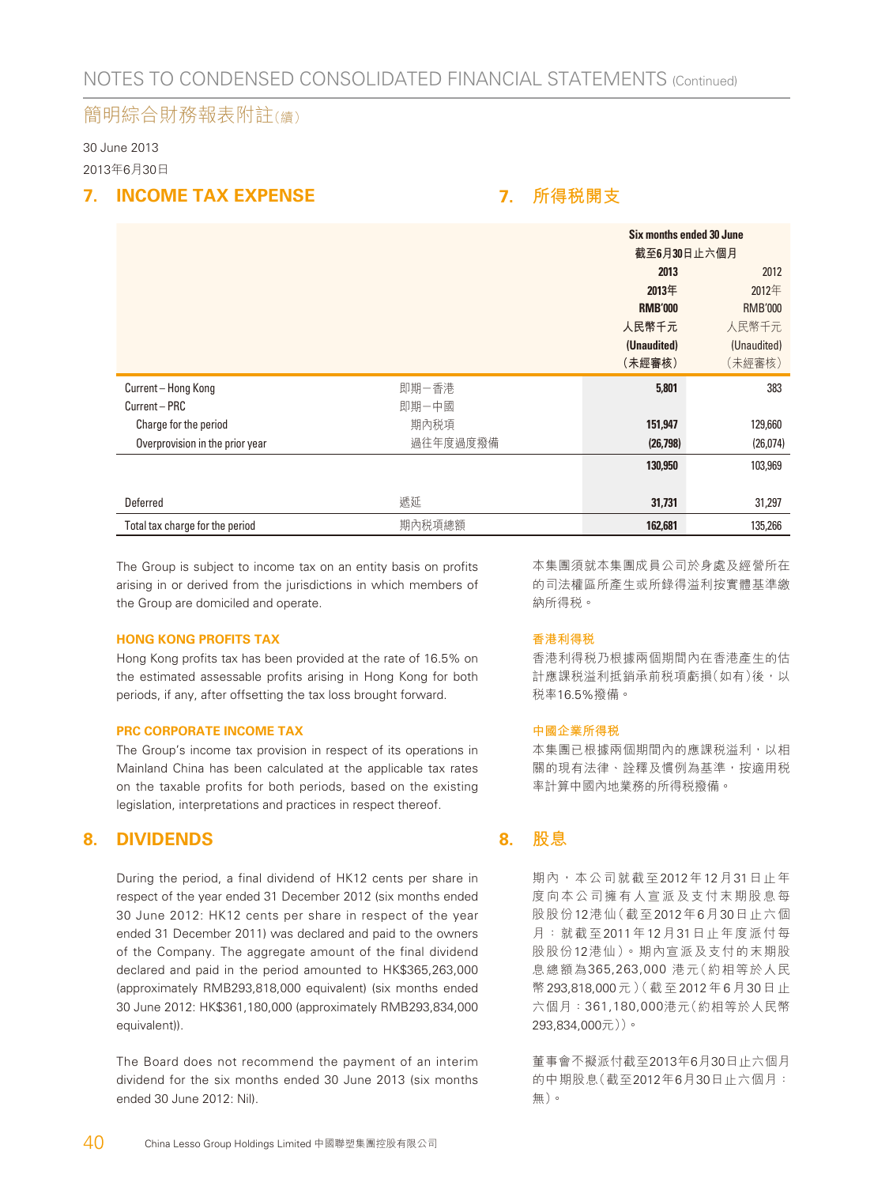# NOTES TO CONDENSED CONSOLIDATED FINANCIAL STATEMENTS (Continued)

# 簡明綜合財務報表附註(續)

30 June 2013

2013年6月30日

## 7. INCOME TAX EXPENSE

## 7. 所得稅開支

| | | Six months ended 30 June 截至6月30日止六個月 | |
|---|---|---|---|
| | | **2013** **2013年** **RMB'000** **人民幣千元** **(Unaudited)** **(未經審核)** | 2012 2012年 RMB'000 人民幣千元 (Unaudited) (未經審核) |
| Current – Hong Kong | 即期－香港 | **5,801** | 383 |
| Current – PRC | 即期－中國 | | |
| Charge for the period | 期內稅項 | **151,947** | 129,660 |
| Overprovision in the prior year | 過往年度過度撥備 | **(26,798)** | (26,074) |
| | | **130,950** | 103,969 |
| Deferred | 遞延 | **31,731** | 31,297 |
| Total tax charge for the period | 期內稅項總額 | **162,681** | 135,266 |

The Group is subject to income tax on an entity basis on profits arising in or derived from the jurisdictions in which members of the Group are domiciled and operate.

本集團須就本集團成員公司於身處及經營所在的司法權區所產生或所錄得溢利按實體基準繳納所得稅。

### HONG KONG PROFITS TAX

Hong Kong profits tax has been provided at the rate of 16.5% on the estimated assessable profits arising in Hong Kong for both periods, if any, after offsetting the tax loss brought forward.

### 香港利得稅

香港利得稅乃根據兩個期間內在香港產生的估計應課稅溢利抵銷承前稅項虧損(如有)後，以稅率16.5%撥備。

### PRC CORPORATE INCOME TAX

The Group's income tax provision in respect of its operations in Mainland China has been calculated at the applicable tax rates on the taxable profits for both periods, based on the existing legislation, interpretations and practices in respect thereof.

### 中國企業所得稅

本集團已根據兩個期間內的應課稅溢利，以相關的現有法律、詮釋及慣例為基準，按適用稅率計算中國內地業務的所得稅撥備。

## 8. DIVIDENDS

During the period, a final dividend of HK12 cents per share in respect of the year ended 31 December 2012 (six months ended 30 June 2012: HK12 cents per share in respect of the year ended 31 December 2011) was declared and paid to the owners of the Company. The aggregate amount of the final dividend declared and paid in the period amounted to HK$365,263,000 (approximately RMB293,818,000 equivalent) (six months ended 30 June 2012: HK$361,180,000 (approximately RMB293,834,000 equivalent)).

The Board does not recommend the payment of an interim dividend for the six months ended 30 June 2013 (six months ended 30 June 2012: Nil).

## 8. 股息

期內，本公司就截至2012年12月31日止年度向本公司擁有人宣派及支付末期股息每股股份12港仙(截至2012年6月30日止六個月：就截至2011年12月31日止年度派付每股股份12港仙)。期內宣派及支付的末期股息總額為365,263,000港元(約相等於人民幣293,818,000元)(截至2012年6月30日止六個月：361,180,000港元(約相等於人民幣293,834,000元))。

董事會不擬派付截至2013年6月30日止六個月的中期股息(截至2012年6月30日止六個月：無)。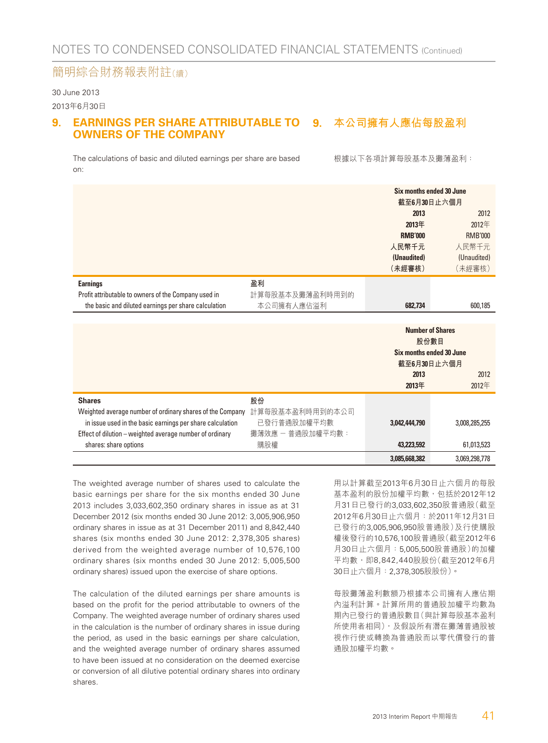# 9. EARNINGS PER SHARE ATTRIBUTABLE TO OWNERS OF THE COMPANY

# 9. 本公司擁有人應佔每股盈利

The calculations of basic and diluted earnings per share are based on:

根據以下各項計算每股基本及攤薄盈利：

| | | Six months ended 30 June<br>截至6月30日止六個月<br>2013<br>2013年<br>RMB'000<br>人民幣千元<br>(Unaudited)<br>(未經審核) | 2012<br>2012年<br>RMB'000<br>人民幣千元<br>(Unaudited)<br>(未經審核) |
|---|---|---|---|
| **Earnings** | **盈利** | | |
| Profit attributable to owners of the Company used in the basic and diluted earnings per share calculation | 計算每股基本及攤薄盈利時用到的本公司擁有人應佔溢利 | **682,734** | 600,185 |

| | | Number of Shares<br>股份數目<br>Six months ended 30 June<br>截至6月30日止六個月<br>2013<br>2013年 | 2012<br>2012年 |
|---|---|---|---|
| **Shares** | **股份** | | |
| Weighted average number of ordinary shares of the Company in issue used in the basic earnings per share calculation | 計算每股基本盈利時用到的本公司已發行普通股加權平均數 | **3,042,444,790** | 3,008,285,255 |
| Effect of dilution – weighted average number of ordinary shares: share options | 攤薄效應 – 普通股加權平均數：購股權 | **43,223,592** | 61,013,523 |
| | | **3,085,668,382** | 3,069,298,778 |

The weighted average number of shares used to calculate the basic earnings per share for the six months ended 30 June 2013 includes 3,033,602,350 ordinary shares in issue as at 31 December 2012 (six months ended 30 June 2012: 3,005,906,950 ordinary shares in issue as at 31 December 2011) and 8,842,440 shares (six months ended 30 June 2012: 2,378,305 shares) derived from the weighted average number of 10,576,100 ordinary shares (six months ended 30 June 2012: 5,005,500 ordinary shares) issued upon the exercise of share options.

用以計算截至2013年6月30日止六個月的每股基本盈利的股份加權平均數，包括於2012年12月31日已發行的3,033,602,350股普通股(截至2012年6月30日止六個月：於2011年12月31日已發行的3,005,906,950股普通股)及行使購股權後發行的10,576,100股普通股(截至2012年6月30日止六個月：5,005,500股普通股)的加權平均數，即8,842,440股股份(截至2012年6月30日止六個月：2,378,305股股份)。

The calculation of the diluted earnings per share amounts is based on the profit for the period attributable to owners of the Company. The weighted average number of ordinary shares used in the calculation is the number of ordinary shares in issue during the period, as used in the basic earnings per share calculation, and the weighted average number of ordinary shares assumed to have been issued at no consideration on the deemed exercise or conversion of all dilutive potential ordinary shares into ordinary shares.

每股攤薄盈利數額乃根據本公司擁有人應佔期內溢利計算。計算所用的普通股加權平均數為期內已發行的普通股數目(與計算每股基本盈利所使用者相同)，及假設所有潛在攤薄普通股被視作行使或轉換為普通股而以零代價發行的普通股加權平均數。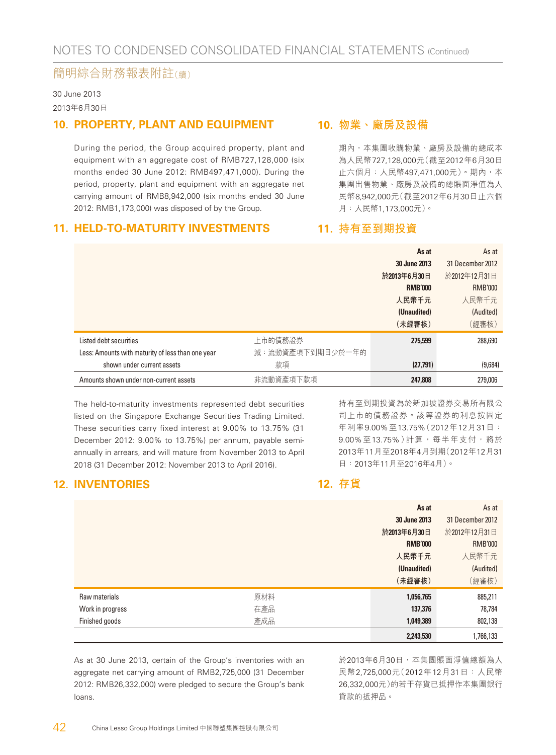# NOTES TO CONDENSED CONSOLIDATED FINANCIAL STATEMENTS (Continued)

# 簡明綜合財務報表附註(續)

30 June 2013

2013年6月30日

## 10. PROPERTY, PLANT AND EQUIPMENT

During the period, the Group acquired property, plant and equipment with an aggregate cost of RMB727,128,000 (six months ended 30 June 2012: RMB497,471,000). During the period, property, plant and equipment with an aggregate net carrying amount of RMB8,942,000 (six months ended 30 June 2012: RMB1,173,000) was disposed of by the Group.

## 10. 物業、廠房及設備

期內，本集團收購物業、廠房及設備的總成本為人民幣727,128,000元（截至2012年6月30日止六個月：人民幣497,471,000元）。期內，本集團出售物業、廠房及設備的總賬面淨值為人民幣8,942,000元（截至2012年6月30日止六個月：人民幣1,173,000元）。

## 11. HELD-TO-MATURITY INVESTMENTS

## 11. 持有至到期投資

| | | As at 30 June 2013 於2013年6月30日 RMB'000 人民幣千元 (Unaudited) (未經審核) | As at 31 December 2012 於2012年12月31日 RMB'000 人民幣千元 (Audited) (經審核) |
|---|---|---|---|
| Listed debt securities | 上市的債務證券 | 275,599 | 288,690 |
| Less: Amounts with maturity of less than one year shown under current assets | 減：流動資產項下到期日少於一年的款項 | (27,791) | (9,684) |
| Amounts shown under non-current assets | 非流動資產項下款項 | 247,808 | 279,006 |

The held-to-maturity investments represented debt securities listed on the Singapore Exchange Securities Trading Limited. These securities carry fixed interest at 9.00% to 13.75% (31 December 2012: 9.00% to 13.75%) per annum, payable semi-annually in arrears, and will mature from November 2013 to April 2018 (31 December 2012: November 2013 to April 2016).

持有至到期投資為於新加坡證券交易所有限公司上市的債務證券。該等證券的利息按固定年利率9.00%至13.75%（2012年12月31日：9.00%至13.75%）計算，每半年支付，將於2013年11月至2018年4月到期（2012年12月31日：2013年11月至2016年4月）。

## 12. INVENTORIES

## 12. 存貨

| | | As at 30 June 2013 於2013年6月30日 RMB'000 人民幣千元 (Unaudited) (未經審核) | As at 31 December 2012 於2012年12月31日 RMB'000 人民幣千元 (Audited) (經審核) |
|---|---|---|---|
| Raw materials | 原材料 | 1,056,765 | 885,211 |
| Work in progress | 在產品 | 137,376 | 78,784 |
| Finished goods | 產成品 | 1,049,389 | 802,138 |
| | | 2,243,530 | 1,766,133 |

As at 30 June 2013, certain of the Group's inventories with an aggregate net carrying amount of RMB2,725,000 (31 December 2012: RMB26,332,000) were pledged to secure the Group's bank loans.

於2013年6月30日，本集團賬面淨值總額為人民幣2,725,000元（2012年12月31日：人民幣26,332,000元）的若干存貨已抵押作本集團銀行貸款的抵押品。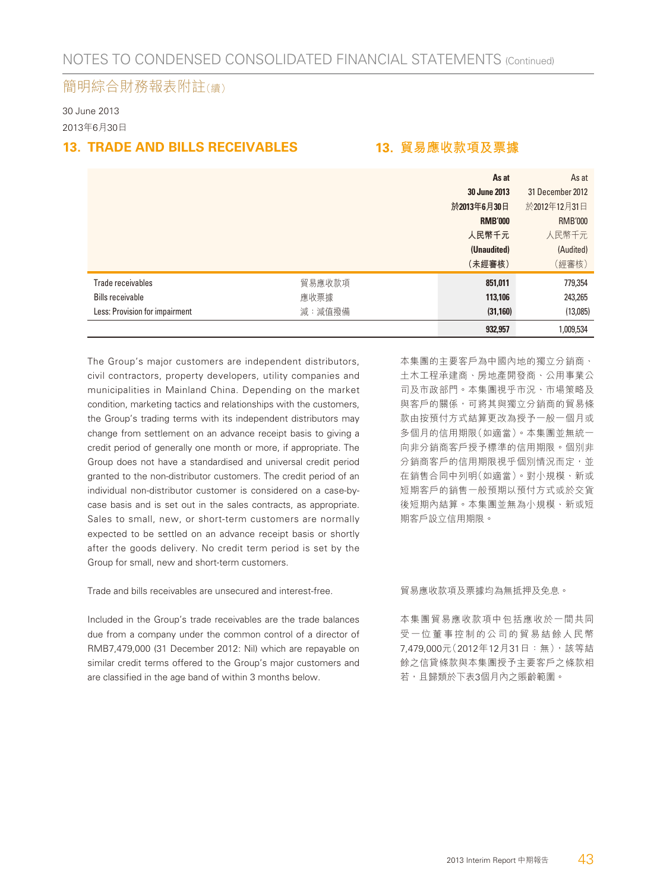# NOTES TO CONDENSED CONSOLIDATED FINANCIAL STATEMENTS (Continued)

# 簡明綜合財務報表附註(續)

30 June 2013

2013年6月30日

## 13. TRADE AND BILLS RECEIVABLES

## 13. 貿易應收款項及票據

| | | **As at 30 June 2013 於2013年6月30日 RMB'000 人民幣千元 (Unaudited) (未經審核)** | As at 31 December 2012 於2012年12月31日 RMB'000 人民幣千元 (Audited) (經審核) |
|---|---|---|---|
| Trade receivables | 貿易應收款項 | **851,011** | 779,354 |
| Bills receivable | 應收票據 | **113,106** | 243,265 |
| Less: Provision for impairment | 減:減值撥備 | **(31,160)** | (13,085) |
| | | **932,957** | 1,009,534 |

The Group's major customers are independent distributors, civil contractors, property developers, utility companies and municipalities in Mainland China. Depending on the market condition, marketing tactics and relationships with the customers, the Group's trading terms with its independent distributors may change from settlement on an advance receipt basis to giving a credit period of generally one month or more, if appropriate. The Group does not have a standardised and universal credit period granted to the non-distributor customers. The credit period of an individual non-distributor customer is considered on a case-by-case basis and is set out in the sales contracts, as appropriate. Sales to small, new, or short-term customers are normally expected to be settled on an advance receipt basis or shortly after the goods delivery. No credit term period is set by the Group for small, new and short-term customers.

本集團的主要客戶為中國內地的獨立分銷商、土木工程承建商、房地產開發商、公用事業公司及市政部門。本集團視乎市況、市場策略及與客戶的關係,可將其與獨立分銷商的貿易條款由按預付方式結算更改為授予一般一個月或多個月的信用期限(如適當)。本集團並無統一向非分銷商客戶授予標準的信用期限。個別非分銷商客戶的信用期限視乎個別情況而定,並在銷售合同中列明(如適當)。對小規模、新或短期客戶的銷售一般預期以預付方式或於交貨後短期內結算。本集團並無為小規模、新或短期客戶設立信用期限。

Trade and bills receivables are unsecured and interest-free.

貿易應收款項及票據均為無抵押及免息。

Included in the Group's trade receivables are the trade balances due from a company under the common control of a director of RMB7,479,000 (31 December 2012: Nil) which are repayable on similar credit terms offered to the Group's major customers and are classified in the age band of within 3 months below.

本集團貿易應收款項中包括應收於一間共同受一位董事控制的公司的貿易結餘人民幣7,479,000元(2012年12月31日:無),該等結餘之信貸條款與本集團授予主要客戶之條款相若,且歸類於下表3個月內之賬齡範圍。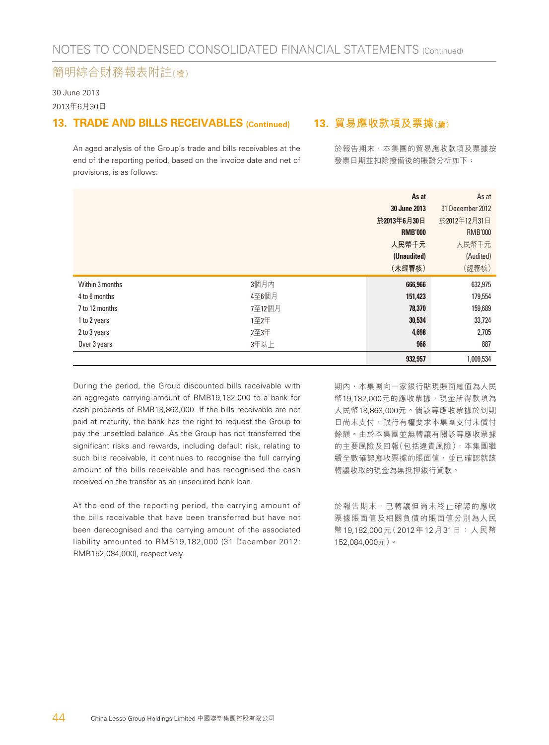# NOTES TO CONDENSED CONSOLIDATED FINANCIAL STATEMENTS (Continued)

# 簡明綜合財務報表附註(續)

30 June 2013

2013年6月30日

## 13. TRADE AND BILLS RECEIVABLES (Continued)

## 13. 貿易應收款項及票據(續)

An aged analysis of the Group's trade and bills receivables at the end of the reporting period, based on the invoice date and net of provisions, is as follows:

於報告期末，本集團的貿易應收款項及票據按發票日期並扣除撥備後的賬齡分析如下：

| | | As at 30 June 2013 於2013年6月30日 RMB'000 人民幣千元 (Unaudited) (未經審核) | As at 31 December 2012 於2012年12月31日 RMB'000 人民幣千元 (Audited) (經審核) |
|---|---|---|---|
| Within 3 months | 3個月內 | 666,966 | 632,975 |
| 4 to 6 months | 4至6個月 | 151,423 | 179,554 |
| 7 to 12 months | 7至12個月 | 78,370 | 159,689 |
| 1 to 2 years | 1至2年 | 30,534 | 33,724 |
| 2 to 3 years | 2至3年 | 4,698 | 2,705 |
| Over 3 years | 3年以上 | 966 | 887 |
| | | 932,957 | 1,009,534 |

During the period, the Group discounted bills receivable with an aggregate carrying amount of RMB19,182,000 to a bank for cash proceeds of RMB18,863,000. If the bills receivable are not paid at maturity, the bank has the right to request the Group to pay the unsettled balance. As the Group has not transferred the significant risks and rewards, including default risk, relating to such bills receivable, it continues to recognise the full carrying amount of the bills receivable and has recognised the cash received on the transfer as an unsecured bank loan.

期內，本集團向一家銀行貼現賬面總值為人民幣19,182,000元的應收票據，現金所得款項為人民幣18,863,000元。倘該等應收票據於到期日尚未支付，銀行有權要求本集團支付未償付餘額。由於本集團並無轉讓有關該等應收票據的主要風險及回報(包括違責風險)，本集團繼續全數確認應收票據的賬面值，並已確認就該轉讓收取的現金為無抵押銀行貸款。

At the end of the reporting period, the carrying amount of the bills receivable that have been transferred but have not been derecognised and the carrying amount of the associated liability amounted to RMB19,182,000 (31 December 2012: RMB152,084,000), respectively.

於報告期末，已轉讓但尚未終止確認的應收票據賬面值及相關負債的賬面值分別為人民幣19,182,000元(2012年12月31日：人民幣152,084,000元)。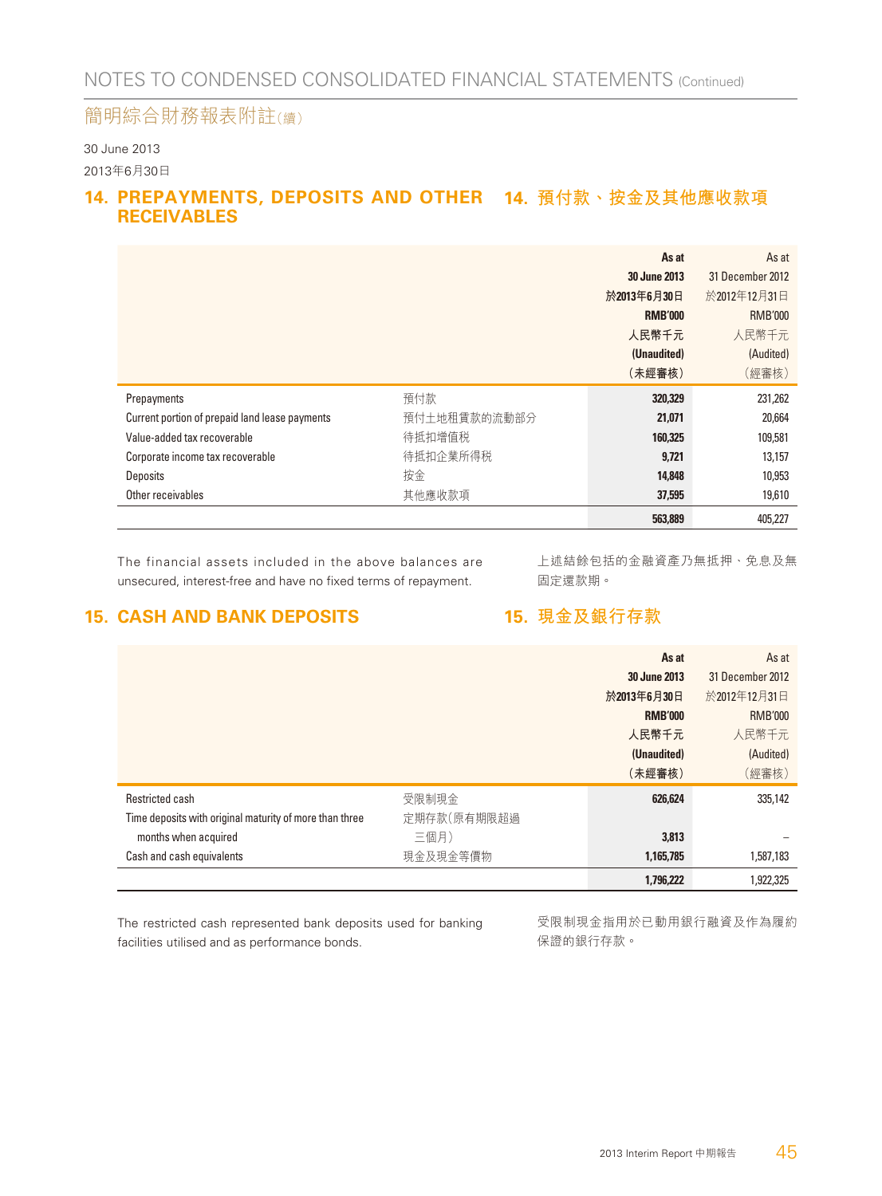# NOTES TO CONDENSED CONSOLIDATED FINANCIAL STATEMENTS (Continued)

# 簡明綜合財務報表附註(續)

30 June 2013

2013年6月30日

## 14. PREPAYMENTS, DEPOSITS AND OTHER RECEIVABLES

## 14. 預付款、按金及其他應收款項

| | | As at 30 June 2013 於2013年6月30日 RMB'000 人民幣千元 (Unaudited) (未經審核) | As at 31 December 2012 於2012年12月31日 RMB'000 人民幣千元 (Audited) (經審核) |
|---|---|---|---|
| Prepayments | 預付款 | **320,329** | 231,262 |
| Current portion of prepaid land lease payments | 預付土地租賃款的流動部分 | **21,071** | 20,664 |
| Value-added tax recoverable | 待抵扣增值稅 | **160,325** | 109,581 |
| Corporate income tax recoverable | 待抵扣企業所得稅 | **9,721** | 13,157 |
| Deposits | 按金 | **14,848** | 10,953 |
| Other receivables | 其他應收款項 | **37,595** | 19,610 |
| | | **563,889** | 405,227 |

The financial assets included in the above balances are unsecured, interest-free and have no fixed terms of repayment.

上述結餘包括的金融資產乃無抵押、免息及無固定還款期。

## 15. CASH AND BANK DEPOSITS

## 15. 現金及銀行存款

| | | As at 30 June 2013 於2013年6月30日 RMB'000 人民幣千元 (Unaudited) (未經審核) | As at 31 December 2012 於2012年12月31日 RMB'000 人民幣千元 (Audited) (經審核) |
|---|---|---|---|
| Restricted cash | 受限制現金 | **626,624** | 335,142 |
| Time deposits with original maturity of more than three months when acquired | 定期存款(原有期限超過三個月) | **3,813** | – |
| Cash and cash equivalents | 現金及現金等價物 | **1,165,785** | 1,587,183 |
| | | **1,796,222** | 1,922,325 |

The restricted cash represented bank deposits used for banking facilities utilised and as performance bonds.

受限制現金指用於已動用銀行融資及作為履約保證的銀行存款。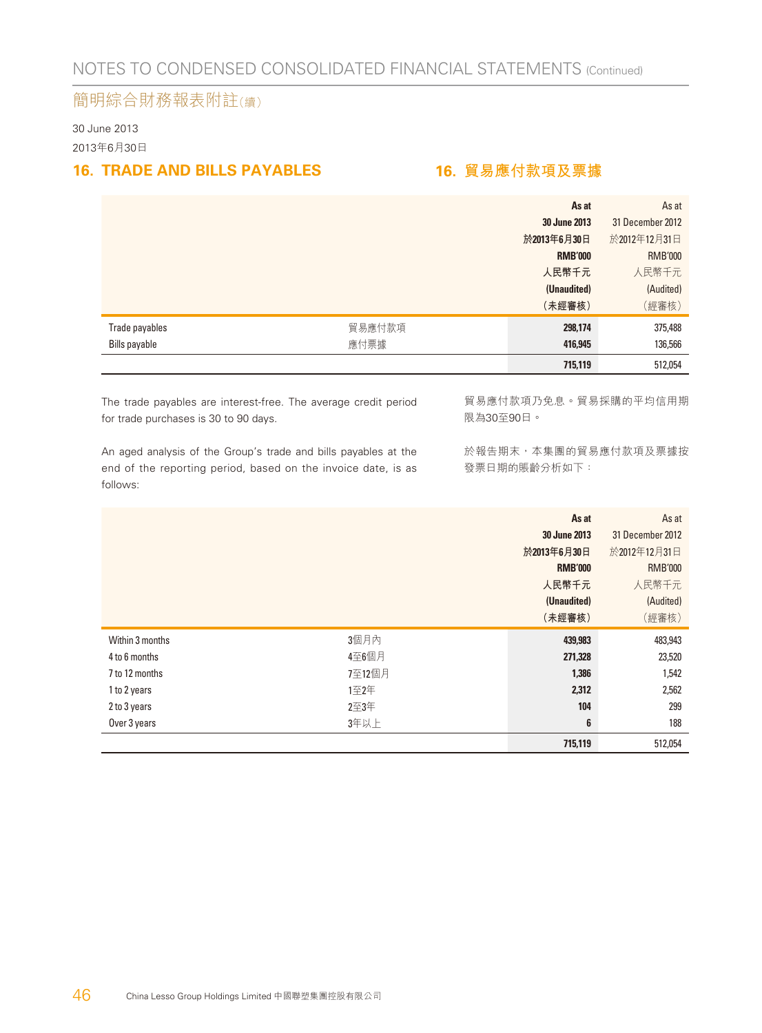30 June 2013

2013年6月30日

## 16. TRADE AND BILLS PAYABLES

## 16. 貿易應付款項及票據

| | | As at 30 June 2013 於2013年6月30日 RMB'000 人民幣千元 (Unaudited) (未經審核) | As at 31 December 2012 於2012年12月31日 RMB'000 人民幣千元 (Audited) (經審核) |
|---|---|---|---|
| Trade payables | 貿易應付款項 | **298,174** | 375,488 |
| Bills payable | 應付票據 | **416,945** | 136,566 |
| | | **715,119** | 512,054 |

The trade payables are interest-free. The average credit period for trade purchases is 30 to 90 days.

貿易應付款項乃免息。貿易採購的平均信用期限為30至90日。

An aged analysis of the Group's trade and bills payables at the end of the reporting period, based on the invoice date, is as follows:

於報告期末，本集團的貿易應付款項及票據按發票日期的賬齡分析如下：

| | | As at 30 June 2013 於2013年6月30日 RMB'000 人民幣千元 (Unaudited) (未經審核) | As at 31 December 2012 於2012年12月31日 RMB'000 人民幣千元 (Audited) (經審核) |
|---|---|---|---|
| Within 3 months | 3個月內 | **439,983** | 483,943 |
| 4 to 6 months | 4至6個月 | **271,328** | 23,520 |
| 7 to 12 months | 7至12個月 | **1,386** | 1,542 |
| 1 to 2 years | 1至2年 | **2,312** | 2,562 |
| 2 to 3 years | 2至3年 | **104** | 299 |
| Over 3 years | 3年以上 | **6** | 188 |
| | | **715,119** | 512,054 |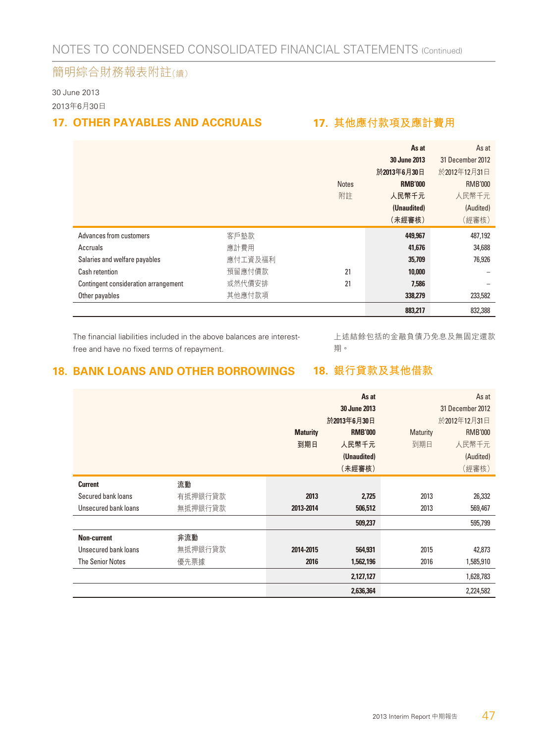# NOTES TO CONDENSED CONSOLIDATED FINANCIAL STATEMENTS (Continued)

# 簡明綜合財務報表附註(續)

30 June 2013

2013年6月30日

## 17. OTHER PAYABLES AND ACCRUALS

## 17. 其他應付款項及應計費用

| | | Notes 附註 | As at 30 June 2013 於2013年6月30日 RMB'000 人民幣千元 (Unaudited) (未經審核) | As at 31 December 2012 於2012年12月31日 RMB'000 人民幣千元 (Audited) (經審核) |
|---|---|---|---|---|
| Advances from customers | 客戶墊款 | | **449,967** | 487,192 |
| Accruals | 應計費用 | | **41,676** | 34,688 |
| Salaries and welfare payables | 應付工資及福利 | | **35,709** | 76,926 |
| Cash retention | 預留應付價款 | 21 | **10,000** | – |
| Contingent consideration arrangement | 或然代價安排 | 21 | **7,586** | – |
| Other payables | 其他應付款項 | | **338,279** | 233,582 |
| | | | **883,217** | 832,388 |

The financial liabilities included in the above balances are interest-free and have no fixed terms of repayment.

上述結餘包括的金融負債乃免息及無固定還款期。

## 18. BANK LOANS AND OTHER BORROWINGS

## 18. 銀行貸款及其他借款

| | | Maturity 到期日 | As at 30 June 2013 於2013年6月30日 RMB'000 人民幣千元 (Unaudited) (未經審核) | Maturity 到期日 | As at 31 December 2012 於2012年12月31日 RMB'000 人民幣千元 (Audited) (經審核) |
|---|---|---|---|---|---|
| **Current** | **流動** | | | | |
| Secured bank loans | 有抵押銀行貸款 | **2013** | **2,725** | 2013 | 26,332 |
| Unsecured bank loans | 無抵押銀行貸款 | **2013-2014** | **506,512** | 2013 | 569,467 |
| | | | **509,237** | | 595,799 |
| **Non-current** | **非流動** | | | | |
| Unsecured bank loans | 無抵押銀行貸款 | **2014-2015** | **564,931** | 2015 | 42,873 |
| The Senior Notes | 優先票據 | **2016** | **1,562,196** | 2016 | 1,585,910 |
| | | | **2,127,127** | | 1,628,783 |
| | | | **2,636,364** | | 2,224,582 |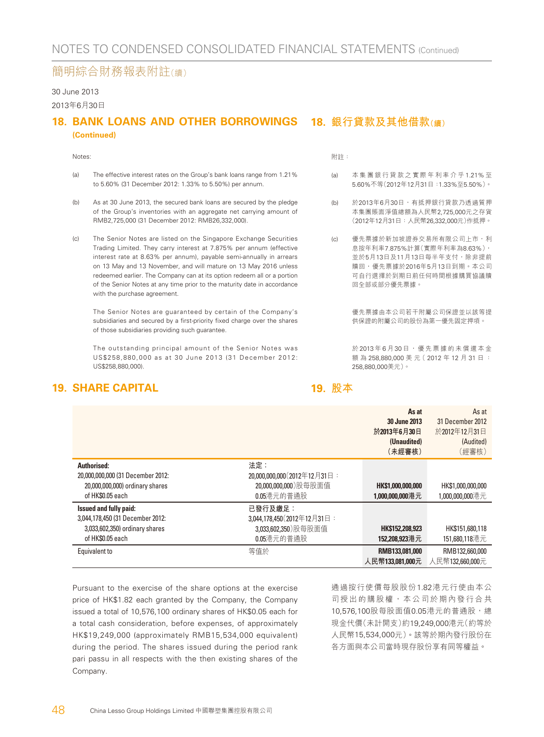# NOTES TO CONDENSED CONSOLIDATED FINANCIAL STATEMENTS (Continued)

# 簡明綜合財務報表附註(續)

30 June 2013

2013年6月30日

## 18. BANK LOANS AND OTHER BORROWINGS (Continued)

Notes:

(a) The effective interest rates on the Group's bank loans range from 1.21% to 5.60% (31 December 2012: 1.33% to 5.50%) per annum.

(b) As at 30 June 2013, the secured bank loans are secured by the pledge of the Group's inventories with an aggregate net carrying amount of RMB2,725,000 (31 December 2012: RMB26,332,000).

(c) The Senior Notes are listed on the Singapore Exchange Securities Trading Limited. They carry interest at 7.875% per annum (effective interest rate at 8.63% per annum), payable semi-annually in arrears on 13 May and 13 November, and will mature on 13 May 2016 unless redeemed earlier. The Company can at its option redeem all or a portion of the Senior Notes at any time prior to the maturity date in accordance with the purchase agreement.

The Senior Notes are guaranteed by certain of the Company's subsidiaries and secured by a first-priority fixed charge over the shares of those subsidiaries providing such guarantee.

The outstanding principal amount of the Senior Notes was US$258,880,000 as at 30 June 2013 (31 December 2012: US$258,880,000).

## 18. 銀行貸款及其他借款(續)

附註：

(a) 本集團銀行貸款之實際年利率介乎1.21%至5.60%不等(2012年12月31日：1.33%至5.50%)。

(b) 於2013年6月30日，有抵押銀行貸款乃透過質押本集團賬面淨值總額為人民幣2,725,000元之存貨(2012年12月31日：人民幣26,332,000元)作抵押。

(c) 優先票據於新加坡證券交易所有限公司上市，利息按年利率7.875%計算(實際年利率為8.63%)，並於5月13日及11月13日每半年支付，除非提前贖回，優先票據於2016年5月13日到期。本公司可自行選擇於到期日前任何時間根據購買協議贖回全部或部分優先票據。

優先票據由本公司若干附屬公司保證並以該等提供保證的附屬公司的股份為第一優先固定押項。

於2013年6月30日，優先票據的未償還本金額為258,880,000美元(2012年12月31日：258,880,000美元)。

## 19. SHARE CAPITAL

## 19. 股本

| | | As at 30 June 2013 於2013年6月30日 (Unaudited) (未經審核) | As at 31 December 2012 於2012年12月31日 (Audited) (經審核) |
|---|---|---|---|
| **Authorised:** 20,000,000,000 (31 December 2012: 20,000,000,000) ordinary shares of HK$0.05 each | 法定： 20,000,000,000(2012年12月31日：20,000,000,000)股每股面值0.05港元的普通股 | **HK$1,000,000,000** **1,000,000,000港元** | HK$1,000,000,000 1,000,000,000港元 |
| **Issued and fully paid:** 3,044,178,450 (31 December 2012: 3,033,602,350) ordinary shares of HK$0.05 each | 已發行及繳足： 3,044,178,450(2012年12月31日：3,033,602,350)股每股面值0.05港元的普通股 | **HK$152,208,923** **152,208,923港元** | HK$151,680,118 151,680,118港元 |
| Equivalent to | 等值於 | **RMB133,081,000** **人民幣133,081,000元** | RMB132,660,000 人民幣132,660,000元 |

Pursuant to the exercise of the share options at the exercise price of HK$1.82 each granted by the Company, the Company issued a total of 10,576,100 ordinary shares of HK$0.05 each for a total cash consideration, before expenses, of approximately HK$19,249,000 (approximately RMB15,534,000 equivalent) during the period. The shares issued during the period rank pari passu in all respects with the then existing shares of the Company.

通過按行使價每股股份1.82港元行使由本公司授出的購股權，本公司於期內發行合共10,576,100股每股面值0.05港元的普通股，總現金代價(未計開支)約19,249,000港元(約等於人民幣15,534,000元)。該等於期內發行股份在各方面與本公司當時現存股份享有同等權益。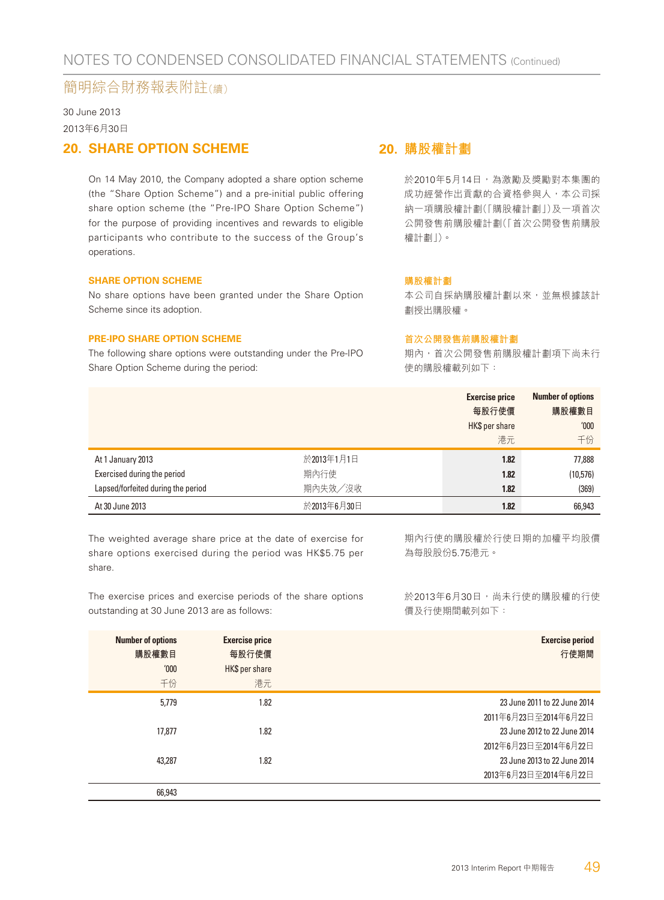# NOTES TO CONDENSED CONSOLIDATED FINANCIAL STATEMENTS (Continued)

# 簡明綜合財務報表附註(續)

30 June 2013

2013年6月30日

## 20. SHARE OPTION SCHEME

On 14 May 2010, the Company adopted a share option scheme (the "Share Option Scheme") and a pre-initial public offering share option scheme (the "Pre-IPO Share Option Scheme") for the purpose of providing incentives and rewards to eligible participants who contribute to the success of the Group's operations.

### SHARE OPTION SCHEME

No share options have been granted under the Share Option Scheme since its adoption.

### PRE-IPO SHARE OPTION SCHEME

The following share options were outstanding under the Pre-IPO Share Option Scheme during the period:

## 20. 購股權計劃

於2010年5月14日，為激勵及獎勵對本集團的成功經營作出貢獻的合資格參與人，本公司採納一項購股權計劃(「購股權計劃」)及一項首次公開發售前購股權計劃(「首次公開發售前購股權計劃」)。

### 購股權計劃

本公司自採納購股權計劃以來，並無根據該計劃授出購股權。

### 首次公開發售前購股權計劃

期內，首次公開發售前購股權計劃項下尚未行使的購股權載列如下：

| | | Exercise price 每股行使價 HK$ per share 港元 | Number of options 購股權數目 '000 千份 |
|---|---|---|---|
| At 1 January 2013 | 於2013年1月1日 | 1.82 | 77,888 |
| Exercised during the period | 期內行使 | 1.82 | (10,576) |
| Lapsed/forfeited during the period | 期內失效／沒收 | 1.82 | (369) |
| At 30 June 2013 | 於2013年6月30日 | 1.82 | 66,943 |

The weighted average share price at the date of exercise for share options exercised during the period was HK$5.75 per share.

期內行使的購股權於行使日期的加權平均股價為每股股份5.75港元。

The exercise prices and exercise periods of the share options outstanding at 30 June 2013 are as follows:

於2013年6月30日，尚未行使的購股權的行使價及行使期間載列如下：

| Number of options 購股權數目 '000 千份 | Exercise price 每股行使價 HK$ per share 港元 | Exercise period 行使期間 |
|---|---|---|
| 5,779 | 1.82 | 23 June 2011 to 22 June 2014 2011年6月23日至2014年6月22日 |
| 17,877 | 1.82 | 23 June 2012 to 22 June 2014 2012年6月23日至2014年6月22日 |
| 43,287 | 1.82 | 23 June 2013 to 22 June 2014 2013年6月23日至2014年6月22日 |
| 66,943 | | |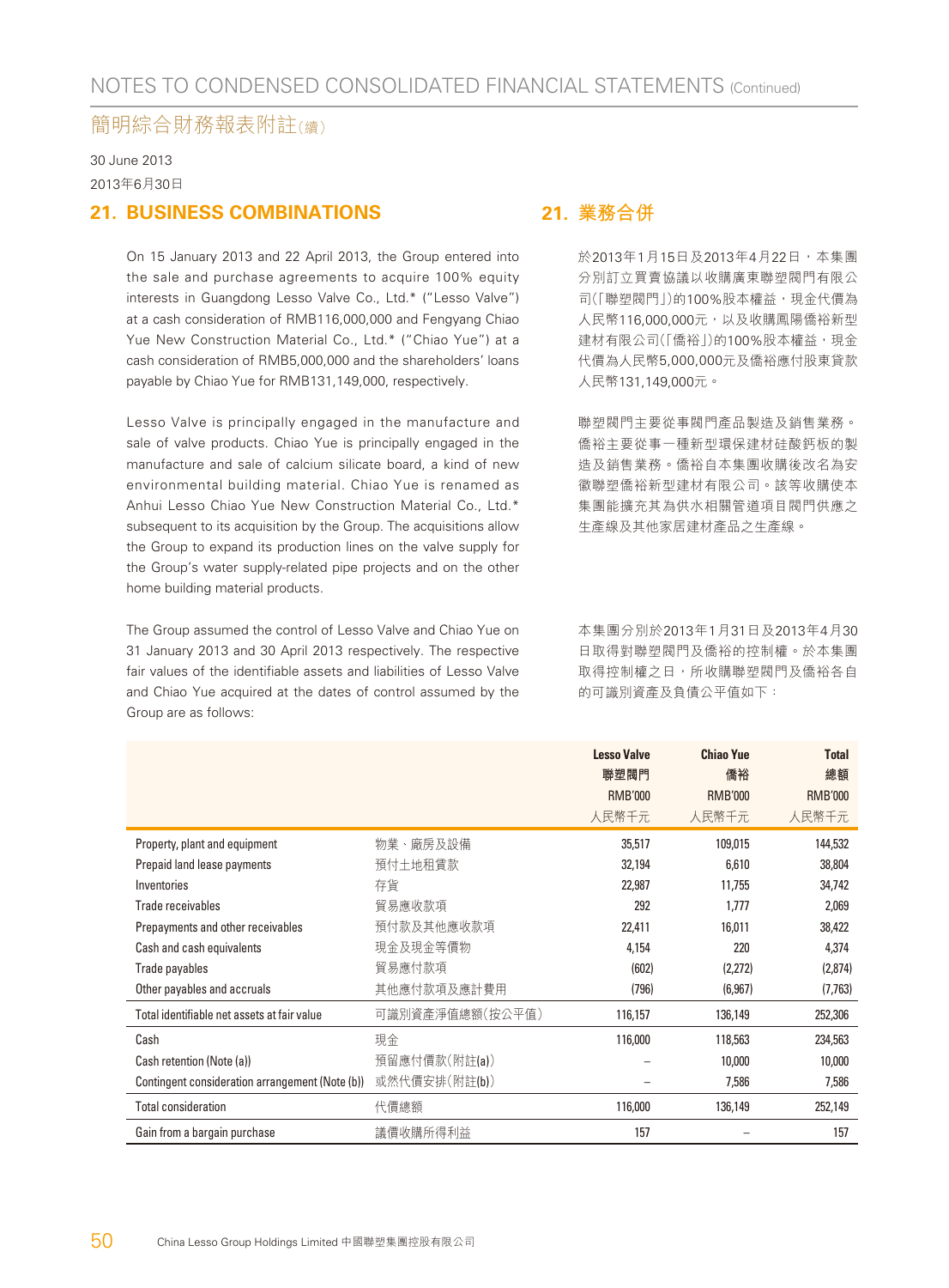# NOTES TO CONDENSED CONSOLIDATED FINANCIAL STATEMENTS (Continued)

# 簡明綜合財務報表附註(續)

30 June 2013

2013年6月30日

## 21. BUSINESS COMBINATIONS

On 15 January 2013 and 22 April 2013, the Group entered into the sale and purchase agreements to acquire 100% equity interests in Guangdong Lesso Valve Co., Ltd.* ("Lesso Valve") at a cash consideration of RMB116,000,000 and Fengyang Chiao Yue New Construction Material Co., Ltd.* ("Chiao Yue") at a cash consideration of RMB5,000,000 and the shareholders' loans payable by Chiao Yue for RMB131,149,000, respectively.

Lesso Valve is principally engaged in the manufacture and sale of valve products. Chiao Yue is principally engaged in the manufacture and sale of calcium silicate board, a kind of new environmental building material. Chiao Yue is renamed as Anhui Lesso Chiao Yue New Construction Material Co., Ltd.* subsequent to its acquisition by the Group. The acquisitions allow the Group to expand its production lines on the valve supply for the Group's water supply-related pipe projects and on the other home building material products.

The Group assumed the control of Lesso Valve and Chiao Yue on 31 January 2013 and 30 April 2013 respectively. The respective fair values of the identifiable assets and liabilities of Lesso Valve and Chiao Yue acquired at the dates of control assumed by the Group are as follows:

## 21. 業務合併

於2013年1月15日及2013年4月22日，本集團分別訂立買賣協議以收購廣東聯塑閥門有限公司(「聯塑閥門」)的100%股本權益，現金代價為人民幣116,000,000元，以及收購鳳陽僑裕新型建材有限公司(「僑裕」)的100%股本權益，現金代價為人民幣5,000,000元及僑裕應付股東貸款人民幣131,149,000元。

聯塑閥門主要從事閥門產品製造及銷售業務。僑裕主要從事一種新型環保建材硅酸鈣板的製造及銷售業務。僑裕自本集團收購後改名為安徽聯塑僑裕新型建材有限公司。該等收購使本集團能擴充其為供水相關管道項目閥門供應之生產線及其他家居建材產品之生產線。

本集團分別於2013年1月31日及2013年4月30日取得對聯塑閥門及僑裕的控制權。於本集團取得控制權之日，所收購聯塑閥門及僑裕各自的可識別資產及負債公平值如下：

| | | Lesso Valve<br>聯塑閥門<br>RMB'000<br>人民幣千元 | Chiao Yue<br>僑裕<br>RMB'000<br>人民幣千元 | Total<br>總額<br>RMB'000<br>人民幣千元 |
|---|---|---|---|---|
| Property, plant and equipment | 物業、廠房及設備 | 35,517 | 109,015 | 144,532 |
| Prepaid land lease payments | 預付土地租賃款 | 32,194 | 6,610 | 38,804 |
| Inventories | 存貨 | 22,987 | 11,755 | 34,742 |
| Trade receivables | 貿易應收款項 | 292 | 1,777 | 2,069 |
| Prepayments and other receivables | 預付款及其他應收款項 | 22,411 | 16,011 | 38,422 |
| Cash and cash equivalents | 現金及現金等價物 | 4,154 | 220 | 4,374 |
| Trade payables | 貿易應付款項 | (602) | (2,272) | (2,874) |
| Other payables and accruals | 其他應付款項及應計費用 | (796) | (6,967) | (7,763) |
| Total identifiable net assets at fair value | 可識別資產淨值總額(按公平值) | 116,157 | 136,149 | 252,306 |
| Cash | 現金 | 116,000 | 118,563 | 234,563 |
| Cash retention (Note (a)) | 預留應付價款(附註(a)) | – | 10,000 | 10,000 |
| Contingent consideration arrangement (Note (b)) | 或然代價安排(附註(b)) | – | 7,586 | 7,586 |
| Total consideration | 代價總額 | 116,000 | 136,149 | 252,149 |
| Gain from a bargain purchase | 議價收購所得利益 | 157 | – | 157 |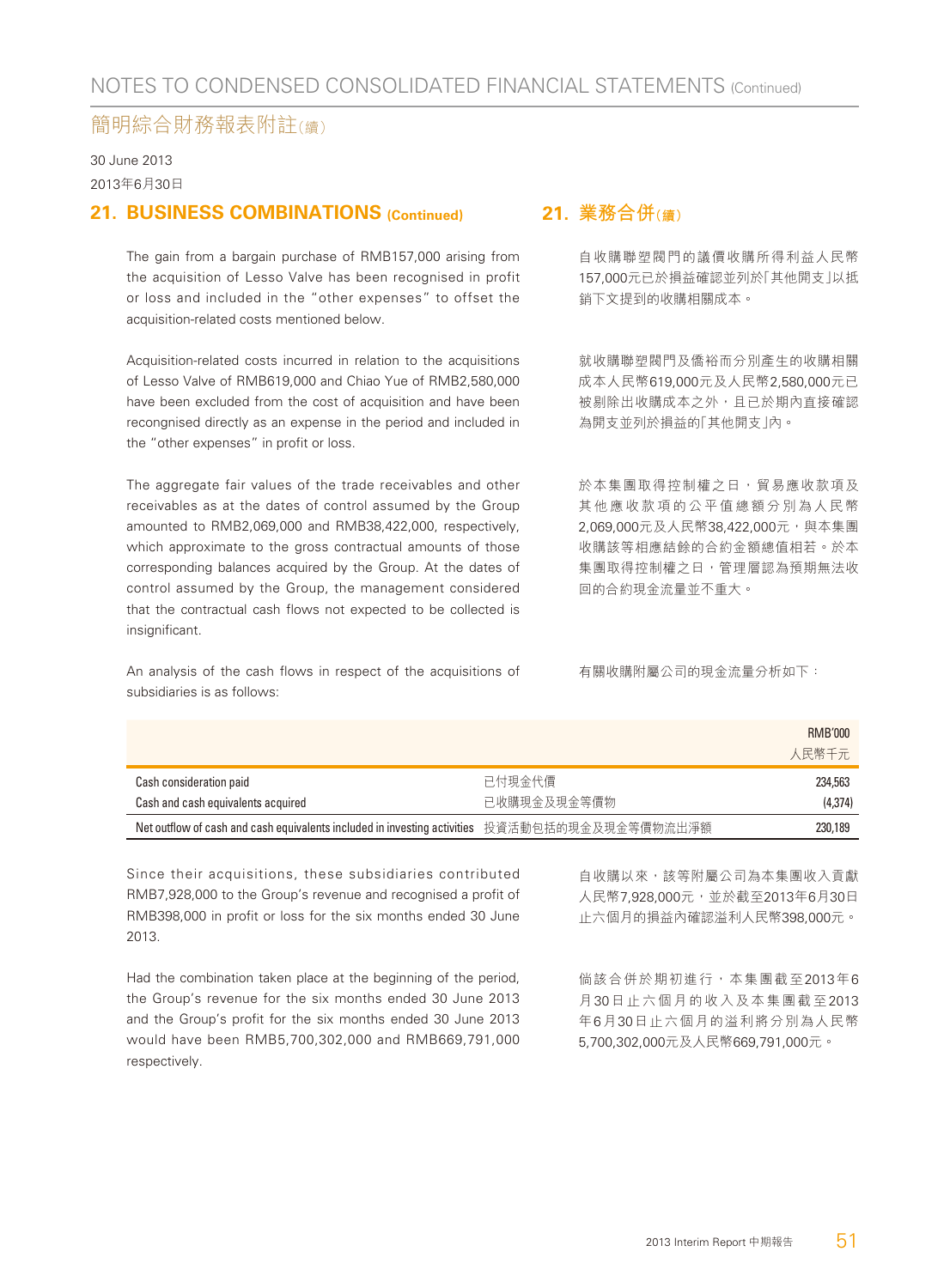# NOTES TO CONDENSED CONSOLIDATED FINANCIAL STATEMENTS (Continued)

# 簡明綜合財務報表附註(續)

30 June 2013

2013年6月30日

## 21. BUSINESS COMBINATIONS (Continued)

The gain from a bargain purchase of RMB157,000 arising from the acquisition of Lesso Valve has been recognised in profit or loss and included in the "other expenses" to offset the acquisition-related costs mentioned below.

Acquisition-related costs incurred in relation to the acquisitions of Lesso Valve of RMB619,000 and Chiao Yue of RMB2,580,000 have been excluded from the cost of acquisition and have been recongnised directly as an expense in the period and included in the "other expenses" in profit or loss.

The aggregate fair values of the trade receivables and other receivables as at the dates of control assumed by the Group amounted to RMB2,069,000 and RMB38,422,000, respectively, which approximate to the gross contractual amounts of those corresponding balances acquired by the Group. At the dates of control assumed by the Group, the management considered that the contractual cash flows not expected to be collected is insignificant.

An analysis of the cash flows in respect of the acquisitions of subsidiaries is as follows:

## 21. 業務合併(續)

自收購聯塑閥門的議價收購所得利益人民幣157,000元已於損益確認並列於「其他開支」以抵銷下文提到的收購相關成本。

就收購聯塑閥門及僑裕而分別產生的收購相關成本人民幣619,000元及人民幣2,580,000元已被剔除出收購成本之外,且已於期內直接確認為開支並列於損益的「其他開支」內。

於本集團取得控制權之日,貿易應收款項及其他應收款項的公平值總額分別為人民幣2,069,000元及人民幣38,422,000元,與本集團收購該等相應結餘的合約金額總值相若。於本集團取得控制權之日,管理層認為預期無法收回的合約現金流量並不重大。

有關收購附屬公司的現金流量分析如下:

| | | RMB'000<br>人民幣千元 |
|---|---|---|
| Cash consideration paid | 已付現金代價 | 234,563 |
| Cash and cash equivalents acquired | 已收購現金及現金等價物 | (4,374) |
| Net outflow of cash and cash equivalents included in investing activities | 投資活動包括的現金及現金等價物流出淨額 | 230,189 |

Since their acquisitions, these subsidiaries contributed RMB7,928,000 to the Group's revenue and recognised a profit of RMB398,000 in profit or loss for the six months ended 30 June 2013.

Had the combination taken place at the beginning of the period, the Group's revenue for the six months ended 30 June 2013 and the Group's profit for the six months ended 30 June 2013 would have been RMB5,700,302,000 and RMB669,791,000 respectively.

自收購以來,該等附屬公司為本集團收入貢獻人民幣7,928,000元,並於截至2013年6月30日止六個月的損益內確認溢利人民幣398,000元。

倘該合併於期初進行,本集團截至2013年6月30日止六個月的收入及本集團截至2013年6月30日止六個月的溢利將分別為人民幣5,700,302,000元及人民幣669,791,000元。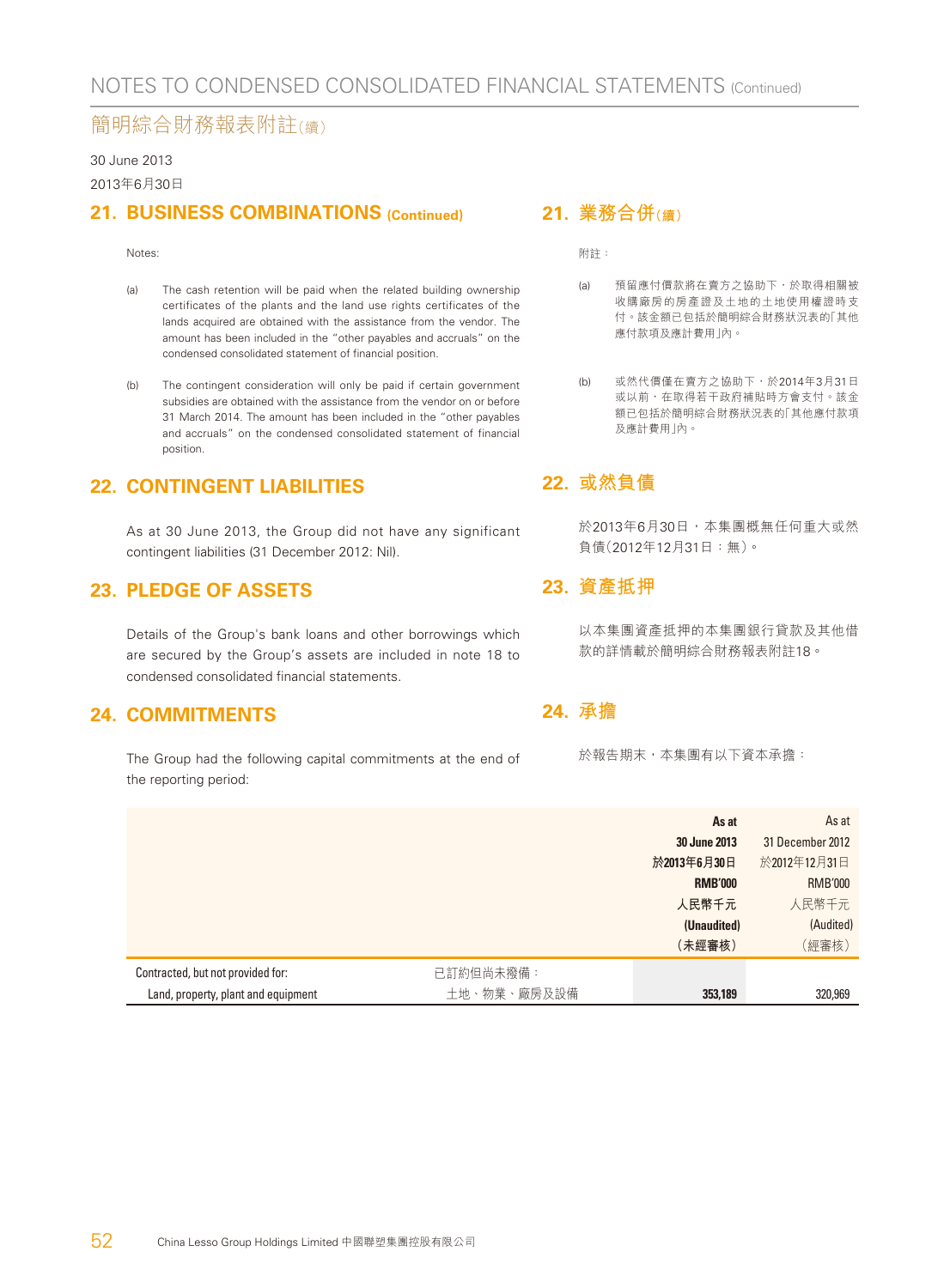30 June 2013
2013年6月30日

## 21. BUSINESS COMBINATIONS (Continued)

Notes:

(a) The cash retention will be paid when the related building ownership certificates of the plants and the land use rights certificates of the lands acquired are obtained with the assistance from the vendor. The amount has been included in the "other payables and accruals" on the condensed consolidated statement of financial position.

(b) The contingent consideration will only be paid if certain government subsidies are obtained with the assistance from the vendor on or before 31 March 2014. The amount has been included in the "other payables and accruals" on the condensed consolidated statement of financial position.

## 21. 業務合併（續）

附註：

(a) 預留應付價款將在賣方之協助下，於取得相關被收購廠房的房產證及土地的土地使用權證時支付。該金額已包括於簡明綜合財務狀況表的「其他應付款項及應計費用」內。

(b) 或然代價僅在賣方之協助下，於2014年3月31日或以前，在取得若干政府補貼時方會支付。該金額已包括於簡明綜合財務狀況表的「其他應付款項及應計費用」內。

## 22. CONTINGENT LIABILITIES

As at 30 June 2013, the Group did not have any significant contingent liabilities (31 December 2012: Nil).

## 22. 或然負債

於2013年6月30日，本集團概無任何重大或然負債（2012年12月31日：無）。

## 23. PLEDGE OF ASSETS

Details of the Group's bank loans and other borrowings which are secured by the Group's assets are included in note 18 to condensed consolidated financial statements.

## 23. 資產抵押

以本集團資產抵押的本集團銀行貸款及其他借款的詳情載於簡明綜合財務報表附註18。

## 24. COMMITMENTS

The Group had the following capital commitments at the end of the reporting period:

## 24. 承擔

於報告期末，本集團有以下資本承擔：

| | | **As at 30 June 2013 於2013年6月30日 RMB'000 人民幣千元 (Unaudited) （未經審核）** | As at 31 December 2012 於2012年12月31日 RMB'000 人民幣千元 (Audited) （經審核） |
|---|---|---|---|
| Contracted, but not provided for: | 已訂約但尚未撥備： | | |
| Land, property, plant and equipment | 土地、物業、廠房及設備 | **353,189** | 320,969 |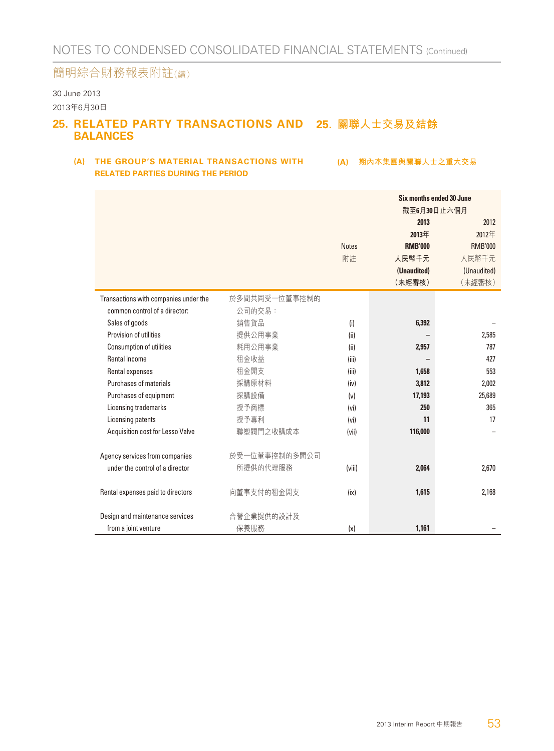# NOTES TO CONDENSED CONSOLIDATED FINANCIAL STATEMENTS (Continued)

# 簡明綜合財務報表附註(續)

30 June 2013

2013年6月30日

## 25. RELATED PARTY TRANSACTIONS AND BALANCES 25. 關聯人士交易及結餘

### (A) THE GROUP'S MATERIAL TRANSACTIONS WITH RELATED PARTIES DURING THE PERIOD (A) 期內本集團與關聯人士之重大交易

| | | Notes<br>附註 | Six months ended 30 June<br>截至6月30日止六個月<br>2013<br>2013年<br>RMB'000<br>人民幣千元<br>(Unaudited)<br>(未經審核) | 2012<br>2012年<br>RMB'000<br>人民幣千元<br>(Unaudited)<br>(未經審核) |
|---|---|---|---|---|
| Transactions with companies under the common control of a director: | 於多間共同受一位董事控制的公司的交易： | | | |
| Sales of goods | 銷售貨品 | (i) | 6,392 | – |
| Provision of utilities | 提供公用事業 | (ii) | – | 2,585 |
| Consumption of utilities | 耗用公用事業 | (ii) | 2,957 | 787 |
| Rental income | 租金收益 | (iii) | – | 427 |
| Rental expenses | 租金開支 | (iii) | 1,658 | 553 |
| Purchases of materials | 採購原材料 | (iv) | 3,812 | 2,002 |
| Purchases of equipment | 採購設備 | (v) | 17,193 | 25,689 |
| Licensing trademarks | 授予商標 | (vi) | 250 | 365 |
| Licensing patents | 授予專利 | (vi) | 11 | 17 |
| Acquisition cost for Lesso Valve | 聯塑閥門之收購成本 | (vii) | 116,000 | – |
| Agency services from companies under the control of a director | 於受一位董事控制的多間公司所提供的代理服務 | (viii) | 2,064 | 2,670 |
| Rental expenses paid to directors | 向董事支付的租金開支 | (ix) | 1,615 | 2,168 |
| Design and maintenance services from a joint venture | 合營企業提供的設計及保養服務 | (x) | 1,161 | – |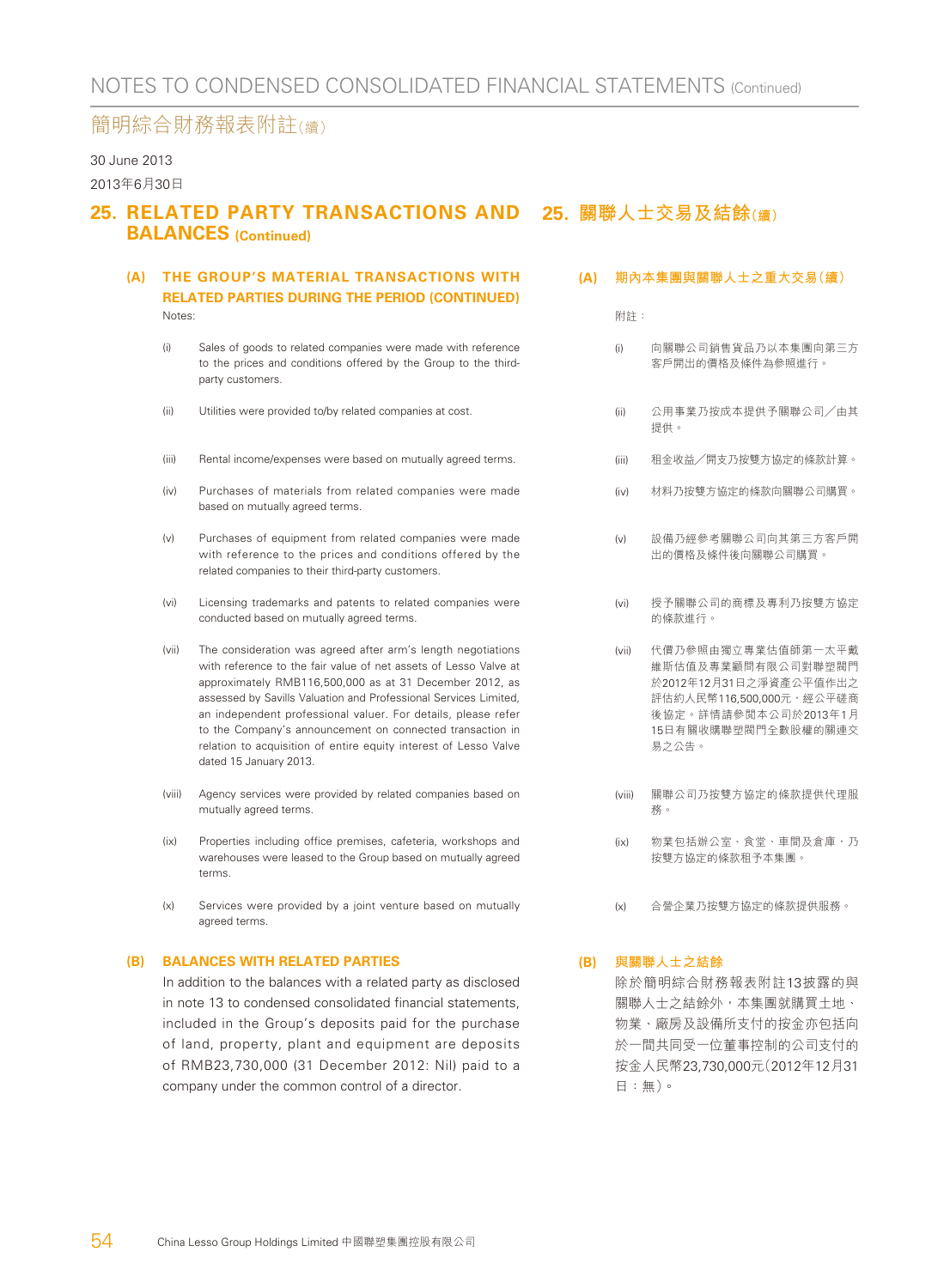30 June 2013

2013年6月30日

## 25. RELATED PARTY TRANSACTIONS AND BALANCES (Continued)

### (A) THE GROUP'S MATERIAL TRANSACTIONS WITH RELATED PARTIES DURING THE PERIOD (CONTINUED)

Notes:

(i) Sales of goods to related companies were made with reference to the prices and conditions offered by the Group to the third-party customers.

(ii) Utilities were provided to/by related companies at cost.

(iii) Rental income/expenses were based on mutually agreed terms.

(iv) Purchases of materials from related companies were made based on mutually agreed terms.

(v) Purchases of equipment from related companies were made with reference to the prices and conditions offered by the related companies to their third-party customers.

(vi) Licensing trademarks and patents to related companies were conducted based on mutually agreed terms.

(vii) The consideration was agreed after arm's length negotiations with reference to the fair value of net assets of Lesso Valve at approximately RMB116,500,000 as at 31 December 2012, as assessed by Savills Valuation and Professional Services Limited, an independent professional valuer. For details, please refer to the Company's announcement on connected transaction in relation to acquisition of entire equity interest of Lesso Valve dated 15 January 2013.

(viii) Agency services were provided by related companies based on mutually agreed terms.

(ix) Properties including office premises, cafeteria, workshops and warehouses were leased to the Group based on mutually agreed terms.

(x) Services were provided by a joint venture based on mutually agreed terms.

### (B) BALANCES WITH RELATED PARTIES

In addition to the balances with a related party as disclosed in note 13 to condensed consolidated financial statements, included in the Group's deposits paid for the purchase of land, property, plant and equipment are deposits of RMB23,730,000 (31 December 2012: Nil) paid to a company under the common control of a director.

## 25. 關聯人士交易及結餘(續)

### (A) 期內本集團與關聯人士之重大交易(續)

附註：

(i) 向關聯公司銷售貨品乃以本集團向第三方客戶開出的價格及條件為參照進行。

(ii) 公用事業乃按成本提供予關聯公司／由其提供。

(iii) 租金收益／開支乃按雙方協定的條款計算。

(iv) 材料乃按雙方協定的條款向關聯公司購買。

(v) 設備乃經參考關聯公司向其第三方客戶開出的價格及條件後向關聯公司購買。

(vi) 授予關聯公司的商標及專利乃按雙方協定的條款進行。

(vii) 代價乃參照由獨立專業估值師第一太平戴維斯估值及專業顧問有限公司對聯塑閥門於2012年12月31日之淨資產公平值作出之評估約人民幣116,500,000元，經公平磋商後協定。詳情請參閱本公司於2013年1月15日有關收購聯塑閥門全數股權的關連交易之公告。

(viii) 關聯公司乃按雙方協定的條款提供代理服務。

(ix) 物業包括辦公室、食堂、車間及倉庫，乃按雙方協定的條款租予本集團。

(x) 合營企業乃按雙方協定的條款提供服務。

### (B) 與關聯人士之結餘

除於簡明綜合財務報表附註13披露的與關聯人士之結餘外，本集團就購買土地、物業、廠房及設備所支付的按金亦包括向於一間共同受一位董事控制的公司支付的按金人民幣23,730,000元(2012年12月31日：無)。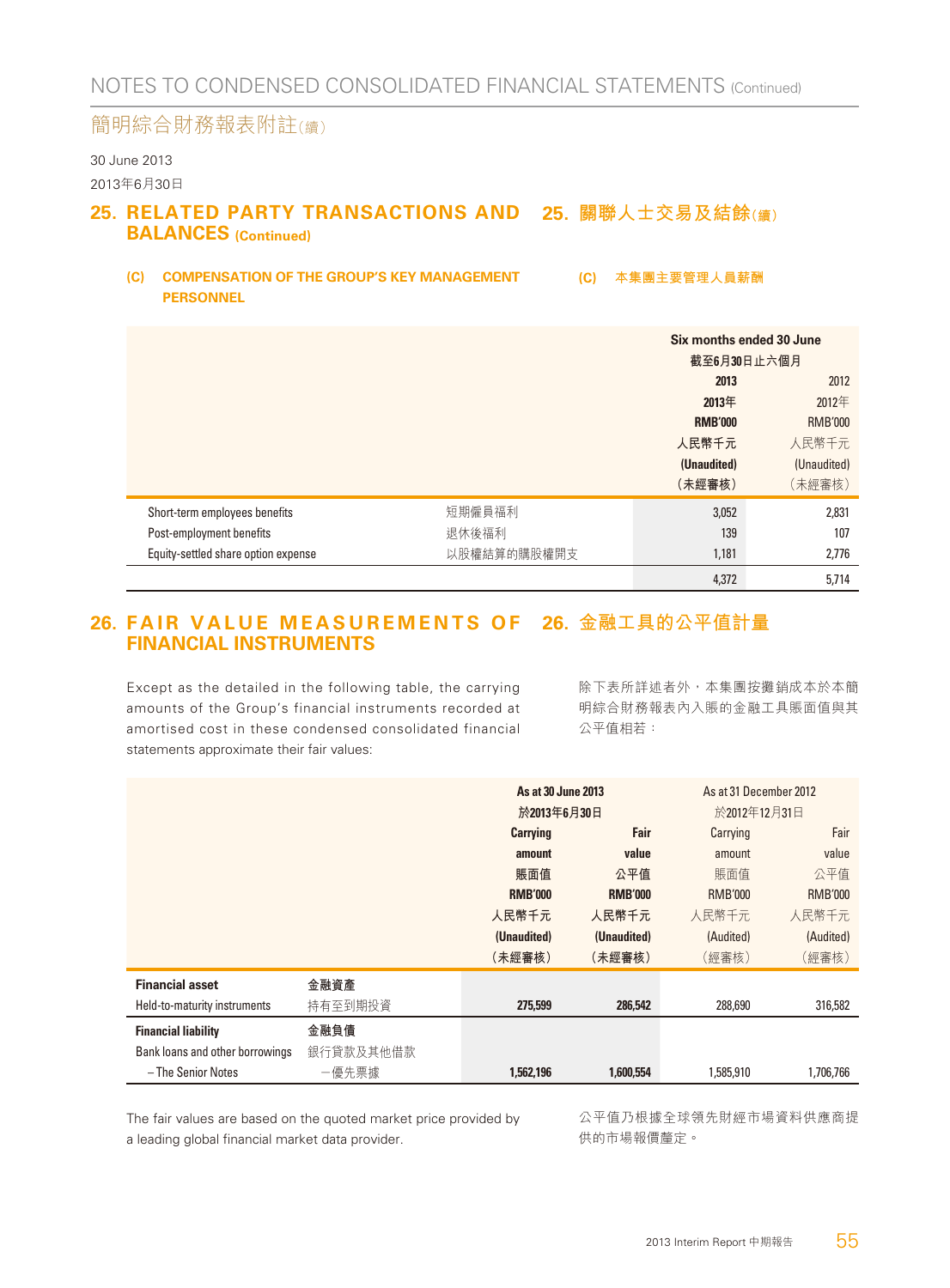# NOTES TO CONDENSED CONSOLIDATED FINANCIAL STATEMENTS (Continued)

# 簡明綜合財務報表附註（續）

30 June 2013

2013年6月30日

## 25. RELATED PARTY TRANSACTIONS AND BALANCES (Continued)

## 25. 關聯人士交易及結餘（續）

### (C) COMPENSATION OF THE GROUP'S KEY MANAGEMENT PERSONNEL

### (C) 本集團主要管理人員薪酬

| | | Six months ended 30 June 截至6月30日止六個月 | |
|---|---|---|---|
| | | **2013** **2013年** **RMB'000** **人民幣千元** **(Unaudited)** **（未經審核）** | 2012 2012年 RMB'000 人民幣千元 (Unaudited) （未經審核） |
| Short-term employees benefits | 短期僱員福利 | 3,052 | 2,831 |
| Post-employment benefits | 退休後福利 | 139 | 107 |
| Equity-settled share option expense | 以股權結算的購股權開支 | 1,181 | 2,776 |
| | | 4,372 | 5,714 |

## 26. FAIR VALUE MEASUREMENTS OF FINANCIAL INSTRUMENTS

## 26. 金融工具的公平值計量

Except as the detailed in the following table, the carrying amounts of the Group's financial instruments recorded at amortised cost in these condensed consolidated financial statements approximate their fair values:

除下表所詳述者外，本集團按攤銷成本於本簡明綜合財務報表內入賬的金融工具賬面值與其公平值相若：

| | | As at 30 June 2013 於2013年6月30日 | | As at 31 December 2012 於2012年12月31日 | |
|---|---|---|---|---|---|
| | | **Carrying amount 賬面值 RMB'000 人民幣千元 (Unaudited) （未經審核）** | **Fair value 公平值 RMB'000 人民幣千元 (Unaudited) （未經審核）** | Carrying amount 賬面值 RMB'000 人民幣千元 (Audited) （經審核） | Fair value 公平值 RMB'000 人民幣千元 (Audited) （經審核） |
| **Financial asset** | **金融資產** | | | | |
| Held-to-maturity instruments | 持有至到期投資 | 275,599 | 286,542 | 288,690 | 316,582 |
| **Financial liability** | **金融負債** | | | | |
| Bank loans and other borrowings | 銀行貸款及其他借款 | | | | |
| – The Senior Notes | －優先票據 | 1,562,196 | 1,600,554 | 1,585,910 | 1,706,766 |

The fair values are based on the quoted market price provided by a leading global financial market data provider.

公平值乃根據全球領先財經市場資料供應商提供的市場報價釐定。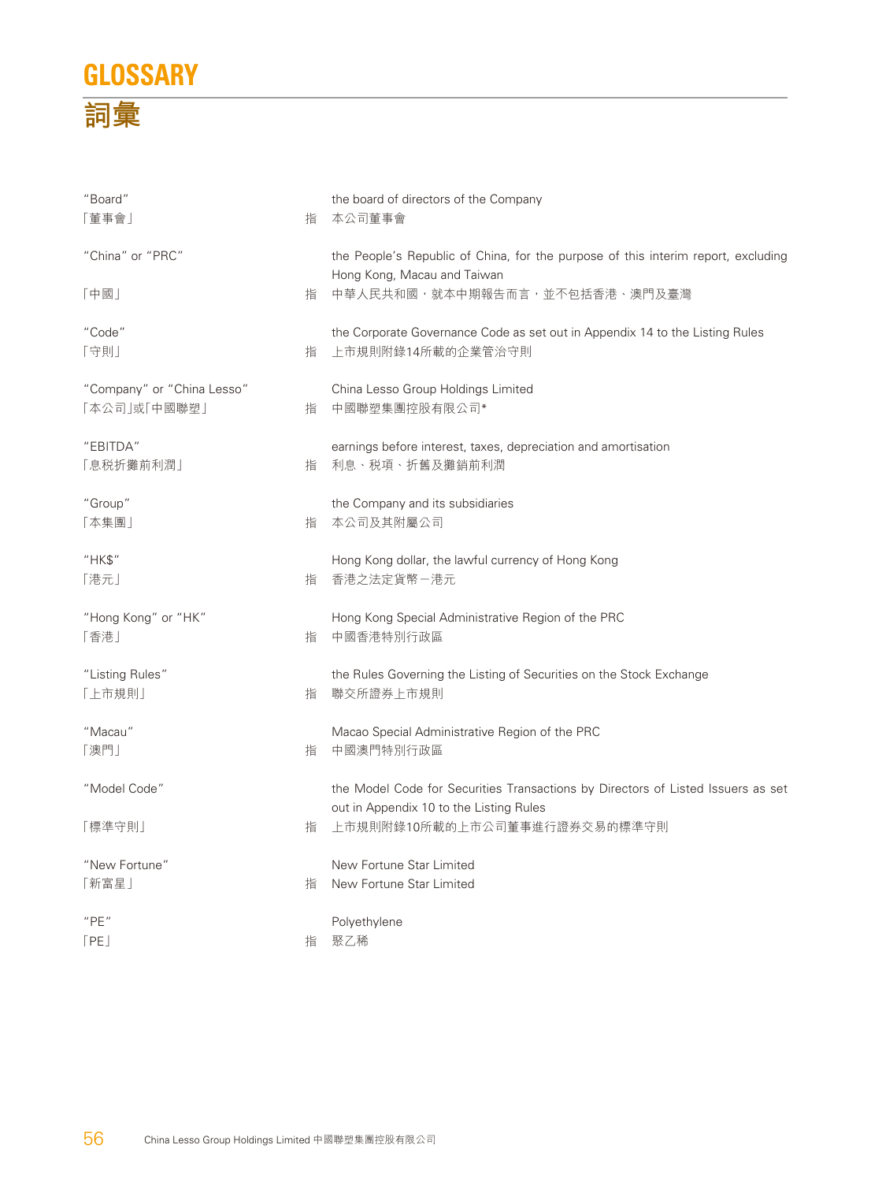# GLOSSARY

# 詞彙

| | | |
|---|---|---|
| "Board"<br>「董事會」 | 指 | the board of directors of the Company<br>本公司董事會 |
| "China" or "PRC"<br>「中國」 | 指 | the People's Republic of China, for the purpose of this interim report, excluding Hong Kong, Macau and Taiwan<br>中華人民共和國，就本中期報告而言，並不包括香港、澳門及臺灣 |
| "Code"<br>「守則」 | 指 | the Corporate Governance Code as set out in Appendix 14 to the Listing Rules<br>上市規則附錄14所載的企業管治守則 |
| "Company" or "China Lesso"<br>「本公司」或「中國聯塑」 | 指 | China Lesso Group Holdings Limited<br>中國聯塑集團控股有限公司* |
| "EBITDA"<br>「息稅折攤前利潤」 | 指 | earnings before interest, taxes, depreciation and amortisation<br>利息、稅項、折舊及攤銷前利潤 |
| "Group"<br>「本集團」 | 指 | the Company and its subsidiaries<br>本公司及其附屬公司 |
| "HK$"<br>「港元」 | 指 | Hong Kong dollar, the lawful currency of Hong Kong<br>香港之法定貨幣－港元 |
| "Hong Kong" or "HK"<br>「香港」 | 指 | Hong Kong Special Administrative Region of the PRC<br>中國香港特別行政區 |
| "Listing Rules"<br>「上市規則」 | 指 | the Rules Governing the Listing of Securities on the Stock Exchange<br>聯交所證券上市規則 |
| "Macau"<br>「澳門」 | 指 | Macao Special Administrative Region of the PRC<br>中國澳門特別行政區 |
| "Model Code"<br>「標準守則」 | 指 | the Model Code for Securities Transactions by Directors of Listed Issuers as set out in Appendix 10 to the Listing Rules<br>上市規則附錄10所載的上市公司董事進行證券交易的標準守則 |
| "New Fortune"<br>「新富星」 | 指 | New Fortune Star Limited<br>New Fortune Star Limited |
| "PE"<br>「PE」 | 指 | Polyethylene<br>聚乙稀 |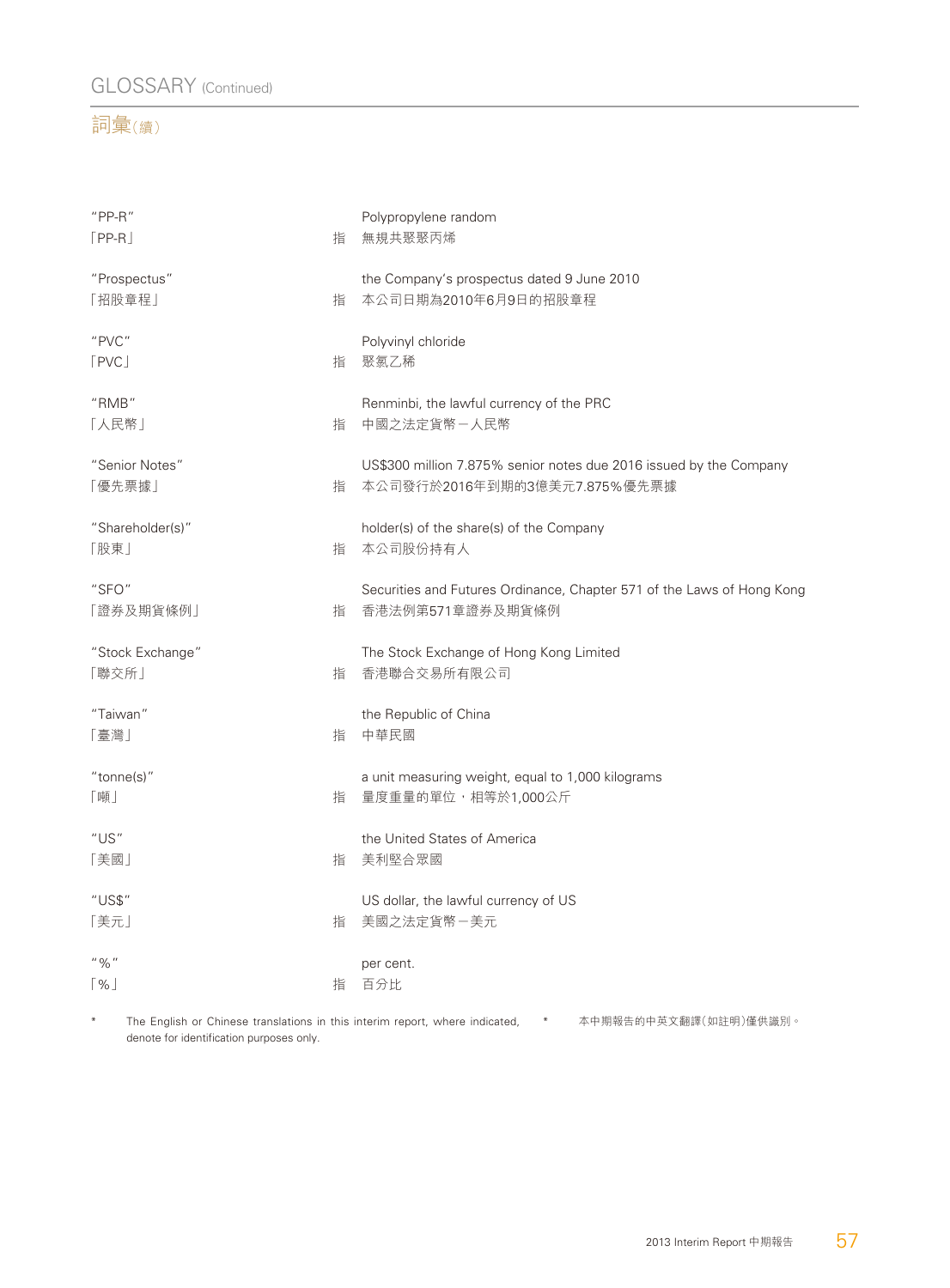# GLOSSARY (Continued)

# 詞彙（續）

| | | |
|---|---|---|
| "PP-R"<br>「PP-R」 | 指 | Polypropylene random<br>無規共聚聚丙烯 |
| "Prospectus"<br>「招股章程」 | 指 | the Company's prospectus dated 9 June 2010<br>本公司日期為2010年6月9日的招股章程 |
| "PVC"<br>「PVC」 | 指 | Polyvinyl chloride<br>聚氯乙稀 |
| "RMB"<br>「人民幣」 | 指 | Renminbi, the lawful currency of the PRC<br>中國之法定貨幣－人民幣 |
| "Senior Notes"<br>「優先票據」 | 指 | US$300 million 7.875% senior notes due 2016 issued by the Company<br>本公司發行於2016年到期的3億美元7.875%優先票據 |
| "Shareholder(s)"<br>「股東」 | 指 | holder(s) of the share(s) of the Company<br>本公司股份持有人 |
| "SFO"<br>「證券及期貨條例」 | 指 | Securities and Futures Ordinance, Chapter 571 of the Laws of Hong Kong<br>香港法例第571章證券及期貨條例 |
| "Stock Exchange"<br>「聯交所」 | 指 | The Stock Exchange of Hong Kong Limited<br>香港聯合交易所有限公司 |
| "Taiwan"<br>「臺灣」 | 指 | the Republic of China<br>中華民國 |
| "tonne(s)"<br>「噸」 | 指 | a unit measuring weight, equal to 1,000 kilograms<br>量度重量的單位，相等於1,000公斤 |
| "US"<br>「美國」 | 指 | the United States of America<br>美利堅合眾國 |
| "US$"<br>「美元」 | 指 | US dollar, the lawful currency of US<br>美國之法定貨幣－美元 |
| "%"<br>「%」 | 指 | per cent.<br>百分比 |

\* The English or Chinese translations in this interim report, where indicated, denote for identification purposes only.

\* 本中期報告的中英文翻譯（如註明）僅供識別。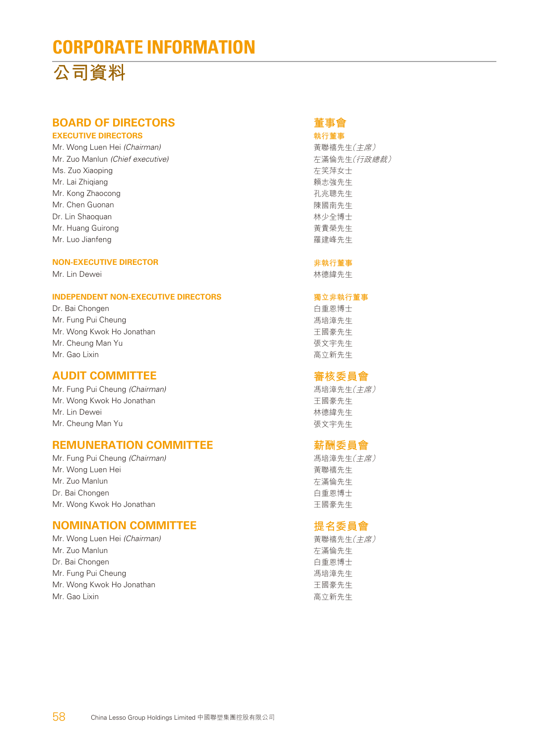# CORPORATE INFORMATION

# 公司資料

## BOARD OF DIRECTORS

### EXECUTIVE DIRECTORS

Mr. Wong Luen Hei *(Chairman)*
Mr. Zuo Manlun *(Chief executive)*
Ms. Zuo Xiaoping
Mr. Lai Zhiqiang
Mr. Kong Zhaocong
Mr. Chen Guonan
Dr. Lin Shaoquan
Mr. Huang Guirong
Mr. Luo Jianfeng

### NON-EXECUTIVE DIRECTOR

Mr. Lin Dewei

### INDEPENDENT NON-EXECUTIVE DIRECTORS

Dr. Bai Chongen
Mr. Fung Pui Cheung
Mr. Wong Kwok Ho Jonathan
Mr. Cheung Man Yu
Mr. Gao Lixin

## AUDIT COMMITTEE

Mr. Fung Pui Cheung *(Chairman)*
Mr. Wong Kwok Ho Jonathan
Mr. Lin Dewei
Mr. Cheung Man Yu

## REMUNERATION COMMITTEE

Mr. Fung Pui Cheung *(Chairman)*
Mr. Wong Luen Hei
Mr. Zuo Manlun
Dr. Bai Chongen
Mr. Wong Kwok Ho Jonathan

## NOMINATION COMMITTEE

Mr. Wong Luen Hei *(Chairman)*
Mr. Zuo Manlun
Dr. Bai Chongen
Mr. Fung Pui Cheung
Mr. Wong Kwok Ho Jonathan
Mr. Gao Lixin

## 董事會

### 執行董事

黃聯禧先生*(主席)*
左滿倫先生*(行政總裁)*
左笑萍女士
賴志強先生
孔兆聰先生
陳國南先生
林少全博士
黃貴榮先生
羅建峰先生

### 非執行董事

林德緯先生

### 獨立非執行董事

白重恩博士
馮培漳先生
王國豪先生
張文宇先生
高立新先生

## 審核委員會

馮培漳先生*(主席)*
王國豪先生
林德緯先生
張文宇先生

## 薪酬委員會

馮培漳先生*(主席)*
黃聯禧先生
左滿倫先生
白重恩博士
王國豪先生

## 提名委員會

黃聯禧先生*(主席)*
左滿倫先生
白重恩博士
馮培漳先生
王國豪先生
高立新先生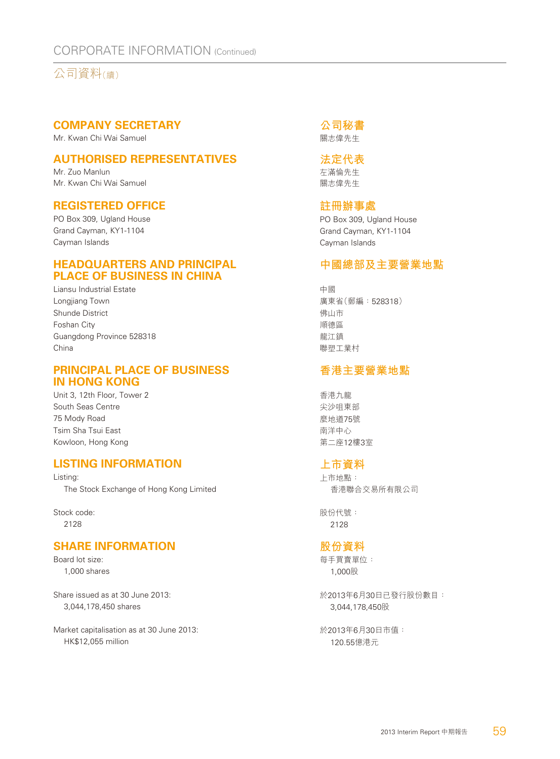# CORPORATE INFORMATION (Continued)

# 公司資料(續)

## COMPANY SECRETARY

Mr. Kwan Chi Wai Samuel

## AUTHORISED REPRESENTATIVES

Mr. Zuo Manlun
Mr. Kwan Chi Wai Samuel

## REGISTERED OFFICE

PO Box 309, Ugland House
Grand Cayman, KY1-1104
Cayman Islands

## HEADQUARTERS AND PRINCIPAL PLACE OF BUSINESS IN CHINA

Liansu Industrial Estate
Longjiang Town
Shunde District
Foshan City
Guangdong Province 528318
China

## PRINCIPAL PLACE OF BUSINESS IN HONG KONG

Unit 3, 12th Floor, Tower 2
South Seas Centre
75 Mody Road
Tsim Sha Tsui East
Kowloon, Hong Kong

## LISTING INFORMATION

Listing:
The Stock Exchange of Hong Kong Limited

Stock code:
2128

## SHARE INFORMATION

Board lot size:
1,000 shares

Share issued as at 30 June 2013:
3,044,178,450 shares

Market capitalisation as at 30 June 2013:
HK$12,055 million

## 公司秘書

關志偉先生

## 法定代表

左滿倫先生
關志偉先生

## 註冊辦事處

PO Box 309, Ugland House
Grand Cayman, KY1-1104
Cayman Islands

## 中國總部及主要營業地點

中國
廣東省(郵編：528318)
佛山市
順德區
龍江鎮
聯塑工業村

## 香港主要營業地點

香港九龍
尖沙咀東部
麼地道75號
南洋中心
第二座12樓3室

## 上市資料

上市地點：
香港聯合交易所有限公司

股份代號：
2128

## 股份資料

每手買賣單位：
1,000股

於2013年6月30日已發行股份數目：
3,044,178,450股

於2013年6月30日市值：
120.55億港元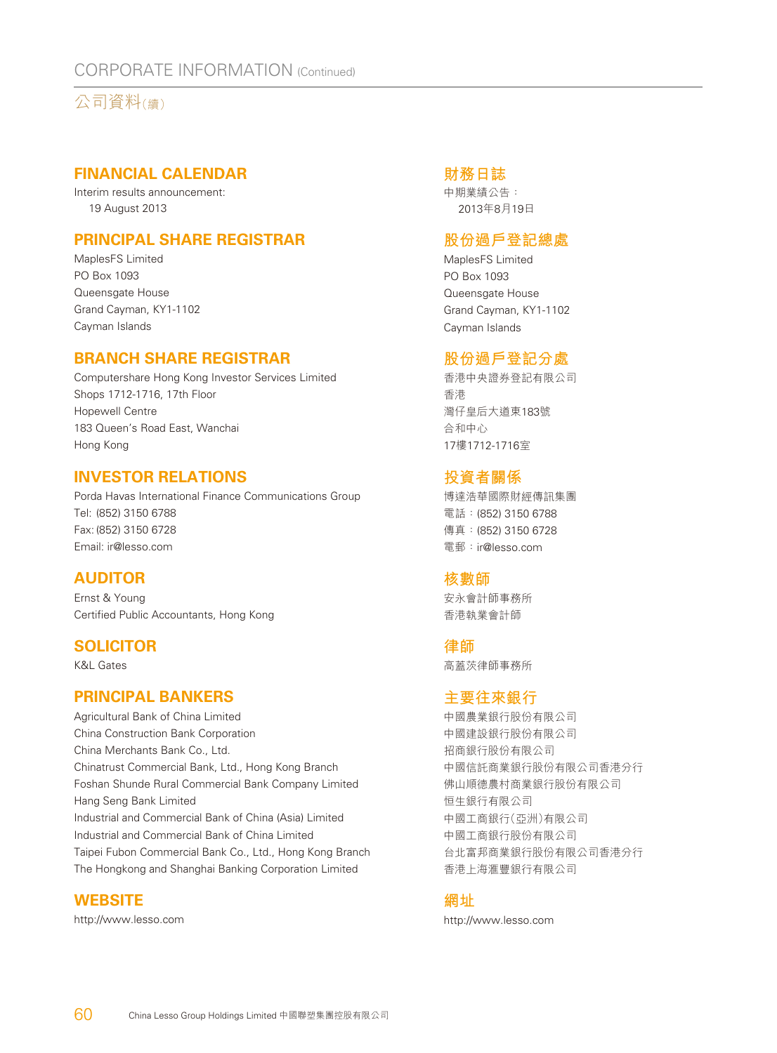# CORPORATE INFORMATION (Continued)

# 公司資料（續）

## FINANCIAL CALENDAR

Interim results announcement:
19 August 2013

## PRINCIPAL SHARE REGISTRAR

MaplesFS Limited
PO Box 1093
Queensgate House
Grand Cayman, KY1-1102
Cayman Islands

## BRANCH SHARE REGISTRAR

Computershare Hong Kong Investor Services Limited
Shops 1712-1716, 17th Floor
Hopewell Centre
183 Queen's Road East, Wanchai
Hong Kong

## INVESTOR RELATIONS

Porda Havas International Finance Communications Group
Tel: (852) 3150 6788
Fax: (852) 3150 6728
Email: ir@lesso.com

## AUDITOR

Ernst & Young
Certified Public Accountants, Hong Kong

## SOLICITOR

K&L Gates

## PRINCIPAL BANKERS

Agricultural Bank of China Limited
China Construction Bank Corporation
China Merchants Bank Co., Ltd.
Chinatrust Commercial Bank, Ltd., Hong Kong Branch
Foshan Shunde Rural Commercial Bank Company Limited
Hang Seng Bank Limited
Industrial and Commercial Bank of China (Asia) Limited
Industrial and Commercial Bank of China Limited
Taipei Fubon Commercial Bank Co., Ltd., Hong Kong Branch
The Hongkong and Shanghai Banking Corporation Limited

## WEBSITE

http://www.lesso.com

## 財務日誌

中期業績公告：
2013年8月19日

## 股份過戶登記總處

MaplesFS Limited
PO Box 1093
Queensgate House
Grand Cayman, KY1-1102
Cayman Islands

## 股份過戶登記分處

香港中央證券登記有限公司
香港
灣仔皇后大道東183號
合和中心
17樓1712-1716室

## 投資者關係

博達浩華國際財經傳訊集團
電話：(852) 3150 6788
傳真：(852) 3150 6728
電郵：ir@lesso.com

## 核數師

安永會計師事務所
香港執業會計師

## 律師

高蓋茨律師事務所

## 主要往來銀行

中國農業銀行股份有限公司
中國建設銀行股份有限公司
招商銀行股份有限公司
中國信託商業銀行股份有限公司香港分行
佛山順德農村商業銀行股份有限公司
恒生銀行有限公司
中國工商銀行(亞洲)有限公司
中國工商銀行股份有限公司
台北富邦商業銀行股份有限公司香港分行
香港上海滙豐銀行有限公司

## 網址

http://www.lesso.com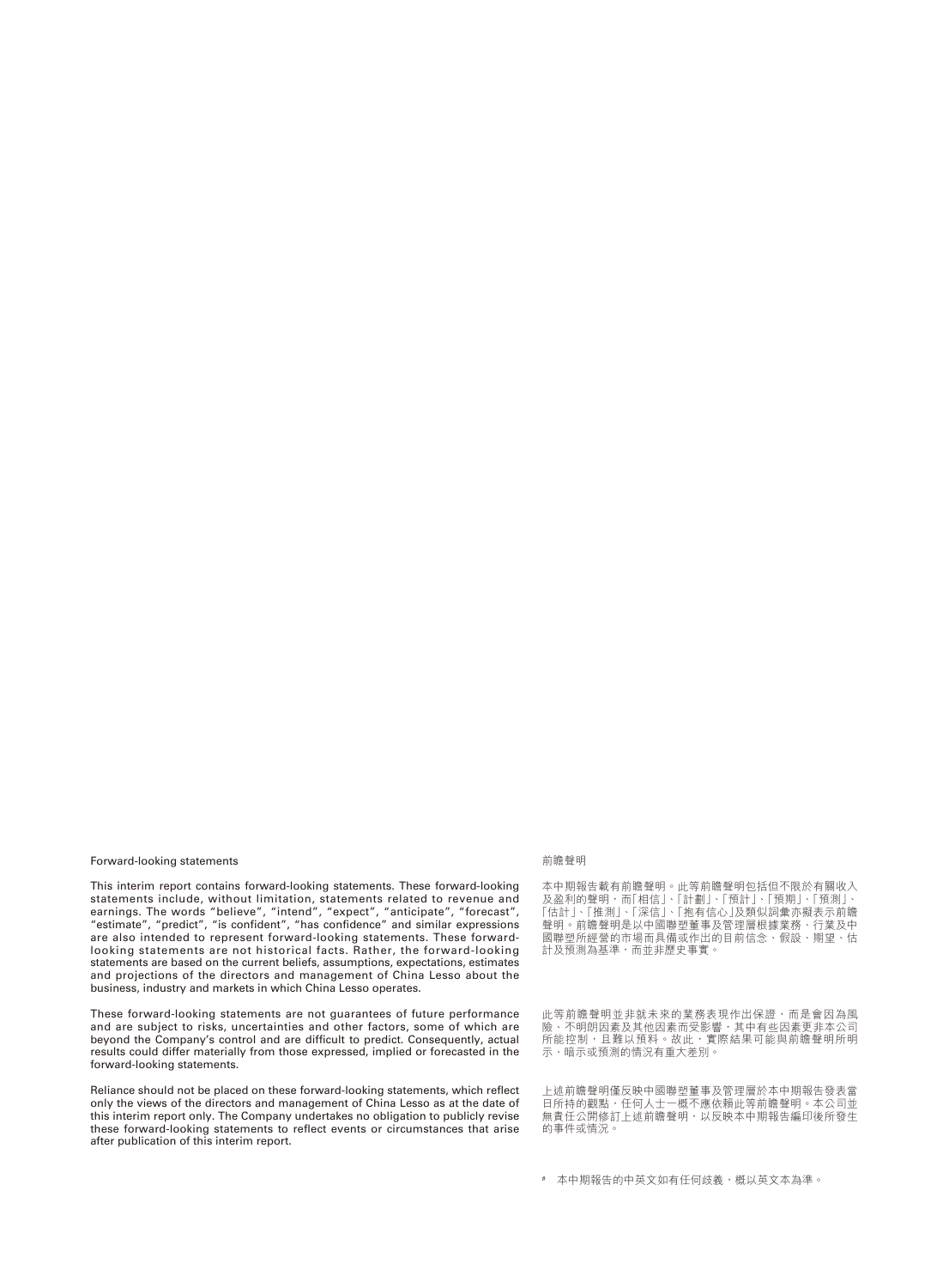## Forward-looking statements

This interim report contains forward-looking statements. These forward-looking statements include, without limitation, statements related to revenue and earnings. The words "believe", "intend", "expect", "anticipate", "forecast", "estimate", "predict", "is confident", "has confidence" and similar expressions are also intended to represent forward-looking statements. These forward-looking statements are not historical facts. Rather, the forward-looking statements are based on the current beliefs, assumptions, expectations, estimates and projections of the directors and management of China Lesso about the business, industry and markets in which China Lesso operates.

These forward-looking statements are not guarantees of future performance and are subject to risks, uncertainties and other factors, some of which are beyond the Company's control and are difficult to predict. Consequently, actual results could differ materially from those expressed, implied or forecasted in the forward-looking statements.

Reliance should not be placed on these forward-looking statements, which reflect only the views of the directors and management of China Lesso as at the date of this interim report only. The Company undertakes no obligation to publicly revise these forward-looking statements to reflect events or circumstances that arise after publication of this interim report.

## 前瞻聲明

本中期報告載有前瞻聲明。此等前瞻聲明包括但不限於有關收入及盈利的聲明，而「相信」、「計劃」、「預計」、「預期」、「預測」、「估計」、「推測」、「深信」、「抱有信心」及類似詞彙亦擬表示前瞻聲明。前瞻聲明是以中國聯塑董事及管理層根據業務、行業及中國聯塑所經營的市場而具備或作出的目前信念、假設、期望、估計及預測為基準，而並非歷史事實。

此等前瞻聲明並非就未來的業務表現作出保證，而是會因為風險、不明朗因素及其他因素而受影響，其中有些因素更非本公司所能控制，且難以預料。故此，實際結果可能與前瞻聲明所明示、暗示或預測的情況有重大差別。

上述前瞻聲明僅反映中國聯塑董事及管理層於本中期報告發表當日所持的觀點，任何人士一概不應依賴此等前瞻聲明。本公司並無責任公開修訂上述前瞻聲明，以反映本中期報告編印後所發生的事件或情況。

[#] 本中期報告的中英文如有任何歧義，概以英文本為準。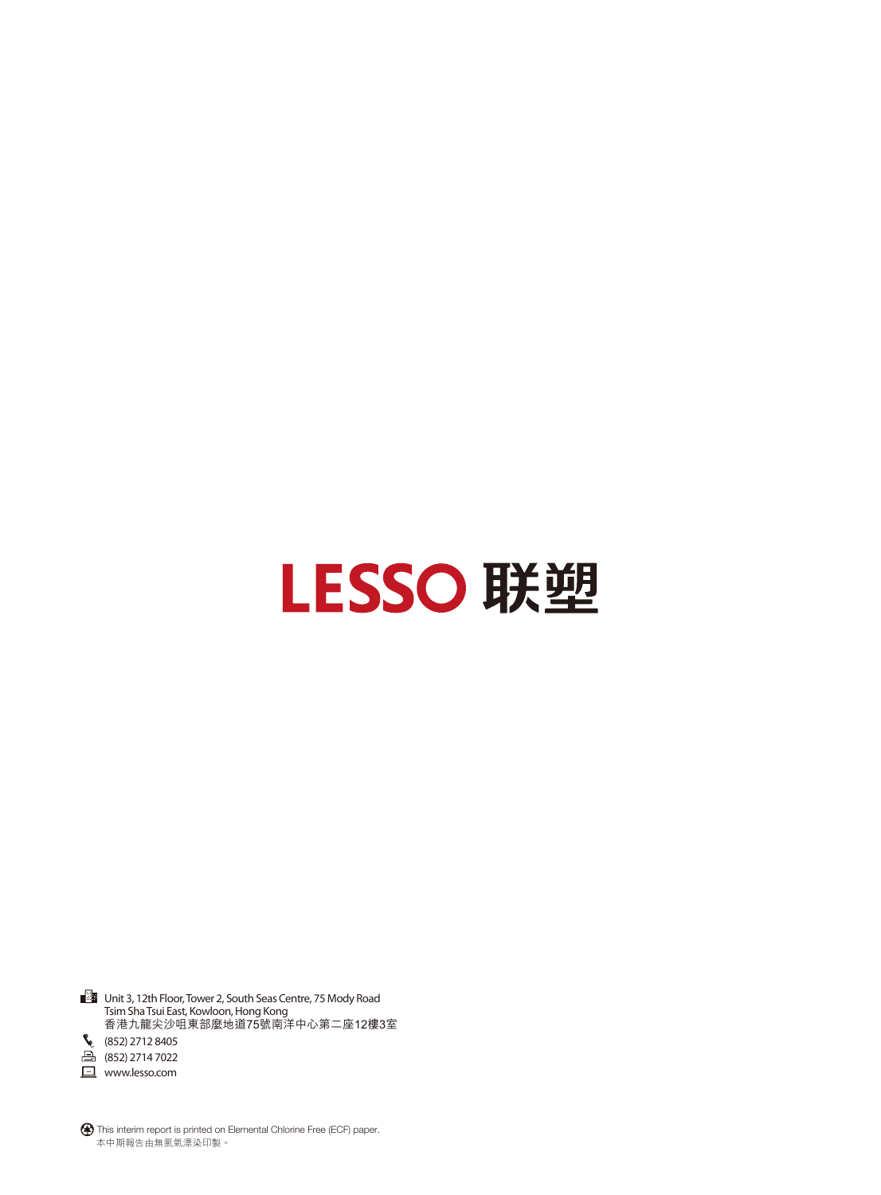LESSO 联塑

Unit 3, 12th Floor, Tower 2, South Seas Centre, 75 Mody Road
Tsim Sha Tsui East, Kowloon, Hong Kong
香港九龍尖沙咀東部麼地道75號南洋中心第二座12樓3室

(852) 2712 8405

(852) 2714 7022

www.lesso.com

This interim report is printed on Elemental Chlorine Free (ECF) paper.
本中期報告由無氯氣漂染印製。